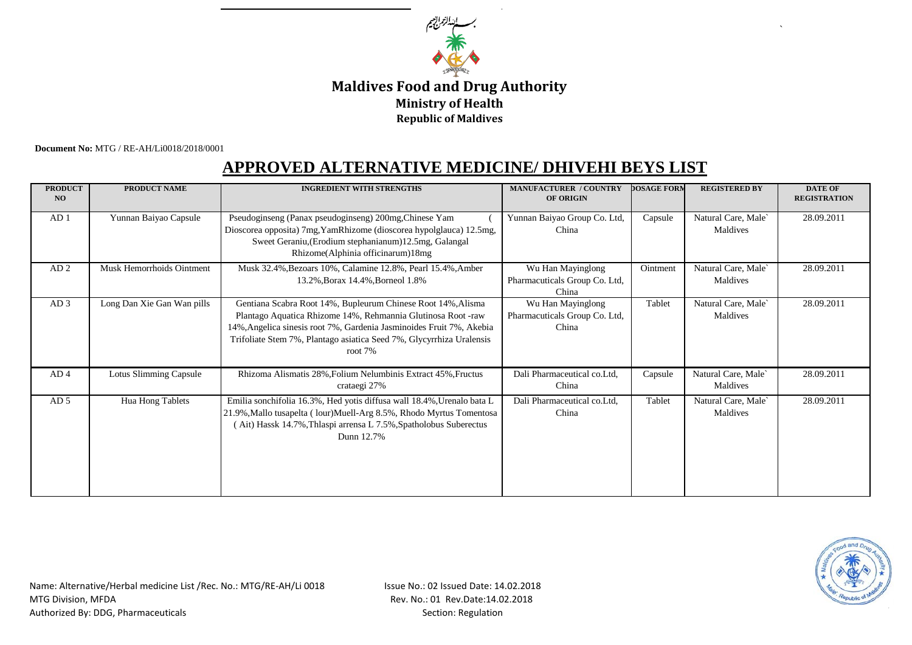بسم الله الرحمن الرحيم

# Maldives Food and Drug Authority

**Ministry of Health**

**Republic of Maldives**

**Document No:** MTG / RE-AH/Li0018/2018/0001

## APPROVED ALTERNATIVE MEDICINE/ DHIVEHI BEYS LIST

| PRODUCT NO | PRODUCT NAME | INGREDIENT WITH STRENGTHS | MANUFACTURER / COUNTRY OF ORIGIN | DOSAGE FORM | REGISTERED BY | DATE OF REGISTRATION |
|---|---|---|---|---|---|---|
| AD 1 | Yunnan Baiyao Capsule | Pseudoginseng (Panax pseudoginseng) 200mg,Chinese Yam ( Dioscorea opposita) 7mg,YamRhizome (dioscorea hypolglauca) 12.5mg, Sweet Geraniu,(Erodium stephanianum)12.5mg, Galangal Rhizome(Alphinia officinarum)18mg | Yunnan Baiyao Group Co. Ltd, China | Capsule | Natural Care, Male` Maldives | 28.09.2011 |
| AD 2 | Musk Hemorrhoids Ointment | Musk 32.4%,Bezoars 10%, Calamine 12.8%, Pearl 15.4%,Amber 13.2%,Borax 14.4%,Borneol 1.8% | Wu Han Mayinglong Pharmacuticals Group Co. Ltd, China | Ointment | Natural Care, Male` Maldives | 28.09.2011 |
| AD 3 | Long Dan Xie Gan Wan pills | Gentiana Scabra Root 14%, Bupleurum Chinese Root 14%,Alisma Plantago Aquatica Rhizome 14%, Rehmannia Glutinosa Root -raw 14%,Angelica sinesis root 7%, Gardenia Jasminoides Fruit 7%, Akebia Trifoliate Stem 7%, Plantago asiatica Seed 7%, Glycyrrhiza Uralensis root 7% | Wu Han Mayinglong Pharmacuticals Group Co. Ltd, China | Tablet | Natural Care, Male` Maldives | 28.09.2011 |
| AD 4 | Lotus Slimming Capsule | Rhizoma Alismatis 28%,Folium Nelumbinis Extract 45%,Fructus crataegi 27% | Dali Pharmaceutical co.Ltd, China | Capsule | Natural Care, Male` Maldives | 28.09.2011 |
| AD 5 | Hua Hong Tablets | Emilia sonchifolia 16.3%, Hed yotis diffusa wall 18.4%,Urenalo bata L 21.9%,Mallo tusapelta ( lour)Muell-Arg 8.5%, Rhodo Myrtus Tomentosa ( Ait) Hassk 14.7%,Thlaspi arrensa L 7.5%,Spatholobus Suberectus Dunn 12.7% | Dali Pharmaceutical co.Ltd, China | Tablet | Natural Care, Male` Maldives | 28.09.2011 |

Name: Alternative/Herbal medicine List /Rec. No.: MTG/RE-AH/Li 0018
MTG Division, MFDA
Authorized By: DDG, Pharmaceuticals

Issue No.: 02 Issued Date: 14.02.2018
Rev. No.: 01 Rev.Date:14.02.2018
Section: Regulation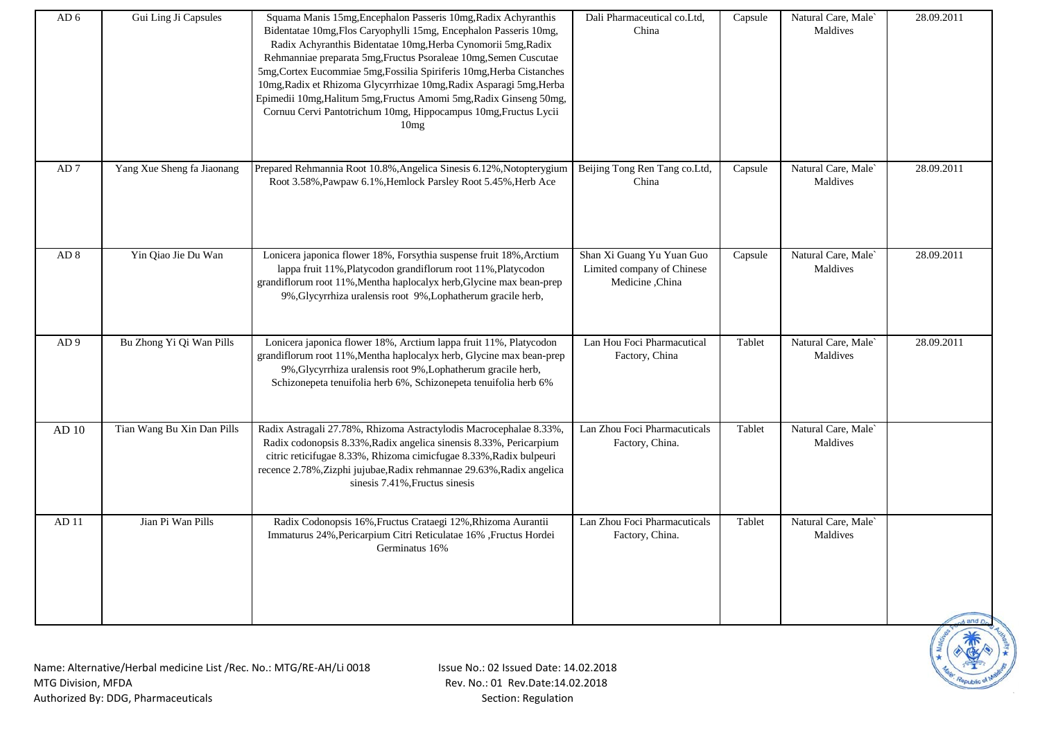| AD 6 | Gui Ling Ji Capsules | Squama Manis 15mg,Encephalon Passeris 10mg,Radix Achyranthis Bidentatae 10mg,Flos Caryophylli 15mg, Encephalon Passeris 10mg, Radix Achyranthis Bidentatae 10mg,Herba Cynomorii 5mg,Radix Rehmanniae preparata 5mg,Fructus Psoraleae 10mg,Semen Cuscutae 5mg,Cortex Eucommiae 5mg,Fossilia Spiriferis 10mg,Herba Cistanches 10mg,Radix et Rhizoma Glycyrrhizae 10mg,Radix Asparagi 5mg,Herba Epimedii 10mg,Halitum 5mg,Fructus Amomi 5mg,Radix Ginseng 50mg, Cornuu Cervi Pantotrichum 10mg, Hippocampus 10mg,Fructus Lycii 10mg | Dali Pharmaceutical co.Ltd, China | Capsule | Natural Care, Male` Maldives | 28.09.2011 |
|---|---|---|---|---|---|---|
| AD 7 | Yang Xue Sheng fa Jiaonang | Prepared Rehmannia Root 10.8%,Angelica Sinesis 6.12%,Notopterygium Root 3.58%,Pawpaw 6.1%,Hemlock Parsley Root 5.45%,Herb Ace | Beijing Tong Ren Tang co.Ltd, China | Capsule | Natural Care, Male` Maldives | 28.09.2011 |
| AD 8 | Yin Qiao Jie Du Wan | Lonicera japonica flower 18%, Forsythia suspense fruit 18%,Arctium lappa fruit 11%,Platycodon grandiflorum root 11%,Platycodon grandiflorum root 11%,Mentha haplocalyx herb,Glycine max bean-prep 9%,Glycyrrhiza uralensis root 9%,Lophatherum gracile herb, | Shan Xi Guang Yu Yuan Guo Limited company of Chinese Medicine ,China | Capsule | Natural Care, Male` Maldives | 28.09.2011 |
| AD 9 | Bu Zhong Yi Qi Wan Pills | Lonicera japonica flower 18%, Arctium lappa fruit 11%, Platycodon grandiflorum root 11%,Mentha haplocalyx herb, Glycine max bean-prep 9%,Glycyrrhiza uralensis root 9%,Lophatherum gracile herb, Schizonepeta tenuifolia herb 6%, Schizonepeta tenuifolia herb 6% | Lan Hou Foci Pharmacutical Factory, China | Tablet | Natural Care, Male` Maldives | 28.09.2011 |
| AD 10 | Tian Wang Bu Xin Dan Pills | Radix Astragali 27.78%, Rhizoma Astractylodis Macrocephalae 8.33%, Radix codonopsis 8.33%,Radix angelica sinensis 8.33%, Pericarpium citric reticifugae 8.33%, Rhizoma cimicfugae 8.33%,Radix bulpeuri recence 2.78%,Zizphi jujubae,Radix rehmannae 29.63%,Radix angelica sinesis 7.41%,Fructus sinesis | Lan Zhou Foci Pharmaceuticals Factory, China. | Tablet | Natural Care, Male` Maldives | |
| AD 11 | Jian Pi Wan Pills | Radix Codonopsis 16%,Fructus Crataegi 12%,Rhizoma Aurantii Immaturus 24%,Pericarpium Citri Reticulatae 16% ,Fructus Hordei Germinatus 16% | Lan Zhou Foci Pharmaceuticals Factory, China. | Tablet | Natural Care, Male` Maldives | |

Name: Alternative/Herbal medicine List /Rec. No.: MTG/RE-AH/Li 0018
MTG Division, MFDA
Authorized By: DDG, Pharmaceuticals

Issue No.: 02 Issued Date: 14.02.2018
Rev. No.: 01 Rev.Date:14.02.2018
Section: Regulation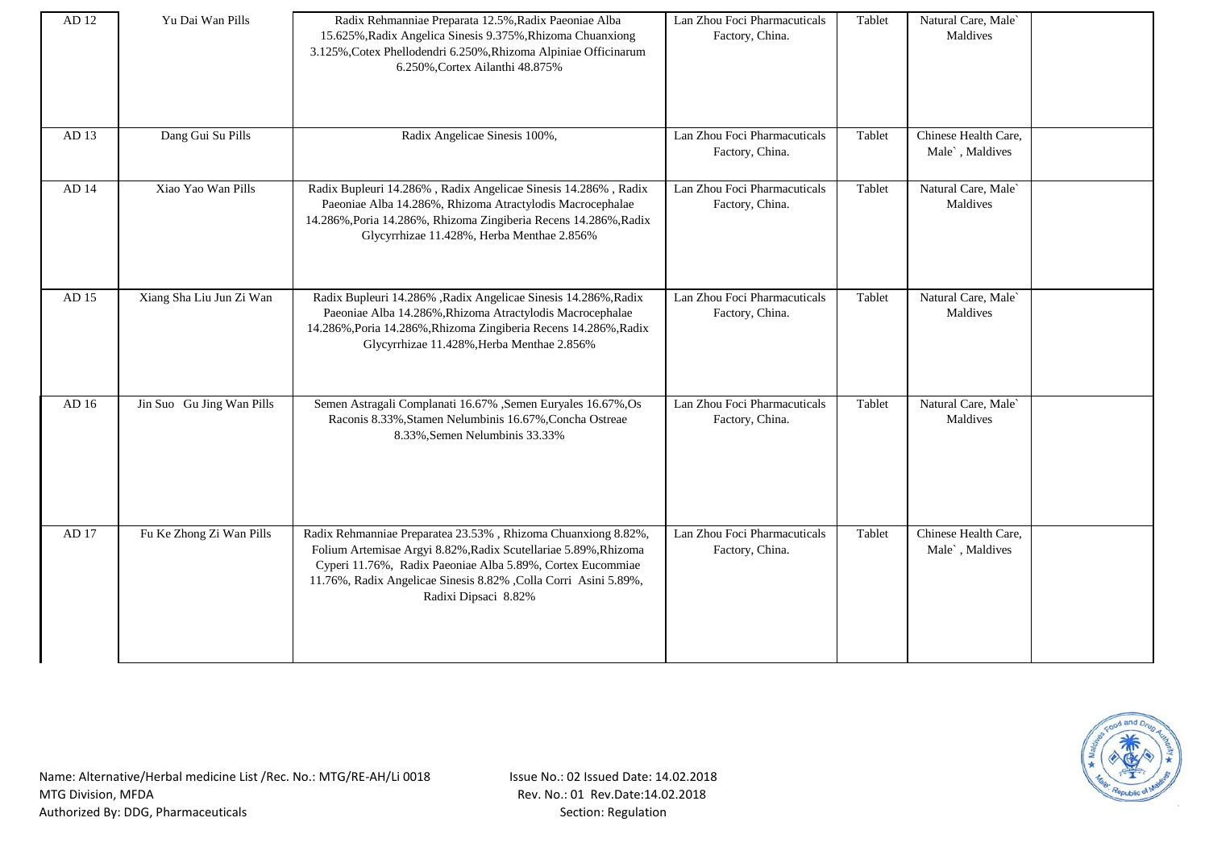| AD 12 | Yu Dai Wan Pills | Radix Rehmanniae Preparata 12.5%,Radix Paeoniae Alba 15.625%,Radix Angelica Sinesis 9.375%,Rhizoma Chuanxiong 3.125%,Cotex Phellodendri 6.250%,Rhizoma Alpiniae Officinarum 6.250%,Cortex Ailanthi 48.875% | Lan Zhou Foci Pharmaceuticals Factory, China. | Tablet | Natural Care, Male` Maldives | |
|---|---|---|---|---|---|---|
| AD 13 | Dang Gui Su Pills | Radix Angelicae Sinesis 100%, | Lan Zhou Foci Pharmaceuticals Factory, China. | Tablet | Chinese Health Care, Male` , Maldives | |
| AD 14 | Xiao Yao Wan Pills | Radix Bupleuri 14.286% , Radix Angelicae Sinesis 14.286% , Radix Paeoniae Alba 14.286%, Rhizoma Atractylodis Macrocephalae 14.286%,Poria 14.286%, Rhizoma Zingiberia Recens 14.286%,Radix Glycyrrhizae 11.428%, Herba Menthae 2.856% | Lan Zhou Foci Pharmaceuticals Factory, China. | Tablet | Natural Care, Male` Maldives | |
| AD 15 | Xiang Sha Liu Jun Zi Wan | Radix Bupleuri 14.286% ,Radix Angelicae Sinesis 14.286%,Radix Paeoniae Alba 14.286%,Rhizoma Atractylodis Macrocephalae 14.286%,Poria 14.286%,Rhizoma Zingiberia Recens 14.286%,Radix Glycyrrhizae 11.428%,Herba Menthae 2.856% | Lan Zhou Foci Pharmaceuticals Factory, China. | Tablet | Natural Care, Male` Maldives | |
| AD 16 | Jin Suo Gu Jing Wan Pills | Semen Astragali Complanati 16.67% ,Semen Euryales 16.67%,Os Raconis 8.33%,Stamen Nelumbinis 16.67%,Concha Ostreae 8.33%,Semen Nelumbinis 33.33% | Lan Zhou Foci Pharmaceuticals Factory, China. | Tablet | Natural Care, Male` Maldives | |
| AD 17 | Fu Ke Zhong Zi Wan Pills | Radix Rehmanniae Preparatea 23.53% , Rhizoma Chuanxiong 8.82%, Folium Artemisae Argyi 8.82%,Radix Scutellariae 5.89%,Rhizoma Cyperi 11.76%, Radix Paeoniae Alba 5.89%, Cortex Eucommiae 11.76%, Radix Angelicae Sinesis 8.82% ,Colla Corri Asini 5.89%, Radixi Dipsaci 8.82% | Lan Zhou Foci Pharmaceuticals Factory, China. | Tablet | Chinese Health Care, Male` , Maldives | |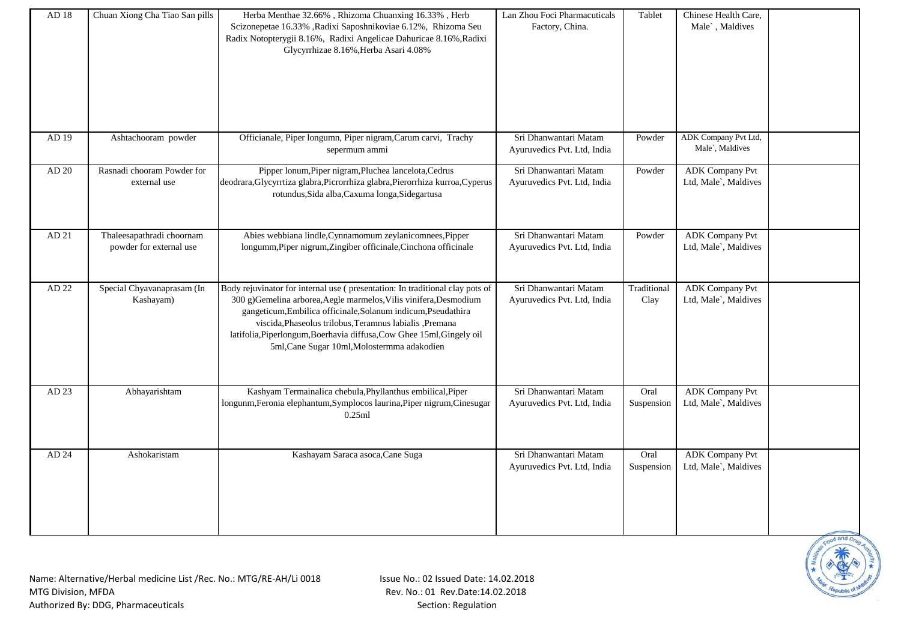| AD 18 | Chuan Xiong Cha Tiao San pills | Herba Menthae 32.66% , Rhizoma Chuanxing 16.33% , Herb Scizonepetae 16.33% ,Radixi Saposhnikoviae 6.12%, Rhizoma Seu Radix Notopterygii 8.16%, Radixi Angelicae Dahuricae 8.16%,Radixi Glycyrrhizae 8.16%,Herba Asari 4.08% | Lan Zhou Foci Pharmaceuticals Factory, China. | Tablet | Chinese Health Care, Male` , Maldives | |
|---|---|---|---|---|---|---|
| AD 19 | Ashtachooram powder | Officianale, Piper longumn, Piper nigram,Carum carvi, Trachy sepermum ammi | Sri Dhanwantari Matam Ayuruvedics Pvt. Ltd, India | Powder | ADK Company Pvt Ltd, Male`, Maldives | |
| AD 20 | Rasnadi chooram Powder for external use | Pipper lonum,Piper nigram,Pluchea lancelota,Cedrus deodrara,Glycyrrtiza glabra,Picrorrhiza glabra,Pierorrhiza kurroa,Cyperus rotundus,Sida alba,Caxuma longa,Sidegartusa | Sri Dhanwantari Matam Ayuruvedics Pvt. Ltd, India | Powder | ADK Company Pvt Ltd, Male`, Maldives | |
| AD 21 | Thaleesapathradi choornam powder for external use | Abies webbiana lindle,Cynnamomum zeylanicomnees,Pipper longumm,Piper nigrum,Zingiber officinale,Cinchona officinale | Sri Dhanwantari Matam Ayuruvedics Pvt. Ltd, India | Powder | ADK Company Pvt Ltd, Male`, Maldives | |
| AD 22 | Special Chyavanaprasam (In Kashayam) | Body rejuvinator for internal use ( presentation: In traditional clay pots of 300 g)Gemelina arborea,Aegle marmelos,Vilis vinifera,Desmodium gangeticum,Embilica officinale,Solanum indicum,Pseudathira viscida,Phaseolus trilobus,Teramnus labialis ,Premana latifolia,Piperlongum,Boerhavia diffusa,Cow Ghee 15ml,Gingely oil 5ml,Cane Sugar 10ml,Molostermma adakodien | Sri Dhanwantari Matam Ayuruvedics Pvt. Ltd, India | Traditional Clay | ADK Company Pvt Ltd, Male`, Maldives | |
| AD 23 | Abhayarishtam | Kashyam Termainalica chebula,Phyllanthus embilical,Piper longunm,Feronia elephantum,Symplocos laurina,Piper nigrum,Cinesugar 0.25ml | Sri Dhanwantari Matam Ayuruvedics Pvt. Ltd, India | Oral Suspension | ADK Company Pvt Ltd, Male`, Maldives | |
| AD 24 | Ashokaristam | Kashyam Saraca asoca,Cane Suga | Sri Dhanwantari Matam Ayuruvedics Pvt. Ltd, India | Oral Suspension | ADK Company Pvt Ltd, Male`, Maldives | |

Name: Alternative/Herbal medicine List /Rec. No.: MTG/RE-AH/Li 0018
MTG Division, MFDA
Authorized By: DDG, Pharmaceuticals

Issue No.: 02 Issued Date: 14.02.2018
Rev. No.: 01 Rev.Date:14.02.2018
Section: Regulation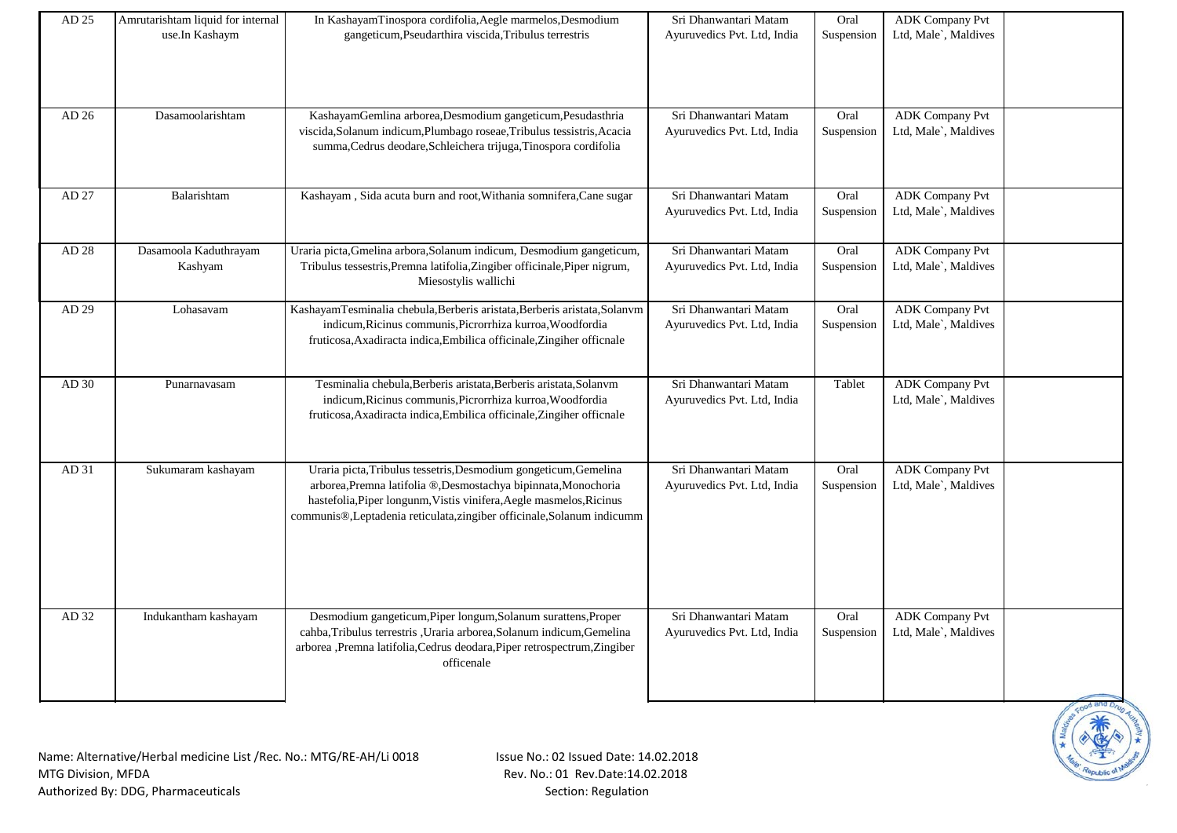| AD 25 | Amrutarishtam liquid for internal use.In Kashaym | In KashayamTinospora cordifolia,Aegle marmelos,Desmodium gangeticum,Pseudarthira viscida,Tribulus terrestris | Sri Dhanwantari Matam Ayuruvedics Pvt. Ltd, India | Oral Suspension | ADK Company Pvt Ltd, Male`, Maldives | |
|---|---|---|---|---|---|---|
| AD 26 | Dasamoolarishtam | KashayamGemlina arborea,Desmodium gangeticum,Pesudasthria viscida,Solanum indicum,Plumbago roseae,Tribulus tessistris,Acacia summa,Cedrus deodare,Schleichera trijuga,Tinospora cordifolia | Sri Dhanwantari Matam Ayuruvedics Pvt. Ltd, India | Oral Suspension | ADK Company Pvt Ltd, Male`, Maldives | |
| AD 27 | Balarishtam | Kashayam , Sida acuta burn and root,Withania somnifera,Cane sugar | Sri Dhanwantari Matam Ayuruvedics Pvt. Ltd, India | Oral Suspension | ADK Company Pvt Ltd, Male`, Maldives | |
| AD 28 | Dasamoola Kaduthrayam Kashyam | Uraria picta,Gmelina arbora,Solanum indicum, Desmodium gangeticum, Tribulus tessestris,Premna latifolia,Zingiber officinale,Piper nigrum, Miesostylis wallichi | Sri Dhanwantari Matam Ayuruvedics Pvt. Ltd, India | Oral Suspension | ADK Company Pvt Ltd, Male`, Maldives | |
| AD 29 | Lohasavam | KashayamTesminalia chebula,Berberis aristata,Berberis aristata,Solanvm indicum,Ricinus communis,Picrorrhiza kurroa,Woodfordia fruticosa,Axadiracta indica,Embilica officinale,Zingiher officnale | Sri Dhanwantari Matam Ayuruvedics Pvt. Ltd, India | Oral Suspension | ADK Company Pvt Ltd, Male`, Maldives | |
| AD 30 | Punarnavasam | Tesminalia chebula,Berberis aristata,Berberis aristata,Solanvm indicum,Ricinus communis,Picrorrhiza kurroa,Woodfordia fruticosa,Axadiracta indica,Embilica officinale,Zingiher officnale | Sri Dhanwantari Matam Ayuruvedics Pvt. Ltd, India | Tablet | ADK Company Pvt Ltd, Male`, Maldives | |
| AD 31 | Sukumaram kashayam | Uraria picta,Tribulus tessetris,Desmodium gongeticum,Gemelina arborea,Premna latifolia ®,Desmostachya bipinnata,Monochoria hastefolia,Piper longunm,Vistis vinifera,Aegle masmelos,Ricinus communis®,Leptadenia reticulata,zingiber officinale,Solanum indicumm | Sri Dhanwantari Matam Ayuruvedics Pvt. Ltd, India | Oral Suspension | ADK Company Pvt Ltd, Male`, Maldives | |
| AD 32 | Indukantham kashayam | Desmodium gangeticum,Piper longum,Solanum surattens,Proper cahba,Tribulus terrestris ,Uraria arborea,Solanum indicum,Gemelina arborea ,Premna latifolia,Cedrus deodara,Piper retrospectrum,Zingiber officenale | Sri Dhanwantari Matam Ayuruvedics Pvt. Ltd, India | Oral Suspension | ADK Company Pvt Ltd, Male`, Maldives | |

Name: Alternative/Herbal medicine List /Rec. No.: MTG/RE-AH/Li 0018
MTG Division, MFDA
Authorized By: DDG, Pharmaceuticals

Issue No.: 02 Issued Date: 14.02.2018
Rev. No.: 01 Rev.Date:14.02.2018
Section: Regulation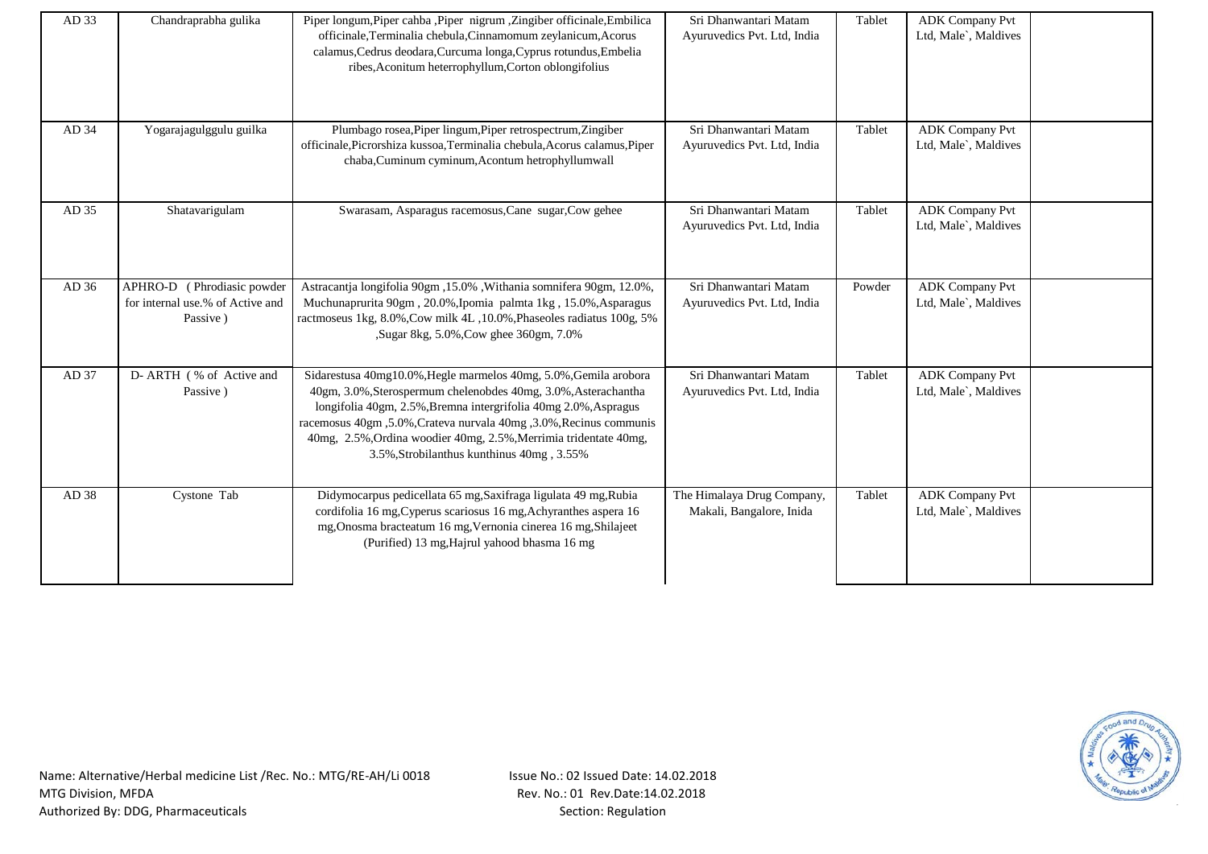| AD 33 | Chandraprabha gulika | Piper longum,Piper cahba ,Piper nigrum ,Zingiber officinale,Embilica officinale,Terminalia chebula,Cinnamomum zeylanicum,Acorus calamus,Cedrus deodara,Curcuma longa,Cyprus rotundus,Embelia ribes,Aconitum heterrophyllum,Corton oblongifolius | Sri Dhanwantari Matam Ayuruvedics Pvt. Ltd, India | Tablet | ADK Company Pvt Ltd, Male`, Maldives | |
|---|---|---|---|---|---|---|
| AD 34 | Yogarajagulggulu guilka | Plumbago rosea,Piper lingum,Piper retrospectrum,Zingiber officinale,Picrorshiza kussoa,Terminalia chebula,Acorus calamus,Piper chaba,Cuminum cyminum,Acontum hetrophyllumwall | Sri Dhanwantari Matam Ayuruvedics Pvt. Ltd, India | Tablet | ADK Company Pvt Ltd, Male`, Maldives | |
| AD 35 | Shatavarigulam | Swarasam, Asparagus racemosus,Cane sugar,Cow gehee | Sri Dhanwantari Matam Ayuruvedics Pvt. Ltd, India | Tablet | ADK Company Pvt Ltd, Male`, Maldives | |
| AD 36 | APHRO-D (Phrodiasic powder for internal use.% of Active and Passive ) | Astracantja longifolia 90gm ,15.0% ,Withania somnifera 90gm, 12.0%, Muchunaprurita 90gm , 20.0%,Ipomia palmta 1kg , 15.0%,Asparagus ractmoseus 1kg, 8.0%,Cow milk 4L ,10.0%,Phaseoles radiatus 100g, 5% ,Sugar 8kg, 5.0%,Cow ghee 360gm, 7.0% | Sri Dhanwantari Matam Ayuruvedics Pvt. Ltd, India | Powder | ADK Company Pvt Ltd, Male`, Maldives | |
| AD 37 | D- ARTH ( % of Active and Passive ) | Sidarestusa 40mg10.0%,Hegle marmelos 40mg, 5.0%,Gemila arobora 40gm, 3.0%,Sterospermum chelenobdes 40mg, 3.0%,Asterachantha longifolia 40gm, 2.5%,Bremna intergrifolia 40mg 2.0%,Aspragus racemosus 40gm ,5.0%,Crateva nurvala 40mg ,3.0%,Recinus communis 40mg, 2.5%,Ordina woodier 40mg, 2.5%,Merrimia tridentate 40mg, 3.5%,Strobilanthus kunthinus 40mg , 3.55% | Sri Dhanwantari Matam Ayuruvedics Pvt. Ltd, India | Tablet | ADK Company Pvt Ltd, Male`, Maldives | |
| AD 38 | Cystone Tab | Didymocarpus pedicellata 65 mg,Saxifraga ligulata 49 mg,Rubia cordifolia 16 mg,Cyperus scariosus 16 mg,Achyranthes aspera 16 mg,Onosma bracteatum 16 mg,Vernonia cinerea 16 mg,Shilajeet (Purified) 13 mg,Hajrul yahood bhasma 16 mg | The Himalaya Drug Company, Makali, Bangalore, Inida | Tablet | ADK Company Pvt Ltd, Male`, Maldives | |

Name: Alternative/Herbal medicine List /Rec. No.: MTG/RE-AH/Li 0018
MTG Division, MFDA
Authorized By: DDG, Pharmaceuticals

Issue No.: 02 Issued Date: 14.02.2018
Rev. No.: 01 Rev.Date:14.02.2018
Section: Regulation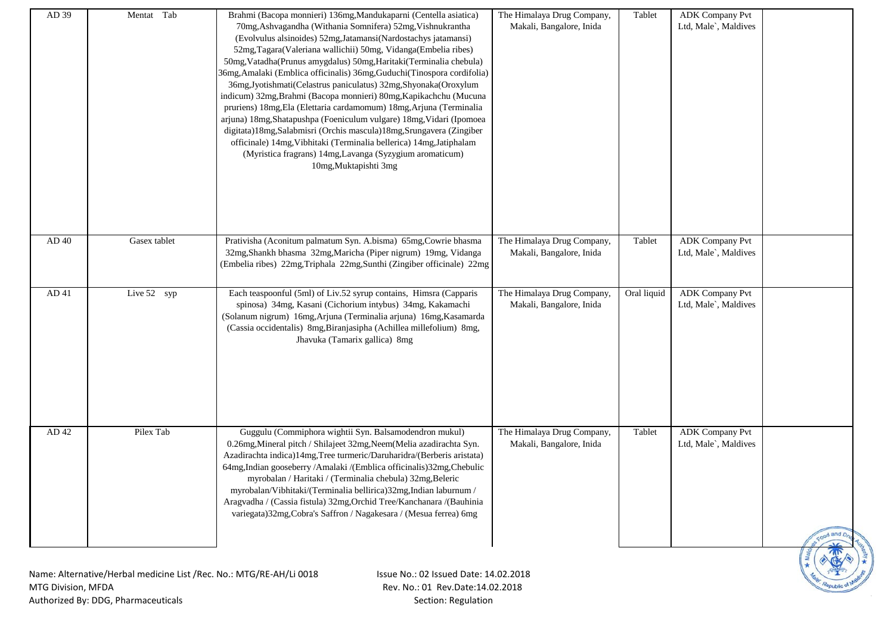| AD 39 | Mentat Tab | Brahmi (Bacopa monnieri) 136mg,Mandukaparni (Centella asiatica) 70mg,Ashvagandha (Withania Somnifera) 52mg,Vishnukrantha (Evolvulus alsinoides) 52mg,Jatamansi(Nardostachys jatamansi) 52mg,Tagara(Valeriana wallichii) 50mg, Vidanga(Embelia ribes) 50mg,Vatadha(Prunus amygdalus) 50mg,Haritaki(Terminalia chebula) 36mg,Amalaki (Emblica officinalis) 36mg,Guduchi(Tinospora cordifolia) 36mg,Jyotishmati(Celastrus paniculatus) 32mg,Shyonaka(Oroxylum indicum) 32mg,Brahmi (Bacopa monnieri) 80mg,Kapikachchu (Mucuna pruriens) 18mg,Ela (Elettaria cardamomum) 18mg,Arjuna (Terminalia arjuna) 18mg,Shatapushpa (Foeniculum vulgare) 18mg,Vidari (Ipomoea digitata)18mg,Salabmisri (Orchis mascula)18mg,Srungavera (Zingiber officinale) 14mg,Vibhitaki (Terminalia bellerica) 14mg,Jatiphalam (Myristica fragrans) 14mg,Lavanga (Syzygium aromaticum) 10mg,Muktapishti 3mg | The Himalaya Drug Company, Makali, Bangalore, Inida | Tablet | ADK Company Pvt Ltd, Male`, Maldives | |
|---|---|---|---|---|---|---|
| AD 40 | Gasex tablet | Prativisha (Aconitum palmatum Syn. A.bisma) 65mg,Cowrie bhasma 32mg,Shankh bhasma 32mg,Maricha (Piper nigrum) 19mg, Vidanga (Embelia ribes) 22mg,Triphala 22mg,Sunthi (Zingiber officinale) 22mg | The Himalaya Drug Company, Makali, Bangalore, Inida | Tablet | ADK Company Pvt Ltd, Male`, Maldives | |
| AD 41 | Live 52 syp | Each teaspoonful (5ml) of Liv.52 syrup contains, Himsra (Capparis spinosa) 34mg, Kasani (Cichorium intybus) 34mg, Kakamachi (Solanum nigrum) 16mg,Arjuna (Terminalia arjuna) 16mg,Kasamarda (Cassia occidentalis) 8mg,Biranjasipha (Achillea millefolium) 8mg, Jhavuka (Tamarix gallica) 8mg | The Himalaya Drug Company, Makali, Bangalore, Inida | Oral liquid | ADK Company Pvt Ltd, Male`, Maldives | |
| AD 42 | Pilex Tab | Guggulu (Commiphora wightii Syn. Balsamodendron mukul) 0.26mg,Mineral pitch / Shilajeet 32mg,Neem(Melia azadirachta Syn. Azadirachta indica)14mg,Tree turmeric/Daruharidra/(Berberis aristata) 64mg,Indian gooseberry /Amalaki /(Emblica officinalis)32mg,Chebulic myrobalan / Haritaki / (Terminalia chebula) 32mg,Beleric myrobalan/Vibhitaki/(Terminalia bellirica)32mg,Indian laburnum / Aragvadha / (Cassia fistula) 32mg,Orchid Tree/Kanchanara /(Bauhinia variegata)32mg,Cobra's Saffron / Nagakesara / (Mesua ferrea) 6mg | The Himalaya Drug Company, Makali, Bangalore, Inida | Tablet | ADK Company Pvt Ltd, Male`, Maldives | |

Name: Alternative/Herbal medicine List /Rec. No.: MTG/RE-AH/Li 0018
MTG Division, MFDA
Authorized By: DDG, Pharmaceuticals

Issue No.: 02 Issued Date: 14.02.2018
Rev. No.: 01 Rev.Date:14.02.2018
Section: Regulation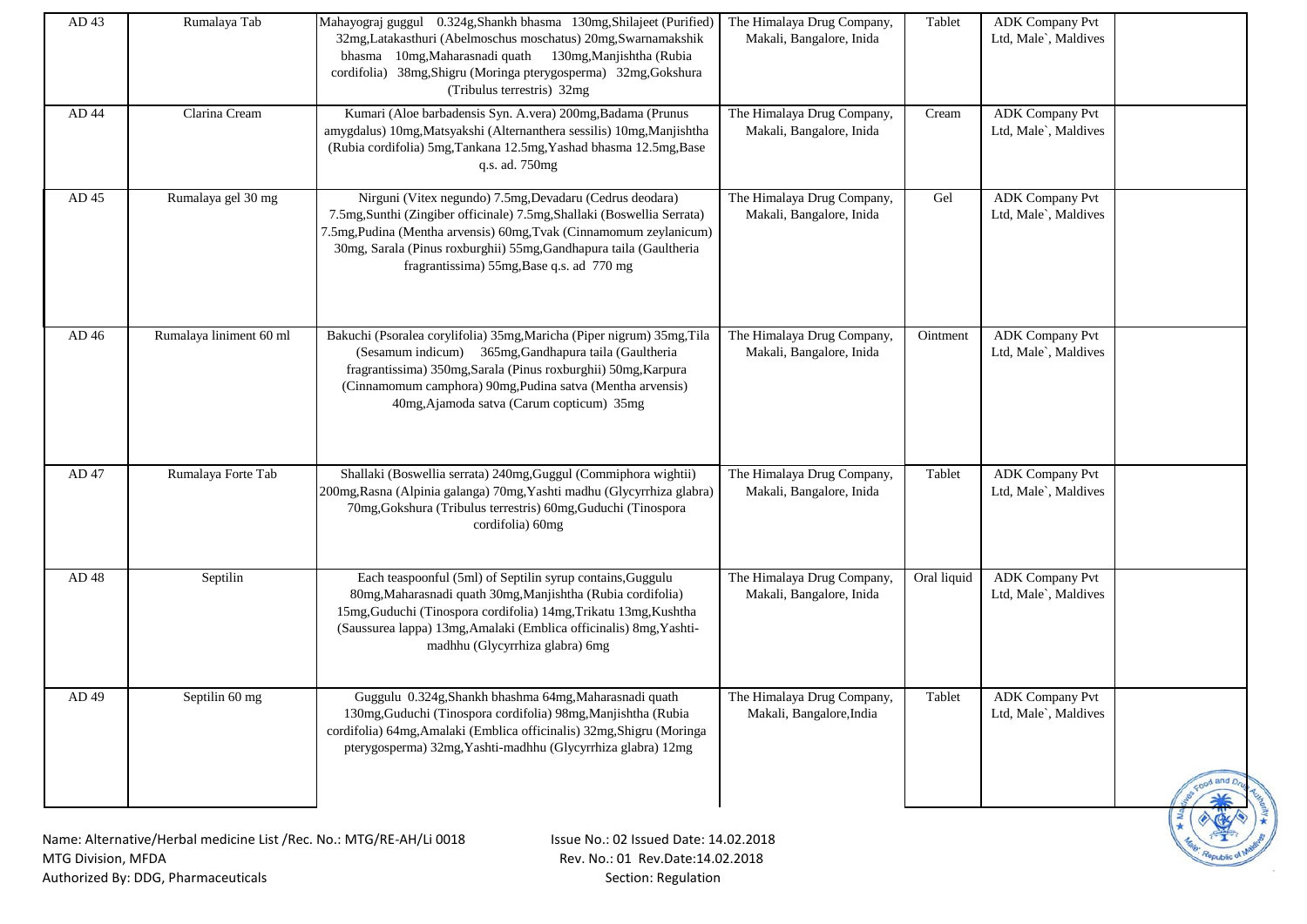| AD 43 | Rumalaya Tab | Mahayograj guggul 0.324g,Shankh bhasma 130mg,Shilajeet (Purified) 32mg,Latakasthuri (Abelmoschus moschatus) 20mg,Swarnamakshik bhasma 10mg,Maharasnadi quath 130mg,Manjishtha (Rubia cordifolia) 38mg,Shigru (Moringa pterygosperma) 32mg,Gokshura (Tribulus terrestris) 32mg | The Himalaya Drug Company, Makali, Bangalore, Inida | Tablet | ADK Company Pvt Ltd, Male`, Maldives | |
|---|---|---|---|---|---|---|
| AD 44 | Clarina Cream | Kumari (Aloe barbadensis Syn. A.vera) 200mg,Badama (Prunus amygdalus) 10mg,Matsyakshi (Alternanthera sessilis) 10mg,Manjishtha (Rubia cordifolia) 5mg,Tankana 12.5mg,Yashad bhasma 12.5mg,Base q.s. ad. 750mg | The Himalaya Drug Company, Makali, Bangalore, Inida | Cream | ADK Company Pvt Ltd, Male`, Maldives | |
| AD 45 | Rumalaya gel 30 mg | Nirguni (Vitex negundo) 7.5mg,Devadaru (Cedrus deodara) 7.5mg,Sunthi (Zingiber officinale) 7.5mg,Shallaki (Boswellia Serrata) 7.5mg,Pudina (Mentha arvensis) 60mg,Tvak (Cinnamomum zeylanicum) 30mg, Sarala (Pinus roxburghii) 55mg,Gandhapura taila (Gaultheria fragrantissima) 55mg,Base q.s. ad 770 mg | The Himalaya Drug Company, Makali, Bangalore, Inida | Gel | ADK Company Pvt Ltd, Male`, Maldives | |
| AD 46 | Rumalaya liniment 60 ml | Bakuchi (Psoralea corylifolia) 35mg,Maricha (Piper nigrum) 35mg,Tila (Sesamum indicum) 365mg,Gandhapura taila (Gaultheria fragrantissima) 350mg,Sarala (Pinus roxburghii) 50mg,Karpura (Cinnamomum camphora) 90mg,Pudina satva (Mentha arvensis) 40mg,Ajamoda satva (Carum copticum) 35mg | The Himalaya Drug Company, Makali, Bangalore, Inida | Ointment | ADK Company Pvt Ltd, Male`, Maldives | |
| AD 47 | Rumalaya Forte Tab | Shallaki (Boswellia serrata) 240mg,Guggul (Commiphora wightii) 200mg,Rasna (Alpinia galanga) 70mg,Yashti madhu (Glycyrrhiza glabra) 70mg,Gokshura (Tribulus terrestris) 60mg,Guduchi (Tinospora cordifolia) 60mg | The Himalaya Drug Company, Makali, Bangalore, Inida | Tablet | ADK Company Pvt Ltd, Male`, Maldives | |
| AD 48 | Septilin | Each teaspoonful (5ml) of Septilin syrup contains,Guggulu 80mg,Maharasnadi quath 30mg,Manjishtha (Rubia cordifolia) 15mg,Guduchi (Tinospora cordifolia) 14mg,Trikatu 13mg,Kushtha (Saussurea lappa) 13mg,Amalaki (Emblica officinalis) 8mg,Yashti-madhhu (Glycyrrhiza glabra) 6mg | The Himalaya Drug Company, Makali, Bangalore, Inida | Oral liquid | ADK Company Pvt Ltd, Male`, Maldives | |
| AD 49 | Septilin 60 mg | Guggulu 0.324g,Shankh bhashma 64mg,Maharasnadi quath 130mg,Guduchi (Tinospora cordifolia) 98mg,Manjishtha (Rubia cordifolia) 64mg,Amalaki (Emblica officinalis) 32mg,Shigru (Moringa pterygosperma) 32mg,Yashti-madhhu (Glycyrrhiza glabra) 12mg | The Himalaya Drug Company, Makali, Bangalore,India | Tablet | ADK Company Pvt Ltd, Male`, Maldives | |

Name: Alternative/Herbal medicine List /Rec. No.: MTG/RE-AH/Li 0018
MTG Division, MFDA
Authorized By: DDG, Pharmaceuticals

Issue No.: 02 Issued Date: 14.02.2018
Rev. No.: 01 Rev.Date:14.02.2018
Section: Regulation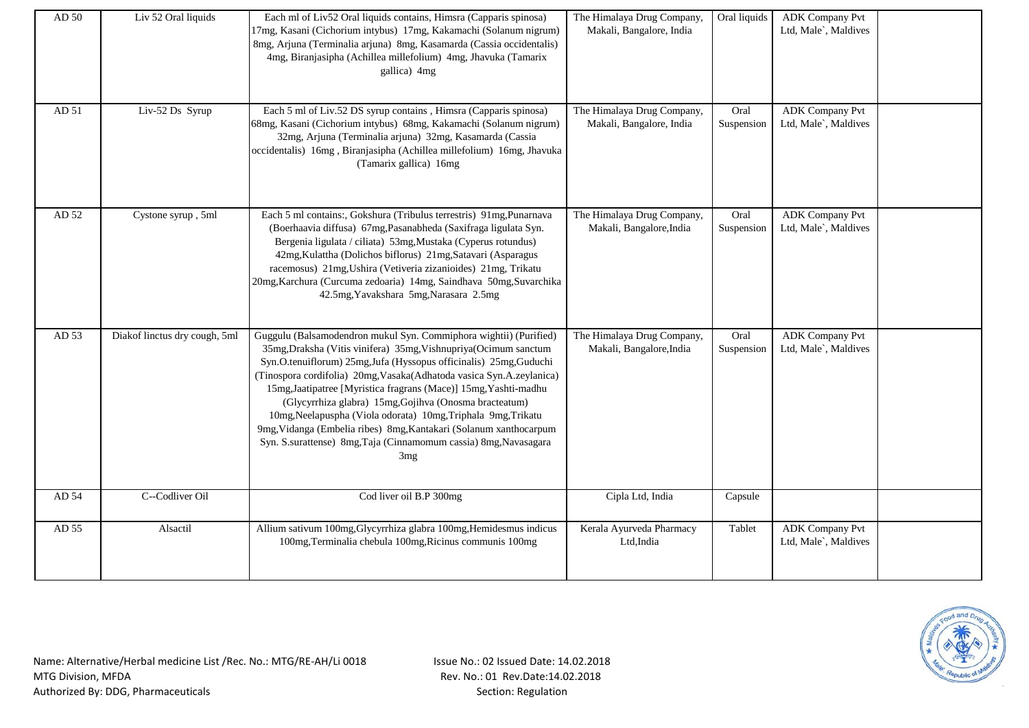| AD 50 | Liv 52 Oral liquids | Each ml of Liv52 Oral liquids contains, Himsra (Capparis spinosa) 17mg, Kasani (Cichorium intybus) 17mg, Kakamachi (Solanum nigrum) 8mg, Arjuna (Terminalia arjuna) 8mg, Kasamarda (Cassia occidentalis) 4mg, Biranjasipha (Achillea millefolium) 4mg, Jhavuka (Tamarix gallica) 4mg | The Himalaya Drug Company, Makali, Bangalore, India | Oral liquids | ADK Company Pvt Ltd, Male`, Maldives | |
|---|---|---|---|---|---|---|
| AD 51 | Liv-52 Ds Syrup | Each 5 ml of Liv.52 DS syrup contains , Himsra (Capparis spinosa) 68mg, Kasani (Cichorium intybus) 68mg, Kakamachi (Solanum nigrum) 32mg, Arjuna (Terminalia arjuna) 32mg, Kasamarda (Cassia occidentalis) 16mg , Biranjasipha (Achillea millefolium) 16mg, Jhavuka (Tamarix gallica) 16mg | The Himalaya Drug Company, Makali, Bangalore, India | Oral Suspension | ADK Company Pvt Ltd, Male`, Maldives | |
| AD 52 | Cystone syrup , 5ml | Each 5 ml contains:, Gokshura (Tribulus terrestris) 91mg,Punarnava (Boerhaavia diffusa) 67mg,Pasanabheda (Saxifraga ligulata Syn. Bergenia ligulata / ciliata) 53mg,Mustaka (Cyperus rotundus) 42mg,Kulattha (Dolichos biflorus) 21mg,Satavari (Asparagus racemosus) 21mg,Ushira (Vetiveria zizanioides) 21mg, Trikatu 20mg,Karchura (Curcuma zedoaria) 14mg, Saindhava 50mg,Suvarchika 42.5mg,Yavakshara 5mg,Narasara 2.5mg | The Himalaya Drug Company, Makali, Bangalore,India | Oral Suspension | ADK Company Pvt Ltd, Male`, Maldives | |
| AD 53 | Diakof linctus dry cough, 5ml | Guggulu (Balsamodendron mukul Syn. Commiphora wightii) (Purified) 35mg,Draksha (Vitis vinifera) 35mg,Vishnupriya(Ocimum sanctum Syn.O.tenuiflorum) 25mg,Jufa (Hyssopus officinalis) 25mg,Guduchi (Tinospora cordifolia) 20mg,Vasaka(Adhatoda vasica Syn.A.zeylanica) 15mg,Jaatipatree [Myristica fragrans (Mace)] 15mg,Yashti-madhu (Glycyrrhiza glabra) 15mg,Gojihva (Onosma bracteatum) 10mg,Neelapuspha (Viola odorata) 10mg,Triphala 9mg,Trikatu 9mg,Vidanga (Embelia ribes) 8mg,Kantakari (Solanum xanthocarpum Syn. S.surattense) 8mg,Taja (Cinnamomum cassia) 8mg,Navasagara 3mg | The Himalaya Drug Company, Makali, Bangalore,India | Oral Suspension | ADK Company Pvt Ltd, Male`, Maldives | |
| AD 54 | C--Codliver Oil | Cod liver oil B.P 300mg | Cipla Ltd, India | Capsule | | |
| AD 55 | Alsactil | Allium sativum 100mg,Glycyrrhiza glabra 100mg,Hemidesmus indicus 100mg,Terminalia chebula 100mg,Ricinus communis 100mg | Kerala Ayurveda Pharmacy Ltd,India | Tablet | ADK Company Pvt Ltd, Male`, Maldives | |

Name: Alternative/Herbal medicine List /Rec. No.: MTG/RE-AH/Li 0018
MTG Division, MFDA
Authorized By: DDG, Pharmaceuticals

Issue No.: 02 Issued Date: 14.02.2018
Rev. No.: 01 Rev.Date:14.02.2018
Section: Regulation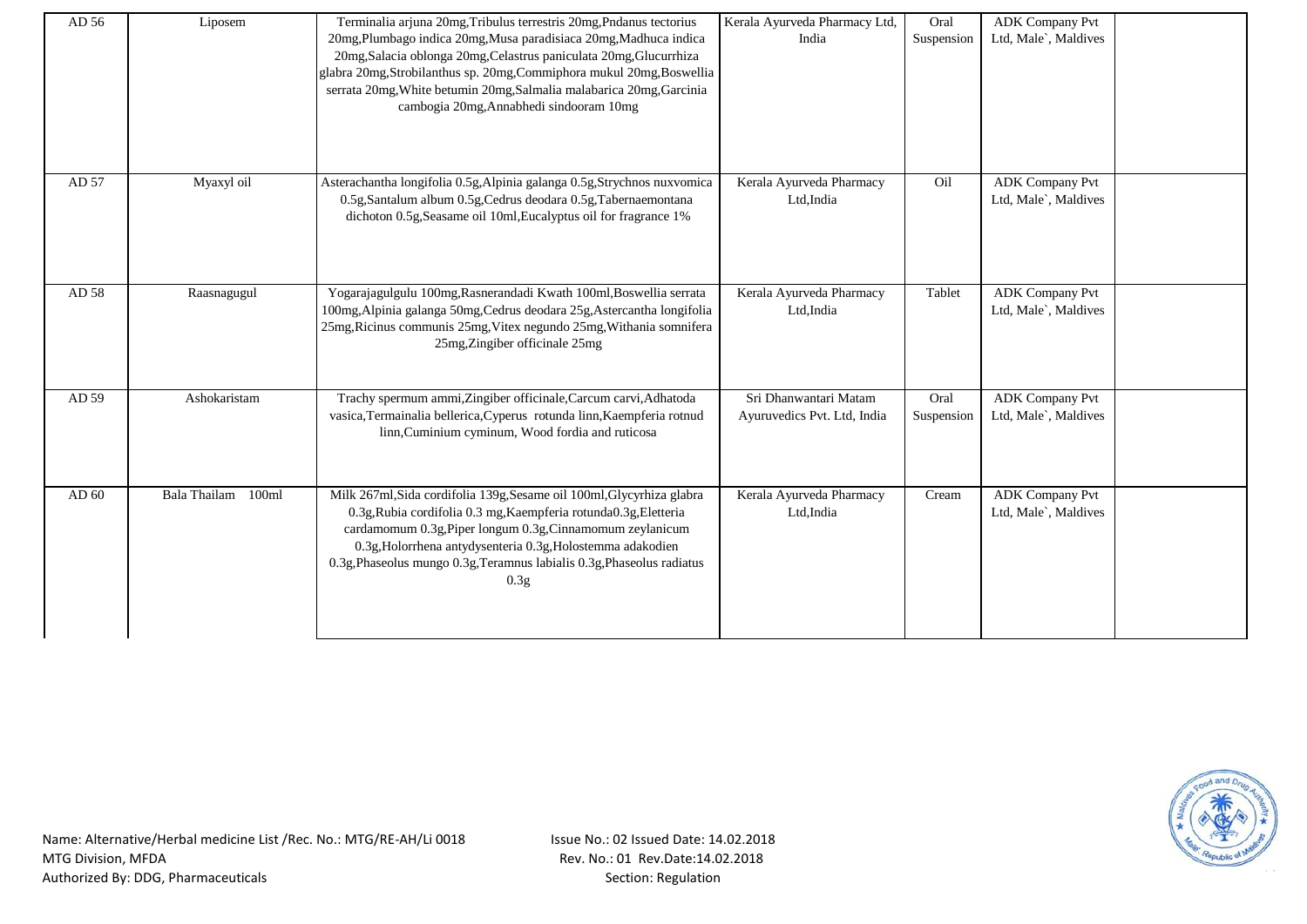| | | | | | | |
|---|---|---|---|---|---|---|
| AD 56 | Liposem | Terminalia arjuna 20mg,Tribulus terrestris 20mg,Pndanus tectorius 20mg,Plumbago indica 20mg,Musa paradisiaca 20mg,Madhuca indica 20mg,Salacia oblonga 20mg,Celastrus paniculata 20mg,Glucurrhiza glabra 20mg,Strobilanthus sp. 20mg,Commiphora mukul 20mg,Boswellia serrata 20mg,White betumin 20mg,Salmalia malabarica 20mg,Garcinia cambogia 20mg,Annabhedi sindooram 10mg | Kerala Ayurveda Pharmacy Ltd, India | Oral Suspension | ADK Company Pvt Ltd, Male`, Maldives | |
| AD 57 | Myaxyl oil | Asterachantha longifolia 0.5g,Alpinia galanga 0.5g,Strychnos nuxvomica 0.5g,Santalum album 0.5g,Cedrus deodara 0.5g,Tabernaemontana dichoton 0.5g,Seasame oil 10ml,Eucalyptus oil for fragrance 1% | Kerala Ayurveda Pharmacy Ltd,India | Oil | ADK Company Pvt Ltd, Male`, Maldives | |
| AD 58 | Raasnagugul | Yogarajagulgulu 100mg,Rasnerandadi Kwath 100ml,Boswellia serrata 100mg,Alpinia galanga 50mg,Cedrus deodara 25g,Astercantha longifolia 25mg,Ricinus communis 25mg,Vitex negundo 25mg,Withania somnifera 25mg,Zingiber officinale 25mg | Kerala Ayurveda Pharmacy Ltd,India | Tablet | ADK Company Pvt Ltd, Male`, Maldives | |
| AD 59 | Ashokaristam | Trachy spermum ammi,Zingiber officinale,Carcum carvi,Adhatoda vasica,Termainalia bellerica,Cyperus rotunda linn,Kaempferia rotnud linn,Cuminium cyminum, Wood fordia and ruticosa | Sri Dhanwantari Matam Ayuruvedics Pvt. Ltd, India | Oral Suspension | ADK Company Pvt Ltd, Male`, Maldives | |
| AD 60 | Bala Thailam 100ml | Milk 267ml,Sida cordifolia 139g,Sesame oil 100ml,Glycyrhiza glabra 0.3g,Rubia cordifolia 0.3 mg,Kaempferia rotunda0.3g,Eletteria cardamomum 0.3g,Piper longum 0.3g,Cinnamomum zeylanicum 0.3g,Holorrhena antydysenteria 0.3g,Holostemma adakodien 0.3g,Phaseolus mungo 0.3g,Teramnus labialis 0.3g,Phaseolus radiatus 0.3g | Kerala Ayurveda Pharmacy Ltd,India | Cream | ADK Company Pvt Ltd, Male`, Maldives | |

Name: Alternative/Herbal medicine List /Rec. No.: MTG/RE-AH/Li 0018
MTG Division, MFDA
Authorized By: DDG, Pharmaceuticals

Issue No.: 02 Issued Date: 14.02.2018
Rev. No.: 01 Rev.Date:14.02.2018
Section: Regulation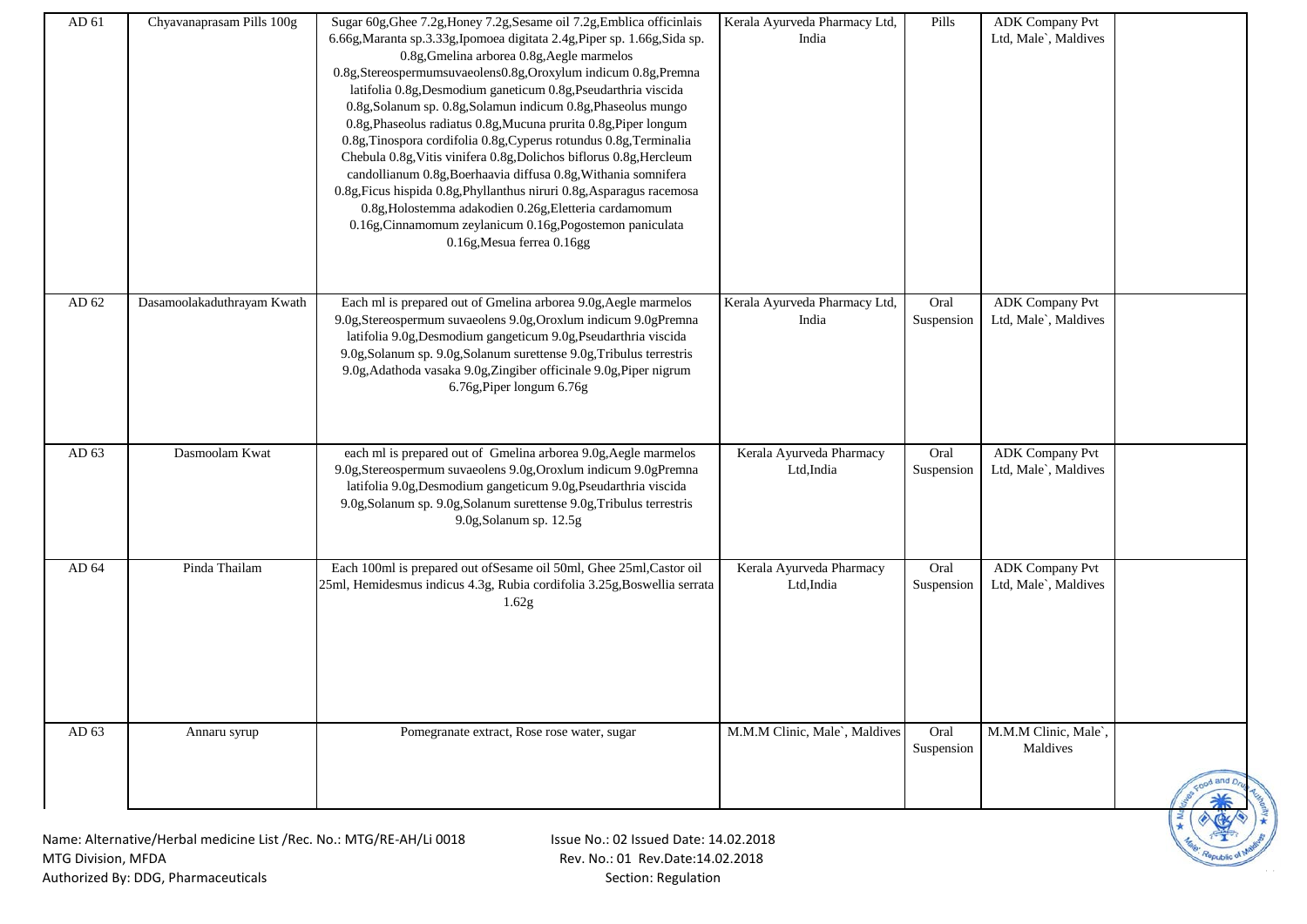| AD 61 | Chyavanaprasam Pills 100g | Sugar 60g,Ghee 7.2g,Honey 7.2g,Sesame oil 7.2g,Emblica officinlais 6.66g,Maranta sp.3.33g,Ipomoea digitata 2.4g,Piper sp. 1.66g,Sida sp. 0.8g,Gmelina arborea 0.8g,Aegle marmelos 0.8g,Stereospermumsuvaeolens0.8g,Oroxylum indicum 0.8g,Premna latifolia 0.8g,Desmodium ganeticum 0.8g,Pseudarthria viscida 0.8g,Solanum sp. 0.8g,Solamun indicum 0.8g,Phaseolus mungo 0.8g,Phaseolus radiatus 0.8g,Mucuna prurita 0.8g,Piper longum 0.8g,Tinospora cordifolia 0.8g,Cyperus rotundus 0.8g,Terminalia Chebula 0.8g,Vitis vinifera 0.8g,Dolichos biflorus 0.8g,Hercleum candollianum 0.8g,Boerhaavia diffusa 0.8g,Withania somnifera 0.8g,Ficus hispida 0.8g,Phyllanthus niruri 0.8g,Asparagus racemosa 0.8g,Holostemma adakodien 0.26g,Eletteria cardamomum 0.16g,Cinnamomum zeylanicum 0.16g,Pogostemon paniculata 0.16g,Mesua ferrea 0.16gg | Kerala Ayurveda Pharmacy Ltd, India | Pills | ADK Company Pvt Ltd, Male`, Maldives | |
|---|---|---|---|---|---|---|
| AD 62 | Dasamoolakaduthrayam Kwath | Each ml is prepared out of Gmelina arborea 9.0g,Aegle marmelos 9.0g,Stereospermum suvaeolens 9.0g,Oroxlum indicum 9.0gPremna latifolia 9.0g,Desmodium gangeticum 9.0g,Pseudarthria viscida 9.0g,Solanum sp. 9.0g,Solanum surettense 9.0g,Tribulus terrestris 9.0g,Adathoda vasaka 9.0g,Zingiber officinale 9.0g,Piper nigrum 6.76g,Piper longum 6.76g | Kerala Ayurveda Pharmacy Ltd, India | Oral Suspension | ADK Company Pvt Ltd, Male`, Maldives | |
| AD 63 | Dasmoolam Kwat | each ml is prepared out of Gmelina arborea 9.0g,Aegle marmelos 9.0g,Stereospermum suvaeolens 9.0g,Oroxlum indicum 9.0gPremna latifolia 9.0g,Desmodium gangeticum 9.0g,Pseudarthria viscida 9.0g,Solanum sp. 9.0g,Solanum surettense 9.0g,Tribulus terrestris 9.0g,Solanum sp. 12.5g | Kerala Ayurveda Pharmacy Ltd,India | Oral Suspension | ADK Company Pvt Ltd, Male`, Maldives | |
| AD 64 | Pinda Thailam | Each 100ml is prepared out ofSesame oil 50ml, Ghee 25ml,Castor oil 25ml, Hemidesmus indicus 4.3g, Rubia cordifolia 3.25g,Boswellia serrata 1.62g | Kerala Ayurveda Pharmacy Ltd,India | Oral Suspension | ADK Company Pvt Ltd, Male`, Maldives | |
| AD 63 | Annaru syrup | Pomegranate extract, Rose rose water, sugar | M.M.M Clinic, Male`, Maldives | Oral Suspension | M.M.M Clinic, Male`, Maldives | |

Name: Alternative/Herbal medicine List /Rec. No.: MTG/RE-AH/Li 0018
MTG Division, MFDA
Authorized By: DDG, Pharmaceuticals

Issue No.: 02 Issued Date: 14.02.2018
Rev. No.: 01 Rev.Date:14.02.2018
Section: Regulation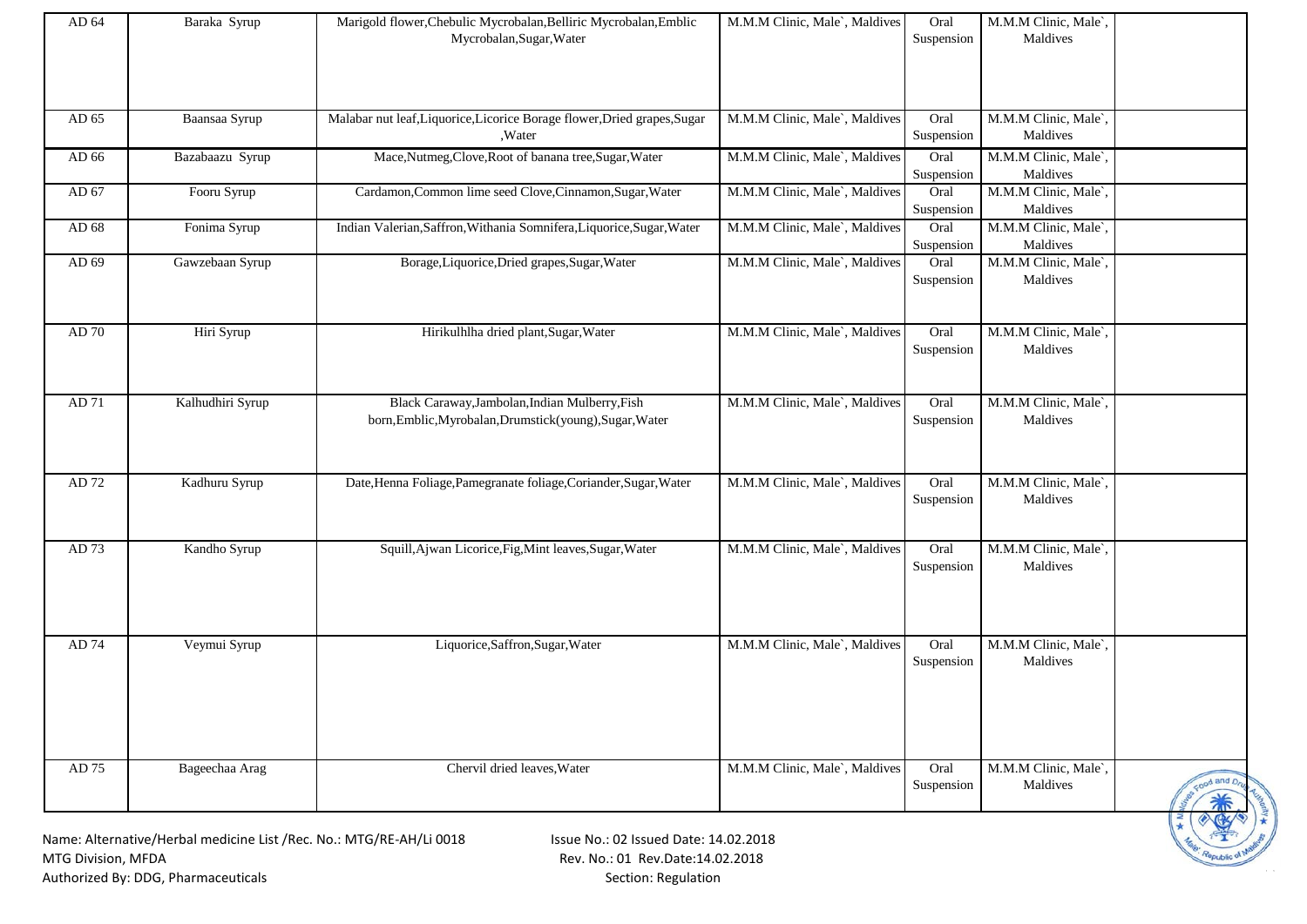| AD 64 | Baraka Syrup | Marigold flower,Chebulic Mycrobalan,Belliric Mycrobalan,Emblic Mycrobalan,Sugar,Water | M.M.M Clinic, Male`, Maldives | Oral Suspension | M.M.M Clinic, Male`, Maldives | |
|---|---|---|---|---|---|---|
| AD 65 | Baansaa Syrup | Malabar nut leaf,Liquorice,Licorice Borage flower,Dried grapes,Sugar ,Water | M.M.M Clinic, Male`, Maldives | Oral Suspension | M.M.M Clinic, Male`, Maldives | |
| AD 66 | Bazabaazu Syrup | Mace,Nutmeg,Clove,Root of banana tree,Sugar,Water | M.M.M Clinic, Male`, Maldives | Oral Suspension | M.M.M Clinic, Male`, Maldives | |
| AD 67 | Fooru Syrup | Cardamon,Common lime seed Clove,Cinnamon,Sugar,Water | M.M.M Clinic, Male`, Maldives | Oral Suspension | M.M.M Clinic, Male`, Maldives | |
| AD 68 | Fonima Syrup | Indian Valerian,Saffron,Withania Somnifera,Liquorice,Sugar,Water | M.M.M Clinic, Male`, Maldives | Oral Suspension | M.M.M Clinic, Male`, Maldives | |
| AD 69 | Gawzebaan Syrup | Borage,Liquorice,Dried grapes,Sugar,Water | M.M.M Clinic, Male`, Maldives | Oral Suspension | M.M.M Clinic, Male`, Maldives | |
| AD 70 | Hiri Syrup | Hirikulhlha dried plant,Sugar,Water | M.M.M Clinic, Male`, Maldives | Oral Suspension | M.M.M Clinic, Male`, Maldives | |
| AD 71 | Kalhudhiri Syrup | Black Caraway,Jambolan,Indian Mulberry,Fish born,Emblic,Myrobalan,Drumstick(young),Sugar,Water | M.M.M Clinic, Male`, Maldives | Oral Suspension | M.M.M Clinic, Male`, Maldives | |
| AD 72 | Kadhuru Syrup | Date,Henna Foliage,Pamegranate foliage,Coriander,Sugar,Water | M.M.M Clinic, Male`, Maldives | Oral Suspension | M.M.M Clinic, Male`, Maldives | |
| AD 73 | Kandho Syrup | Squill,Ajwan Licorice,Fig,Mint leaves,Sugar,Water | M.M.M Clinic, Male`, Maldives | Oral Suspension | M.M.M Clinic, Male`, Maldives | |
| AD 74 | Veymui Syrup | Liquorice,Saffron,Sugar,Water | M.M.M Clinic, Male`, Maldives | Oral Suspension | M.M.M Clinic, Male`, Maldives | |
| AD 75 | Bageechaa Arag | Chervil dried leaves,Water | M.M.M Clinic, Male`, Maldives | Oral Suspension | M.M.M Clinic, Male`, Maldives | |

Name: Alternative/Herbal medicine List /Rec. No.: MTG/RE-AH/Li 0018
MTG Division, MFDA
Authorized By: DDG, Pharmaceuticals

Issue No.: 02 Issued Date: 14.02.2018
Rev. No.: 01 Rev.Date:14.02.2018
Section: Regulation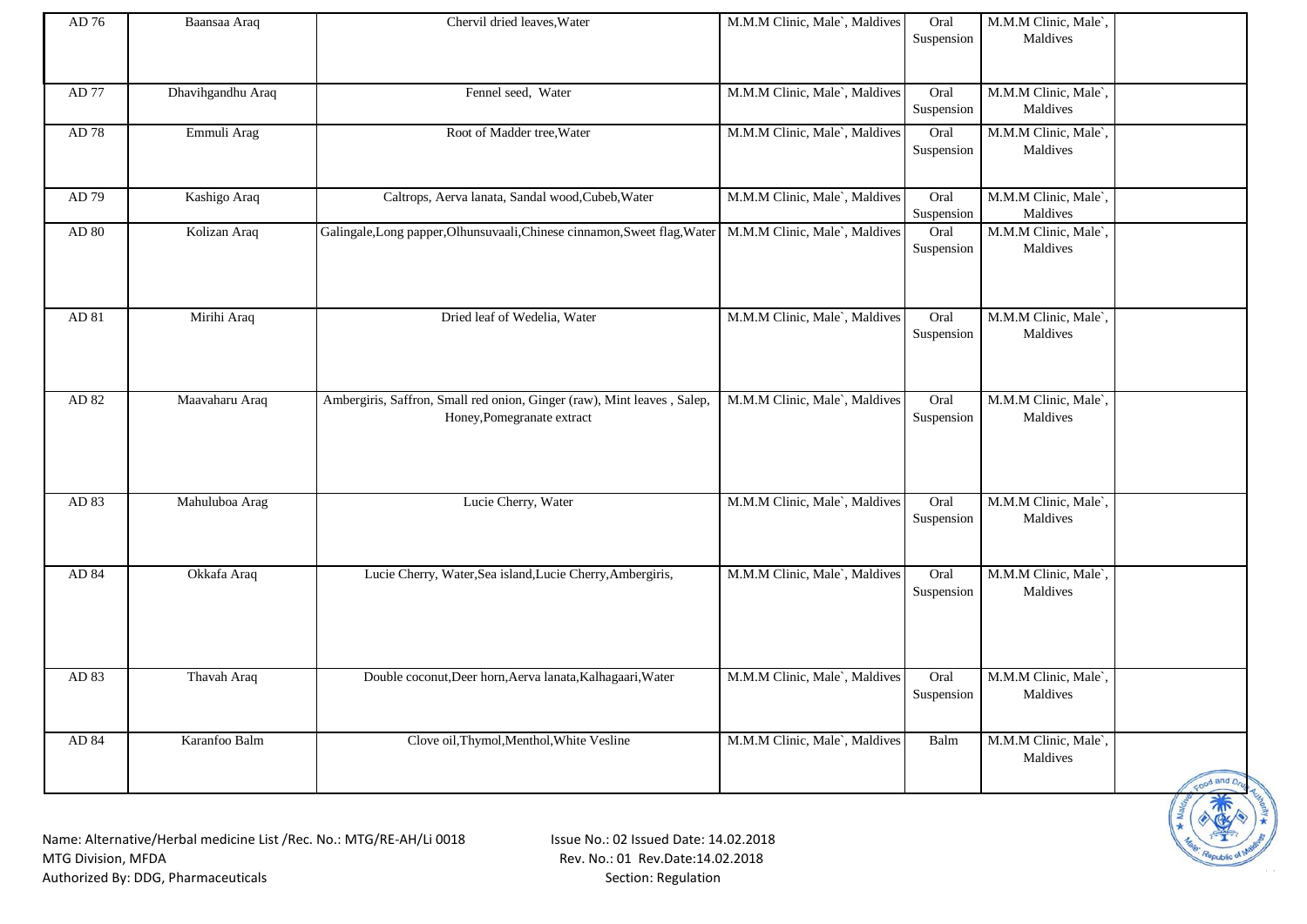| AD 76 | Baansaa Araq | Chervil dried leaves,Water | M.M.M Clinic, Male`, Maldives | Oral Suspension | M.M.M Clinic, Male`, Maldives | |
|---|---|---|---|---|---|---|
| AD 77 | Dhavihgandhu Araq | Fennel seed, Water | M.M.M Clinic, Male`, Maldives | Oral Suspension | M.M.M Clinic, Male`, Maldives | |
| AD 78 | Emmuli Arag | Root of Madder tree,Water | M.M.M Clinic, Male`, Maldives | Oral Suspension | M.M.M Clinic, Male`, Maldives | |
| AD 79 | Kashigo Araq | Caltrops, Aerva lanata, Sandal wood,Cubeb,Water | M.M.M Clinic, Male`, Maldives | Oral Suspension | M.M.M Clinic, Male`, Maldives | |
| AD 80 | Kolizan Araq | Galingale,Long papper,Olhunsuvaali,Chinese cinnamon,Sweet flag,Water | M.M.M Clinic, Male`, Maldives | Oral Suspension | M.M.M Clinic, Male`, Maldives | |
| AD 81 | Mirihi Araq | Dried leaf of Wedelia, Water | M.M.M Clinic, Male`, Maldives | Oral Suspension | M.M.M Clinic, Male`, Maldives | |
| AD 82 | Maavaharu Araq | Ambergiris, Saffron, Small red onion, Ginger (raw), Mint leaves , Salep, Honey,Pomegranate extract | M.M.M Clinic, Male`, Maldives | Oral Suspension | M.M.M Clinic, Male`, Maldives | |
| AD 83 | Mahuluboa Arag | Lucie Cherry, Water | M.M.M Clinic, Male`, Maldives | Oral Suspension | M.M.M Clinic, Male`, Maldives | |
| AD 84 | Okkafa Araq | Lucie Cherry, Water,Sea island,Lucie Cherry,Ambergiris, | M.M.M Clinic, Male`, Maldives | Oral Suspension | M.M.M Clinic, Male`, Maldives | |
| AD 83 | Thavah Araq | Double coconut,Deer horn,Aerva lanata,Kalhagaari,Water | M.M.M Clinic, Male`, Maldives | Oral Suspension | M.M.M Clinic, Male`, Maldives | |
| AD 84 | Karanfoo Balm | Clove oil,Thymol,Menthol,White Vesline | M.M.M Clinic, Male`, Maldives | Balm | M.M.M Clinic, Male`, Maldives | |

Name: Alternative/Herbal medicine List /Rec. No.: MTG/RE-AH/Li 0018
MTG Division, MFDA
Authorized By: DDG, Pharmaceuticals

Issue No.: 02 Issued Date: 14.02.2018
Rev. No.: 01 Rev.Date:14.02.2018
Section: Regulation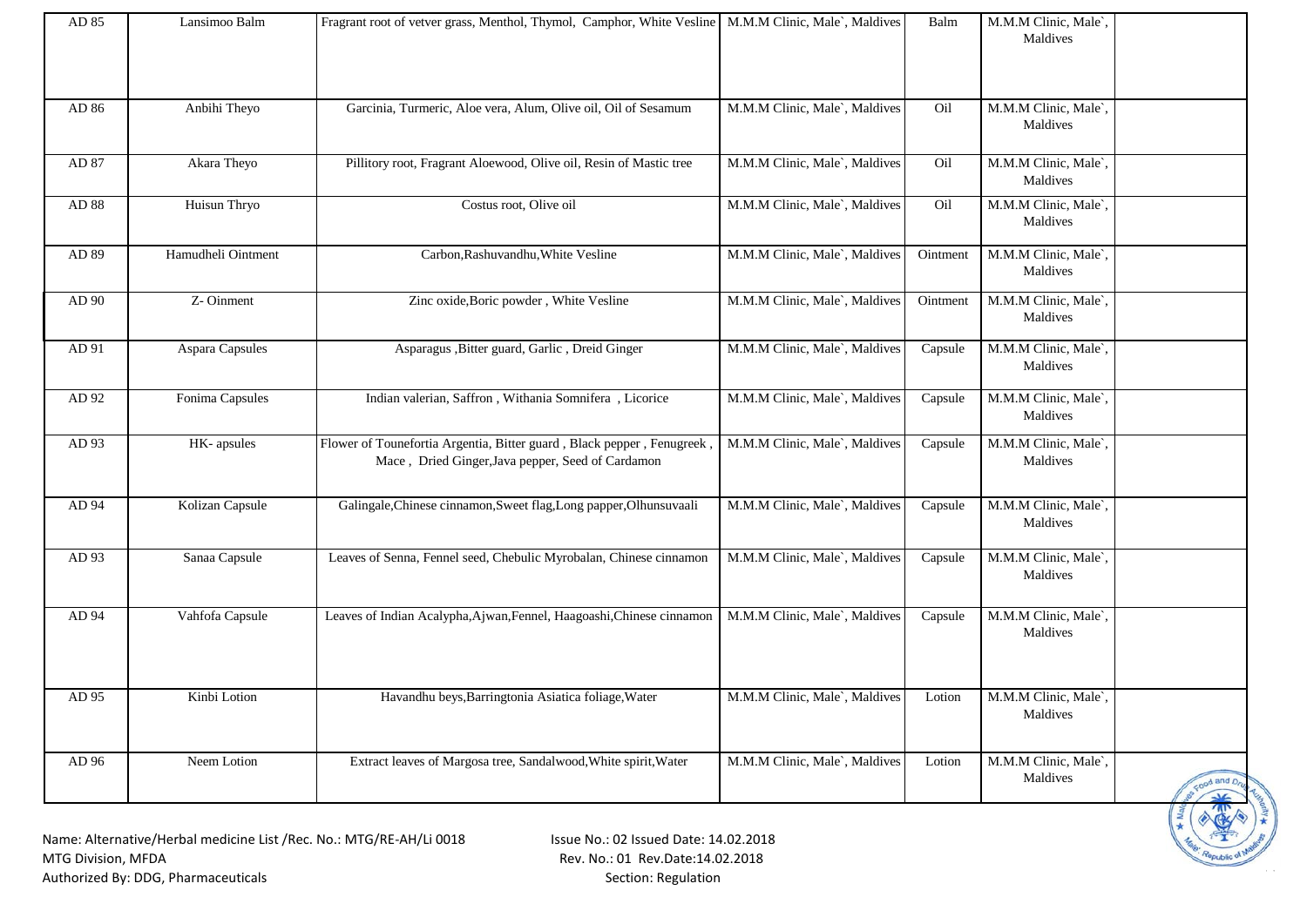| AD 85 | Lansimoo Balm | Fragrant root of vetver grass, Menthol, Thymol, Camphor, White Vesline | M.M.M Clinic, Male`, Maldives | Balm | M.M.M Clinic, Male`, Maldives | |
|---|---|---|---|---|---|---|
| AD 86 | Anbihi Theyo | Garcinia, Turmeric, Aloe vera, Alum, Olive oil, Oil of Sesamum | M.M.M Clinic, Male`, Maldives | Oil | M.M.M Clinic, Male`, Maldives | |
| AD 87 | Akara Theyo | Pillitory root, Fragrant Aloewood, Olive oil, Resin of Mastic tree | M.M.M Clinic, Male`, Maldives | Oil | M.M.M Clinic, Male`, Maldives | |
| AD 88 | Huisun Thryo | Costus root, Olive oil | M.M.M Clinic, Male`, Maldives | Oil | M.M.M Clinic, Male`, Maldives | |
| AD 89 | Hamudheli Ointment | Carbon,Rashuvandhu,White Vesline | M.M.M Clinic, Male`, Maldives | Ointment | M.M.M Clinic, Male`, Maldives | |
| AD 90 | Z- Oinment | Zinc oxide,Boric powder , White Vesline | M.M.M Clinic, Male`, Maldives | Ointment | M.M.M Clinic, Male`, Maldives | |
| AD 91 | Aspara Capsules | Asparagus ,Bitter guard, Garlic , Dreid Ginger | M.M.M Clinic, Male`, Maldives | Capsule | M.M.M Clinic, Male`, Maldives | |
| AD 92 | Fonima Capsules | Indian valerian, Saffron , Withania Somnifera , Licorice | M.M.M Clinic, Male`, Maldives | Capsule | M.M.M Clinic, Male`, Maldives | |
| AD 93 | HK- apsules | Flower of Tounefortia Argentia, Bitter guard , Black pepper , Fenugreek , Mace , Dried Ginger,Java pepper, Seed of Cardamon | M.M.M Clinic, Male`, Maldives | Capsule | M.M.M Clinic, Male`, Maldives | |
| AD 94 | Kolizan Capsule | Galingale,Chinese cinnamon,Sweet flag,Long papper,Olhunsuvaali | M.M.M Clinic, Male`, Maldives | Capsule | M.M.M Clinic, Male`, Maldives | |
| AD 93 | Sanaa Capsule | Leaves of Senna, Fennel seed, Chebulic Myrobalan, Chinese cinnamon | M.M.M Clinic, Male`, Maldives | Capsule | M.M.M Clinic, Male`, Maldives | |
| AD 94 | Vahfofa Capsule | Leaves of Indian Acalypha,Ajwan,Fennel, Haagoashi,Chinese cinnamon | M.M.M Clinic, Male`, Maldives | Capsule | M.M.M Clinic, Male`, Maldives | |
| AD 95 | Kinbi Lotion | Havandhu beys,Barringtonia Asiatica foliage,Water | M.M.M Clinic, Male`, Maldives | Lotion | M.M.M Clinic, Male`, Maldives | |
| AD 96 | Neem Lotion | Extract leaves of Margosa tree, Sandalwood,White spirit,Water | M.M.M Clinic, Male`, Maldives | Lotion | M.M.M Clinic, Male`, Maldives | |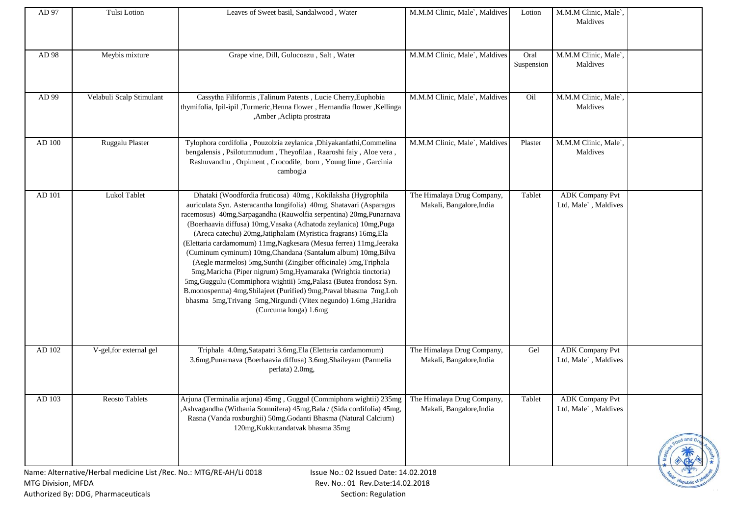| | | | | | | |
|---|---|---|---|---|---|---|
| AD 97 | Tulsi Lotion | Leaves of Sweet basil, Sandalwood , Water | M.M.M Clinic, Male`, Maldives | Lotion | M.M.M Clinic, Male`, Maldives | |
| AD 98 | Meybis mixture | Grape vine, Dill, Gulucoazu , Salt , Water | M.M.M Clinic, Male`, Maldives | Oral Suspension | M.M.M Clinic, Male`, Maldives | |
| AD 99 | Velabuli Scalp Stimulant | Cassytha Filiformis ,Talinum Patents , Lucie Cherry,Euphobia thymifolia, Ipil-ipil ,Turmeric,Henna flower , Hernandia flower ,Kellinga ,Amber ,Aclipta prostrata | M.M.M Clinic, Male`, Maldives | Oil | M.M.M Clinic, Male`, Maldives | |
| AD 100 | Ruggalu Plaster | Tylophora cordifolia , Pouzolzia zeylanica ,Dhiyakanfathi,Commelina bengalensis , Psilotumnudum , Theyofilaa , Raaroshi faiy , Aloe vera , Rashuvandhu , Orpiment , Crocodile, born , Young lime , Garcinia cambogia | M.M.M Clinic, Male`, Maldives | Plaster | M.M.M Clinic, Male`, Maldives | |
| AD 101 | Lukol Tablet | Dhataki (Woodfordia fruticosa) 40mg , Kokilaksha (Hygrophila auriculata Syn. Asteracantha longifolia) 40mg, Shatavari (Asparagus racemosus) 40mg,Sarpagandha (Rauwolfia serpentina) 20mg,Punarnava (Boerhaavia diffusa) 10mg,Vasaka (Adhatoda zeylanica) 10mg,Puga (Areca catechu) 20mg,Jatiphalam (Myristica fragrans) 16mg,Ela (Elettaria cardamomum) 11mg,Nagkesara (Mesua ferrea) 11mg,Jeeraka (Cuminum cyminum) 10mg,Chandana (Santalum album) 10mg,Bilva (Aegle marmelos) 5mg,Sunthi (Zingiber officinale) 5mg,Triphala 5mg,Maricha (Piper nigrum) 5mg,Hyamaraka (Wrightia tinctoria) 5mg,Guggulu (Commiphora wightii) 5mg,Palasa (Butea frondosa Syn. B.monosperma) 4mg,Shilajeet (Purified) 9mg,Praval bhasma 7mg,Loh bhasma 5mg,Trivang 5mg,Nirgundi (Vitex negundo) 1.6mg ,Haridra (Curcuma longa) 1.6mg | The Himalaya Drug Company, Makali, Bangalore,India | Tablet | ADK Company Pvt Ltd, Male` , Maldives | |
| AD 102 | V-gel,for external gel | Triphala 4.0mg,Satapatri 3.6mg,Ela (Elettaria cardamomum) 3.6mg,Punarnava (Boerhaavia diffusa) 3.6mg,Shaileyam (Parmelia perlata) 2.0mg, | The Himalaya Drug Company, Makali, Bangalore,India | Gel | ADK Company Pvt Ltd, Male` , Maldives | |
| AD 103 | Reosto Tablets | Arjuna (Terminalia arjuna) 45mg , Guggul (Commiphora wightii) 235mg ,Ashvagandha (Withania Somnifera) 45mg,Bala / (Sida cordifolia) 45mg, Rasna (Vanda roxburghii) 50mg,Godanti Bhasma (Natural Calcium) 120mg,Kukkutandatvak bhasma 35mg | The Himalaya Drug Company, Makali, Bangalore,India | Tablet | ADK Company Pvt Ltd, Male` , Maldives | |

Name: Alternative/Herbal medicine List /Rec. No.: MTG/RE-AH/Li 0018 Issue No.: 02 Issued Date: 14.02.2018
MTG Division, MFDA Rev. No.: 01 Rev.Date:14.02.2018
Authorized By: DDG, Pharmaceuticals Section: Regulation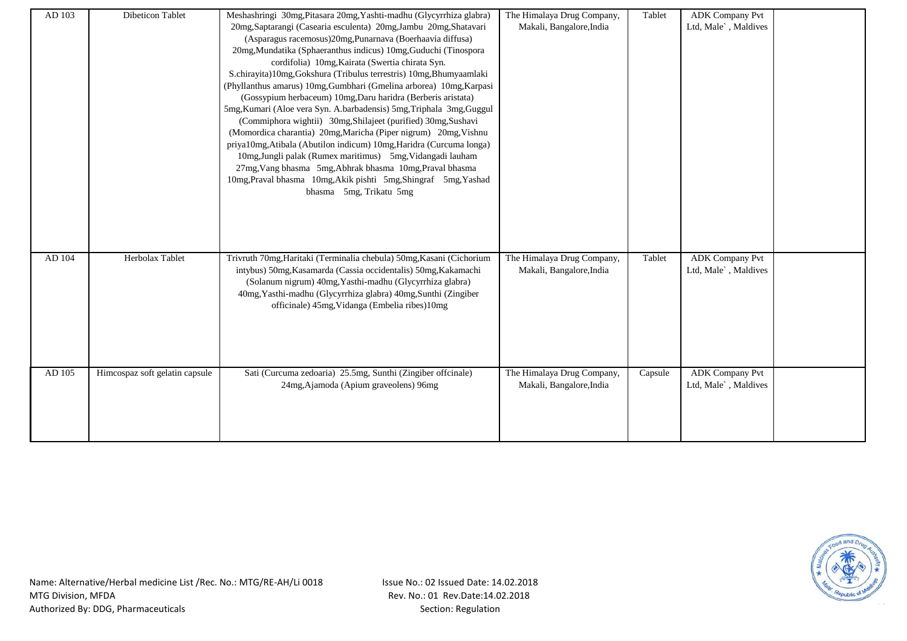| AD 103 | Dibeticon Tablet | Meshashringi 30mg,Pitasara 20mg,Yashti-madhu (Glycyrrhiza glabra) 20mg,Saptarangi (Casearia esculenta) 20mg,Jambu 20mg,Shatavari (Asparagus racemosus)20mg,Punarnava (Boerhaavia diffusa) 20mg,Mundatika (Sphaeranthus indicus) 10mg,Guduchi (Tinospora cordifolia) 10mg,Kairata (Swertia chirata Syn. S.chirayita)10mg,Gokshura (Tribulus terrestris) 10mg,Bhumyaamlaki (Phyllanthus amarus) 10mg,Gumbhari (Gmelina arborea) 10mg,Karpasi (Gossypium herbaceum) 10mg,Daru haridra (Berberis aristata) 5mg,Kumari (Aloe vera Syn. A.barbadensis) 5mg,Triphala 3mg,Guggul (Commiphora wightii) 30mg,Shilajeet (purified) 30mg,Sushavi (Momordica charantia) 20mg,Maricha (Piper nigrum) 20mg,Vishnu priya10mg,Atibala (Abutilon indicum) 10mg,Haridra (Curcuma longa) 10mg,Jungli palak (Rumex maritimus) 5mg,Vidangadi lauham 27mg,Vang bhasma 5mg,Abhrak bhasma 10mg,Praval bhasma 10mg,Praval bhasma 10mg,Akik pishti 5mg,Shingraf 5mg,Yashad bhasma 5mg, Trikatu 5mg | The Himalaya Drug Company, Makali, Bangalore,India | Tablet | ADK Company Pvt Ltd, Male` , Maldives | |
|---|---|---|---|---|---|---|
| AD 104 | Herbolax Tablet | Trivruth 70mg,Haritaki (Terminalia chebula) 50mg,Kasani (Cichorium intybus) 50mg,Kasamarda (Cassia occidentalis) 50mg,Kakamachi (Solanum nigrum) 40mg,Yasthi-madhu (Glycyrrhiza glabra) 40mg,Yasthi-madhu (Glycyrrhiza glabra) 40mg,Sunthi (Zingiber officinale) 45mg,Vidanga (Embelia ribes)10mg | The Himalaya Drug Company, Makali, Bangalore,India | Tablet | ADK Company Pvt Ltd, Male` , Maldives | |
| AD 105 | Himcospaz soft gelatin capsule | Sati (Curcuma zedoaria) 25.5mg, Sunthi (Zingiber offcinale) 24mg,Ajamoda (Apium graveolens) 96mg | The Himalaya Drug Company, Makali, Bangalore,India | Capsule | ADK Company Pvt Ltd, Male` , Maldives | |

Name: Alternative/Herbal medicine List /Rec. No.: MTG/RE-AH/Li 0018
MTG Division, MFDA
Authorized By: DDG, Pharmaceuticals

Issue No.: 02 Issued Date: 14.02.2018
Rev. No.: 01 Rev.Date:14.02.2018
Section: Regulation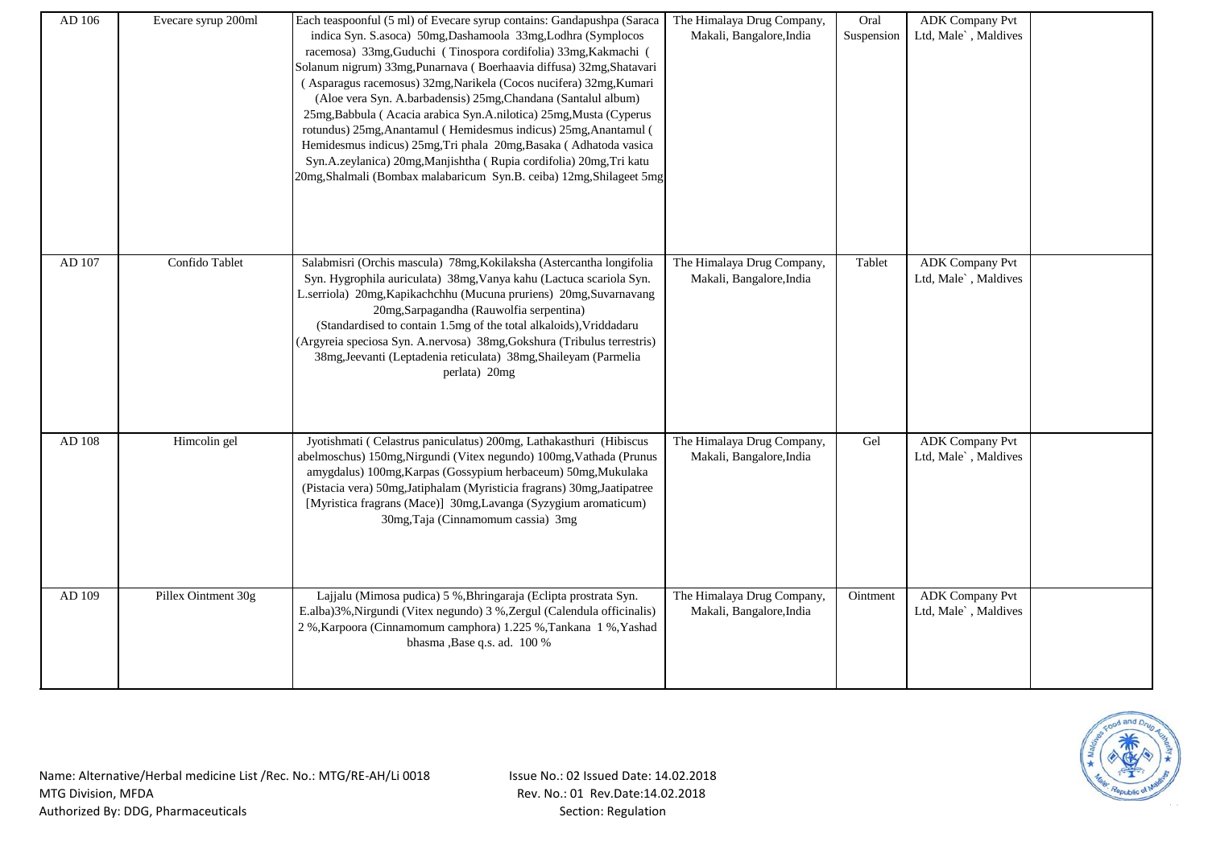| AD 106 | Evecare syrup 200ml | Each teaspoonful (5 ml) of Evecare syrup contains: Gandapushpa (Saraca indica Syn. S.asoca) 50mg,Dashamoola 33mg,Lodhra (Symplocos racemosa) 33mg,Guduchi ( Tinospora cordifolia) 33mg,Kakmachi ( Solanum nigrum) 33mg,Punarnava ( Boerhaavia diffusa) 32mg,Shatavari ( Asparagus racemosus) 32mg,Narikela (Cocos nucifera) 32mg,Kumari (Aloe vera Syn. A.barbadensis) 25mg,Chandana (Santalul album) 25mg,Babbula ( Acacia arabica Syn.A.nilotica) 25mg,Musta (Cyperus rotundus) 25mg,Anantamul ( Hemidesmus indicus) 25mg,Anantamul ( Hemidesmus indicus) 25mg,Tri phala 20mg,Basaka ( Adhatoda vasica Syn.A.zeylanica) 20mg,Manjishtha ( Rupia cordifolia) 20mg,Tri katu 20mg,Shalmali (Bombax malabaricum Syn.B. ceiba) 12mg,Shilageet 5mg | The Himalaya Drug Company, Makali, Bangalore,India | Oral Suspension | ADK Company Pvt Ltd, Male` , Maldives | |
|---|---|---|---|---|---|---|
| AD 107 | Confido Tablet | Salabmisri (Orchis mascula) 78mg,Kokilaksha (Astercantha longifolia Syn. Hygrophila auriculata) 38mg,Vanya kahu (Lactuca scariola Syn. L.serriola) 20mg,Kapikachchhu (Mucuna pruriens) 20mg,Suvarnavang 20mg,Sarpagandha (Rauwolfia serpentina) (Standardised to contain 1.5mg of the total alkaloids),Vriddadaru (Argyreia speciosa Syn. A.nervosa) 38mg,Gokshura (Tribulus terrestris) 38mg,Jeevanti (Leptadenia reticulata) 38mg,Shaileyam (Parmelia perlata) 20mg | The Himalaya Drug Company, Makali, Bangalore,India | Tablet | ADK Company Pvt Ltd, Male` , Maldives | |
| AD 108 | Himcolin gel | Jyotishmati ( Celastrus paniculatus) 200mg, Lathakasthuri (Hibiscus abelmoschus) 150mg,Nirgundi (Vitex negundo) 100mg,Vathada (Prunus amygdalus) 100mg,Karpas (Gossypium herbaceum) 50mg,Mukulaka (Pistacia vera) 50mg,Jatiphalam (Myristicia fragrans) 30mg,Jaatipatree [Myristica fragrans (Mace)] 30mg,Lavanga (Syzygium aromaticum) 30mg,Taja (Cinnamomum cassia) 3mg | The Himalaya Drug Company, Makali, Bangalore,India | Gel | ADK Company Pvt Ltd, Male` , Maldives | |
| AD 109 | Pillex Ointment 30g | Lajjalu (Mimosa pudica) 5 %,Bhringaraja (Eclipta prostrata Syn. E.alba)3%,Nirgundi (Vitex negundo) 3 %,Zergul (Calendula officinalis) 2 %,Karpoora (Cinnamomum camphora) 1.225 %,Tankana 1 %,Yashad bhasma ,Base q.s. ad. 100 % | The Himalaya Drug Company, Makali, Bangalore,India | Ointment | ADK Company Pvt Ltd, Male` , Maldives | |

Name: Alternative/Herbal medicine List /Rec. No.: MTG/RE-AH/Li 0018
MTG Division, MFDA
Authorized By: DDG, Pharmaceuticals

Issue No.: 02 Issued Date: 14.02.2018
Rev. No.: 01 Rev.Date:14.02.2018
Section: Regulation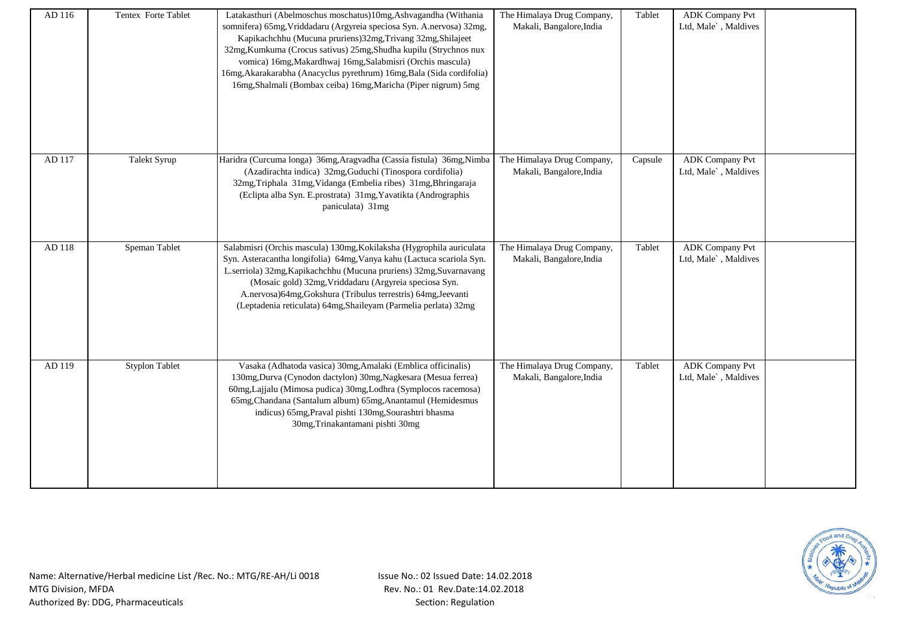| AD 116 | Tentex Forte Tablet | Latakasthuri (Abelmoschus moschatus)10mg,Ashvagandha (Withania somnifera) 65mg,Vriddadaru (Argyreia speciosa Syn. A.nervosa) 32mg, Kapikachchhu (Mucuna pruriens)32mg,Trivang 32mg,Shilajeet 32mg,Kumkuma (Crocus sativus) 25mg,Shudha kupilu (Strychnos nux vomica) 16mg,Makardhwaj 16mg,Salabmisri (Orchis mascula) 16mg,Akarakarabha (Anacyclus pyrethrum) 16mg,Bala (Sida cordifolia) 16mg,Shalmali (Bombax ceiba) 16mg,Maricha (Piper nigrum) 5mg | The Himalaya Drug Company, Makali, Bangalore,India | Tablet | ADK Company Pvt Ltd, Male` , Maldives | |
|---|---|---|---|---|---|---|
| AD 117 | Talekt Syrup | Haridra (Curcuma longa) 36mg,Aragvadha (Cassia fistula) 36mg,Nimba (Azadirachta indica) 32mg,Guduchi (Tinospora cordifolia) 32mg,Triphala 31mg,Vidanga (Embelia ribes) 31mg,Bhringaraja (Eclipta alba Syn. E.prostrata) 31mg,Yavatikta (Andrographis paniculata) 31mg | The Himalaya Drug Company, Makali, Bangalore,India | Capsule | ADK Company Pvt Ltd, Male` , Maldives | |
| AD 118 | Speman Tablet | Salabmisri (Orchis mascula) 130mg,Kokilaksha (Hygrophila auriculata Syn. Asteracantha longifolia) 64mg,Vanya kahu (Lactuca scariola Syn. L.serriola) 32mg,Kapikachchhu (Mucuna pruriens) 32mg,Suvarnavang (Mosaic gold) 32mg,Vriddadaru (Argyreia speciosa Syn. A.nervosa)64mg,Gokshura (Tribulus terrestris) 64mg,Jeevanti (Leptadenia reticulata) 64mg,Shaileyam (Parmelia perlata) 32mg | The Himalaya Drug Company, Makali, Bangalore,India | Tablet | ADK Company Pvt Ltd, Male` , Maldives | |
| AD 119 | Styplon Tablet | Vasaka (Adhatoda vasica) 30mg,Amalaki (Emblica officinalis) 130mg,Durva (Cynodon dactylon) 30mg,Nagkesara (Mesua ferrea) 60mg,Lajjalu (Mimosa pudica) 30mg,Lodhra (Symplocos racemosa) 65mg,Chandana (Santalum album) 65mg,Anantamul (Hemidesmus indicus) 65mg,Praval pishti 130mg,Sourashtri bhasma 30mg,Trinakantamani pishti 30mg | The Himalaya Drug Company, Makali, Bangalore,India | Tablet | ADK Company Pvt Ltd, Male` , Maldives | |

Name: Alternative/Herbal medicine List /Rec. No.: MTG/RE-AH/Li 0018
MTG Division, MFDA
Authorized By: DDG, Pharmaceuticals

Issue No.: 02 Issued Date: 14.02.2018
Rev. No.: 01 Rev.Date:14.02.2018
Section: Regulation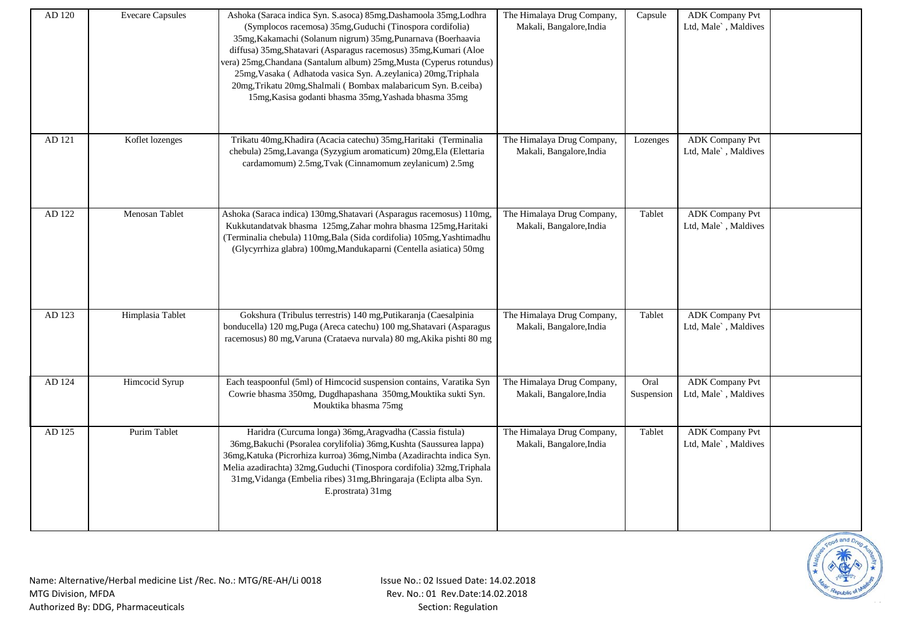| AD 120 | Evecare Capsules | Ashoka (Saraca indica Syn. S.asoca) 85mg,Dashamoola 35mg,Lodhra (Symplocos racemosa) 35mg,Guduchi (Tinospora cordifolia) 35mg,Kakamachi (Solanum nigrum) 35mg,Punarnava (Boerhaavia diffusa) 35mg,Shatavari (Asparagus racemosus) 35mg,Kumari (Aloe vera) 25mg,Chandana (Santalum album) 25mg,Musta (Cyperus rotundus) 25mg,Vasaka ( Adhatoda vasica Syn. A.zeylanica) 20mg,Triphala 20mg,Trikatu 20mg,Shalmali ( Bombax malabaricum Syn. B.ceiba) 15mg,Kasisa godanti bhasma 35mg,Yashada bhasma 35mg | The Himalaya Drug Company, Makali, Bangalore,India | Capsule | ADK Company Pvt Ltd, Male` , Maldives | |
|---|---|---|---|---|---|---|
| AD 121 | Koflet lozenges | Trikatu 40mg,Khadira (Acacia catechu) 35mg,Haritaki (Terminalia chebula) 25mg,Lavanga (Syzygium aromaticum) 20mg,Ela (Elettaria cardamomum) 2.5mg,Tvak (Cinnamomum zeylanicum) 2.5mg | The Himalaya Drug Company, Makali, Bangalore,India | Lozenges | ADK Company Pvt Ltd, Male` , Maldives | |
| AD 122 | Menosan Tablet | Ashoka (Saraca indica) 130mg,Shatavari (Asparagus racemosus) 110mg, Kukkutandatvak bhasma 125mg,Zahar mohra bhasma 125mg,Haritaki (Terminalia chebula) 110mg,Bala (Sida cordifolia) 105mg,Yashtimadhu (Glycyrrhiza glabra) 100mg,Mandukaparni (Centella asiatica) 50mg | The Himalaya Drug Company, Makali, Bangalore,India | Tablet | ADK Company Pvt Ltd, Male` , Maldives | |
| AD 123 | Himplasia Tablet | Gokshura (Tribulus terrestris) 140 mg,Putikaranja (Caesalpinia bonducella) 120 mg,Puga (Areca catechu) 100 mg,Shatavari (Asparagus racemosus) 80 mg,Varuna (Crataeva nurvala) 80 mg,Akika pishti 80 mg | The Himalaya Drug Company, Makali, Bangalore,India | Tablet | ADK Company Pvt Ltd, Male` , Maldives | |
| AD 124 | Himcocid Syrup | Each teaspoonful (5ml) of Himcocid suspension contains, Varatika Syn Cowrie bhasma 350mg, Dugdhapashana 350mg,Mouktika sukti Syn. Mouktika bhasma 75mg | The Himalaya Drug Company, Makali, Bangalore,India | Oral Suspension | ADK Company Pvt Ltd, Male` , Maldives | |
| AD 125 | Purim Tablet | Haridra (Curcuma longa) 36mg,Aragvadha (Cassia fistula) 36mg,Bakuchi (Psoralea corylifolia) 36mg,Kushta (Saussurea lappa) 36mg,Katuka (Picrorhiza kurroa) 36mg,Nimba (Azadirachta indica Syn. Melia azadirachta) 32mg,Guduchi (Tinospora cordifolia) 32mg,Triphala 31mg,Vidanga (Embelia ribes) 31mg,Bhringaraja (Eclipta alba Syn. E.prostrata) 31mg | The Himalaya Drug Company, Makali, Bangalore,India | Tablet | ADK Company Pvt Ltd, Male` , Maldives | |

Name: Alternative/Herbal medicine List /Rec. No.: MTG/RE-AH/Li 0018
MTG Division, MFDA
Authorized By: DDG, Pharmaceuticals

Issue No.: 02 Issued Date: 14.02.2018
Rev. No.: 01 Rev.Date:14.02.2018
Section: Regulation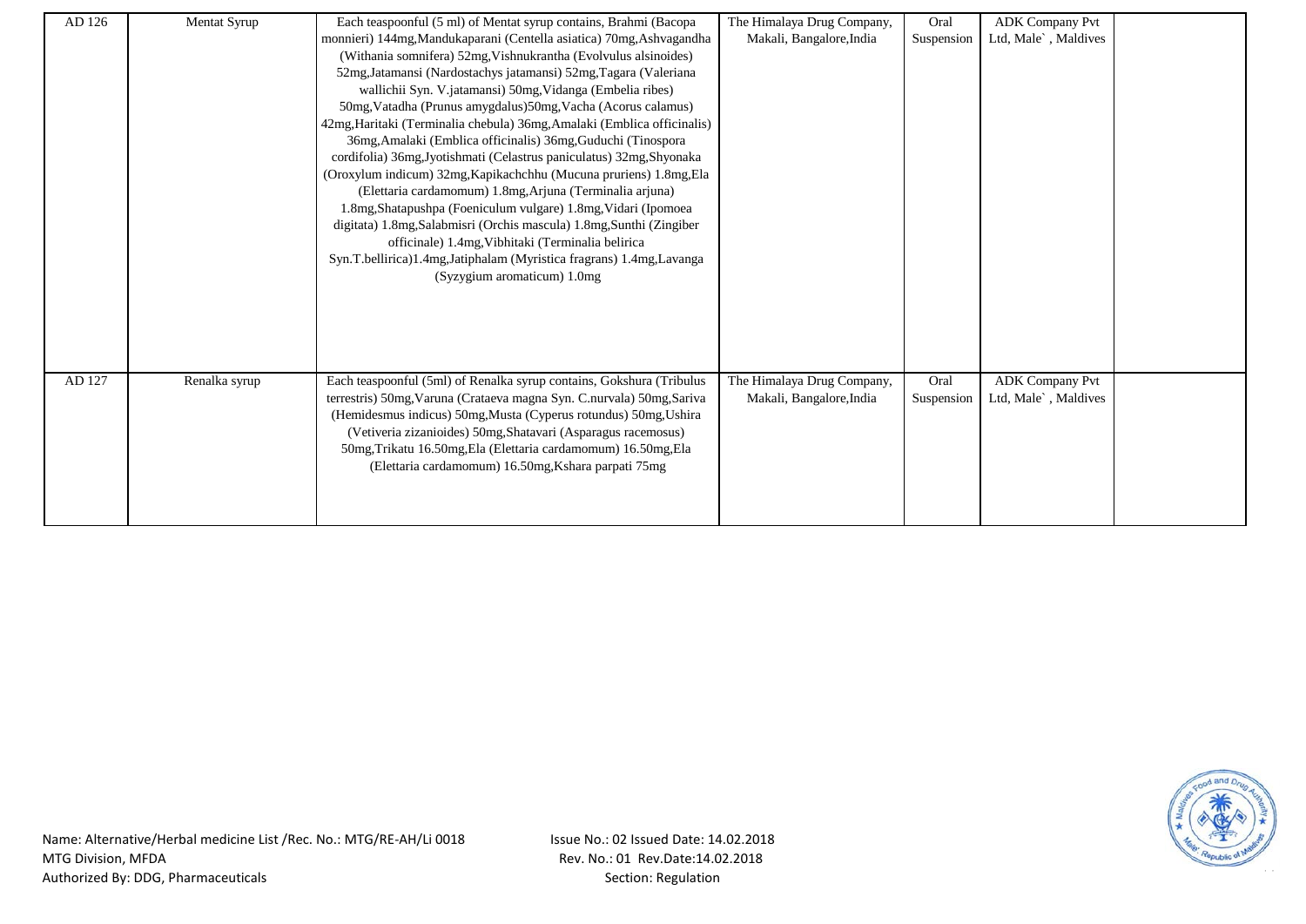| AD 126 | Mentat Syrup | Each teaspoonful (5 ml) of Mentat syrup contains, Brahmi (Bacopa monnieri) 144mg,Mandukaparani (Centella asiatica) 70mg,Ashvagandha (Withania somnifera) 52mg,Vishnukrantha (Evolvulus alsinoides) 52mg,Jatamansi (Nardostachys jatamansi) 52mg,Tagara (Valeriana wallichii Syn. V.jatamansi) 50mg,Vidanga (Embelia ribes) 50mg,Vatadha (Prunus amygdalus)50mg,Vacha (Acorus calamus) 42mg,Haritaki (Terminalia chebula) 36mg,Amalaki (Emblica officinalis) 36mg,Amalaki (Emblica officinalis) 36mg,Guduchi (Tinospora cordifolia) 36mg,Jyotishmati (Celastrus paniculatus) 32mg,Shyonaka (Oroxylum indicum) 32mg,Kapikachchhu (Mucuna pruriens) 1.8mg,Ela (Elettaria cardamomum) 1.8mg,Arjuna (Terminalia arjuna) 1.8mg,Shatapushpa (Foeniculum vulgare) 1.8mg,Vidari (Ipomoea digitata) 1.8mg,Salabmisri (Orchis mascula) 1.8mg,Sunthi (Zingiber officinale) 1.4mg,Vibhitaki (Terminalia belirica Syn.T.bellirica)1.4mg,Jatiphalam (Myristica fragrans) 1.4mg,Lavanga (Syzygium aromaticum) 1.0mg | The Himalaya Drug Company, Makali, Bangalore,India | Oral Suspension | ADK Company Pvt Ltd, Male` , Maldives | |
|---|---|---|---|---|---|---|
| AD 127 | Renalka syrup | Each teaspoonful (5ml) of Renalka syrup contains, Gokshura (Tribulus terrestris) 50mg,Varuna (Crataeva magna Syn. C.nurvala) 50mg,Sariva (Hemidesmus indicus) 50mg,Musta (Cyperus rotundus) 50mg,Ushira (Vetiveria zizanioides) 50mg,Shatavari (Asparagus racemosus) 50mg,Trikatu 16.50mg,Ela (Elettaria cardamomum) 16.50mg,Ela (Elettaria cardamomum) 16.50mg,Kshara parpati 75mg | The Himalaya Drug Company, Makali, Bangalore,India | Oral Suspension | ADK Company Pvt Ltd, Male` , Maldives | |

Name: Alternative/Herbal medicine List /Rec. No.: MTG/RE-AH/Li 0018
MTG Division, MFDA
Authorized By: DDG, Pharmaceuticals

Issue No.: 02 Issued Date: 14.02.2018
Rev. No.: 01 Rev.Date:14.02.2018
Section: Regulation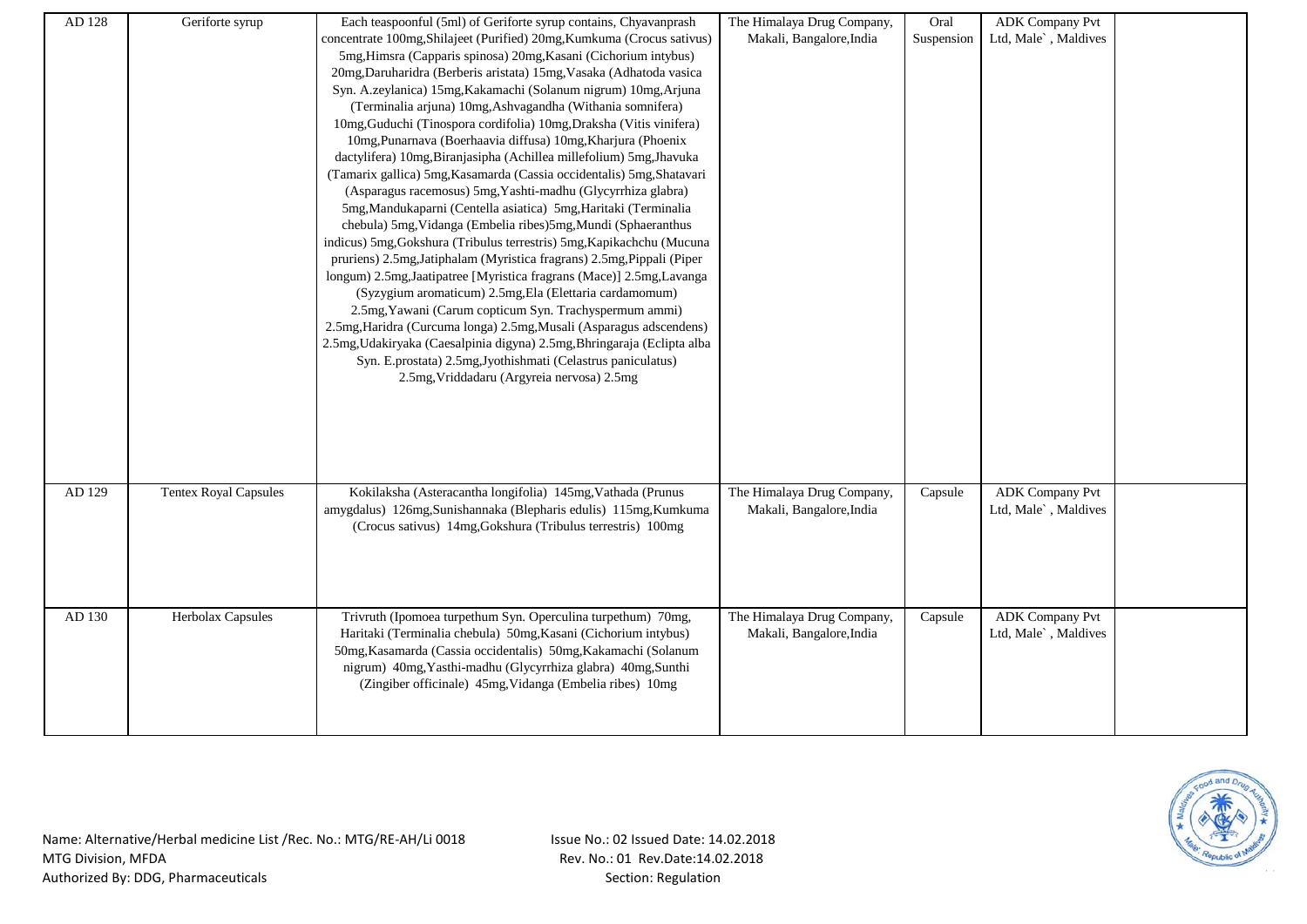| AD 128 | Geriforte syrup | Each teaspoonful (5ml) of Geriforte syrup contains, Chyavanprash concentrate 100mg,Shilajeet (Purified) 20mg,Kumkuma (Crocus sativus) 5mg,Himsra (Capparis spinosa) 20mg,Kasani (Cichorium intybus) 20mg,Daruharidra (Berberis aristata) 15mg,Vasaka (Adhatoda vasica Syn. A.zeylanica) 15mg,Kakamachi (Solanum nigrum) 10mg,Arjuna (Terminalia arjuna) 10mg,Ashvagandha (Withania somnifera) 10mg,Guduchi (Tinospora cordifolia) 10mg,Draksha (Vitis vinifera) 10mg,Punarnava (Boerhaavia diffusa) 10mg,Kharjura (Phoenix dactylifera) 10mg,Biranjasipha (Achillea millefolium) 5mg,Jhavuka (Tamarix gallica) 5mg,Kasamarda (Cassia occidentalis) 5mg,Shatavari (Asparagus racemosus) 5mg,Yashti-madhu (Glycyrrhiza glabra) 5mg,Mandukaparni (Centella asiatica) 5mg,Haritaki (Terminalia chebula) 5mg,Vidanga (Embelia ribes)5mg,Mundi (Sphaeranthus indicus) 5mg,Gokshura (Tribulus terrestris) 5mg,Kapikachchu (Mucuna pruriens) 2.5mg,Jatiphalam (Myristica fragrans) 2.5mg,Pippali (Piper longum) 2.5mg,Jaatipatree [Myristica fragrans (Mace)] 2.5mg,Lavanga (Syzygium aromaticum) 2.5mg,Ela (Elettaria cardamomum) 2.5mg,Yawani (Carum copticum Syn. Trachyspermum ammi) 2.5mg,Haridra (Curcuma longa) 2.5mg,Musali (Asparagus adscendens) 2.5mg,Udakiryaka (Caesalpinia digyna) 2.5mg,Bhringaraja (Eclipta alba Syn. E.prostata) 2.5mg,Jyothishmati (Celastrus paniculatus) 2.5mg,Vriddadaru (Argyreia nervosa) 2.5mg | The Himalaya Drug Company, Makali, Bangalore,India | Oral Suspension | ADK Company Pvt Ltd, Male` , Maldives | |
|---|---|---|---|---|---|---|
| AD 129 | Tentex Royal Capsules | Kokilaksha (Asteracantha longifolia) 145mg,Vathada (Prunus amygdalus) 126mg,Sunishannaka (Blepharis edulis) 115mg,Kumkuma (Crocus sativus) 14mg,Gokshura (Tribulus terrestris) 100mg | The Himalaya Drug Company, Makali, Bangalore,India | Capsule | ADK Company Pvt Ltd, Male` , Maldives | |
| AD 130 | Herbolax Capsules | Trivruth (Ipomoea turpethum Syn. Operculina turpethum) 70mg, Haritaki (Terminalia chebula) 50mg,Kasani (Cichorium intybus) 50mg,Kasamarda (Cassia occidentalis) 50mg,Kakamachi (Solanum nigrum) 40mg,Yasthi-madhu (Glycyrrhiza glabra) 40mg,Sunthi (Zingiber officinale) 45mg,Vidanga (Embelia ribes) 10mg | The Himalaya Drug Company, Makali, Bangalore,India | Capsule | ADK Company Pvt Ltd, Male` , Maldives | |

Name: Alternative/Herbal medicine List /Rec. No.: MTG/RE-AH/Li 0018
MTG Division, MFDA
Authorized By: DDG, Pharmaceuticals

Issue No.: 02 Issued Date: 14.02.2018
Rev. No.: 01 Rev.Date:14.02.2018
Section: Regulation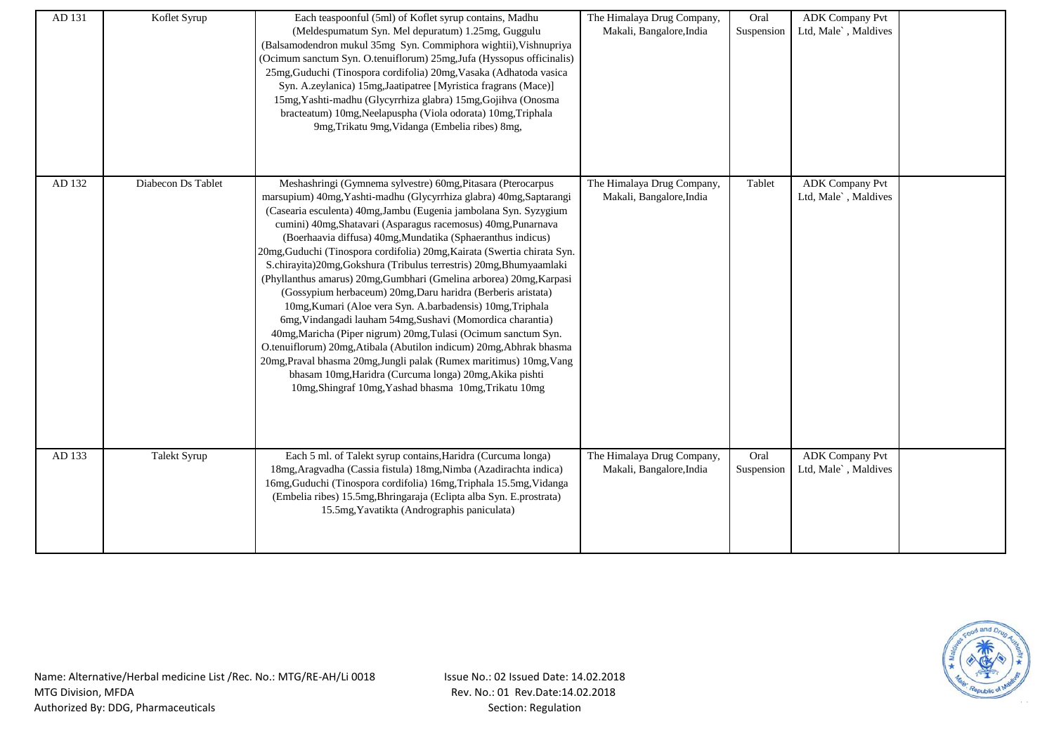| AD 131 | Koflet Syrup | Each teaspoonful (5ml) of Koflet syrup contains, Madhu (Meldespumatum Syn. Mel depuratum) 1.25mg, Guggulu (Balsamodendron mukul 35mg Syn. Commiphora wightii),Vishnupriya (Ocimum sanctum Syn. O.tenuiflorum) 25mg,Jufa (Hyssopus officinalis) 25mg,Guduchi (Tinospora cordifolia) 20mg,Vasaka (Adhatoda vasica Syn. A.zeylanica) 15mg,Jaatipatree [Myristica fragrans (Mace)] 15mg,Yashti-madhu (Glycyrrhiza glabra) 15mg,Gojihva (Onosma bracteatum) 10mg,Neelapuspha (Viola odorata) 10mg,Triphala 9mg,Trikatu 9mg,Vidanga (Embelia ribes) 8mg, | The Himalaya Drug Company, Makali, Bangalore,India | Oral Suspension | ADK Company Pvt Ltd, Male` , Maldives | |
|---|---|---|---|---|---|---|
| AD 132 | Diabecon Ds Tablet | Meshashringi (Gymnema sylvestre) 60mg,Pitasara (Pterocarpus marsupium) 40mg,Yashti-madhu (Glycyrrhiza glabra) 40mg,Saptarangi (Casearia esculenta) 40mg,Jambu (Eugenia jambolana Syn. Syzygium cumini) 40mg,Shatavari (Asparagus racemosus) 40mg,Punarnava (Boerhaavia diffusa) 40mg,Mundatika (Sphaeranthus indicus) 20mg,Guduchi (Tinospora cordifolia) 20mg,Kairata (Swertia chirata Syn. S.chirayita)20mg,Gokshura (Tribulus terrestris) 20mg,Bhumyaamlaki (Phyllanthus amarus) 20mg,Gumbhari (Gmelina arborea) 20mg,Karpasi (Gossypium herbaceum) 20mg,Daru haridra (Berberis aristata) 10mg,Kumari (Aloe vera Syn. A.barbadensis) 10mg,Triphala 6mg,Vindangadi lauham 54mg,Sushavi (Momordica charantia) 40mg,Maricha (Piper nigrum) 20mg,Tulasi (Ocimum sanctum Syn. O.tenuiflorum) 20mg,Atibala (Abutilon indicum) 20mg,Abhrak bhasma 20mg,Praval bhasma 20mg,Jungli palak (Rumex maritimus) 10mg,Vang bhasam 10mg,Haridra (Curcuma longa) 20mg,Akika pishti 10mg,Shingraf 10mg,Yashad bhasma 10mg,Trikatu 10mg | The Himalaya Drug Company, Makali, Bangalore,India | Tablet | ADK Company Pvt Ltd, Male` , Maldives | |
| AD 133 | Talekt Syrup | Each 5 ml. of Talekt syrup contains,Haridra (Curcuma longa) 18mg,Aragvadha (Cassia fistula) 18mg,Nimba (Azadirachta indica) 16mg,Guduchi (Tinospora cordifolia) 16mg,Triphala 15.5mg,Vidanga (Embelia ribes) 15.5mg,Bhringaraja (Eclipta alba Syn. E.prostrata) 15.5mg,Yavatikta (Andrographis paniculata) | The Himalaya Drug Company, Makali, Bangalore,India | Oral Suspension | ADK Company Pvt Ltd, Male` , Maldives | |

Name: Alternative/Herbal medicine List /Rec. No.: MTG/RE-AH/Li 0018
MTG Division, MFDA
Authorized By: DDG, Pharmaceuticals

Issue No.: 02 Issued Date: 14.02.2018
Rev. No.: 01 Rev.Date:14.02.2018
Section: Regulation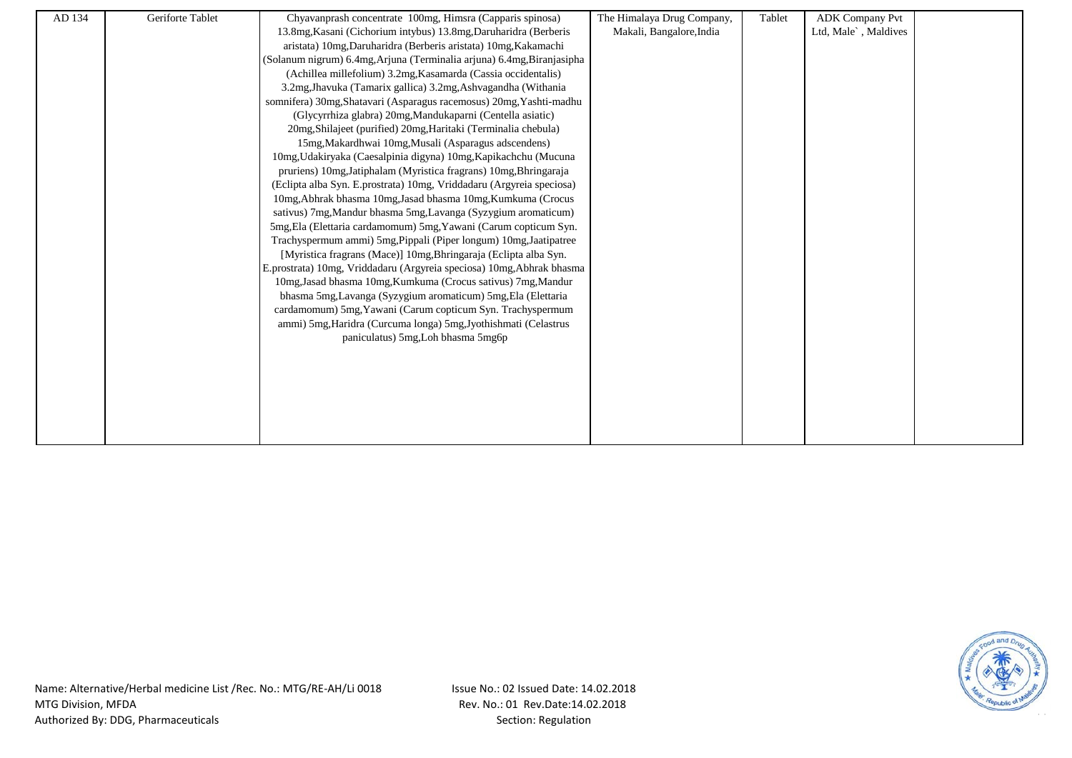| AD 134 | Geriforte Tablet | Chyavanprash concentrate 100mg, Himsra (Capparis spinosa) 13.8mg,Kasani (Cichorium intybus) 13.8mg,Daruharidra (Berberis aristata) 10mg,Daruharidra (Berberis aristata) 10mg,Kakamachi (Solanum nigrum) 6.4mg,Arjuna (Terminalia arjuna) 6.4mg,Biranjasipha (Achillea millefolium) 3.2mg,Kasamarda (Cassia occidentalis) 3.2mg,Jhavuka (Tamarix gallica) 3.2mg,Ashvagandha (Withania somnifera) 30mg,Shatavari (Asparagus racemosus) 20mg,Yashti-madhu (Glycyrrhiza glabra) 20mg,Mandukaparni (Centella asiatic) 20mg,Shilajeet (purified) 20mg,Haritaki (Terminalia chebula) 15mg,Makardhwai 10mg,Musali (Asparagus adscendens) 10mg,Udakiryaka (Caesalpinia digyna) 10mg,Kapikachchu (Mucuna pruriens) 10mg,Jatiphalam (Myristica fragrans) 10mg,Bhringaraja (Eclipta alba Syn. E.prostrata) 10mg, Vriddadaru (Argyreia speciosa) 10mg,Abhrak bhasma 10mg,Jasad bhasma 10mg,Kumkuma (Crocus sativus) 7mg,Mandur bhasma 5mg,Lavanga (Syzygium aromaticum) 5mg,Ela (Elettaria cardamomum) 5mg,Yawani (Carum copticum Syn. Trachyspermum ammi) 5mg,Pippali (Piper longum) 10mg,Jaatipatree [Myristica fragrans (Mace)] 10mg,Bhringaraja (Eclipta alba Syn. E.prostrata) 10mg, Vriddadaru (Argyreia speciosa) 10mg,Abhrak bhasma 10mg,Jasad bhasma 10mg,Kumkuma (Crocus sativus) 7mg,Mandur bhasma 5mg,Lavanga (Syzygium aromaticum) 5mg,Ela (Elettaria cardamomum) 5mg,Yawani (Carum copticum Syn. Trachyspermum ammi) 5mg,Haridra (Curcuma longa) 5mg,Jyothishmati (Celastrus paniculatus) 5mg,Loh bhasma 5mg6p | The Himalaya Drug Company, Makali, Bangalore,India | Tablet | ADK Company Pvt Ltd, Male` , Maldives | |
|---|---|---|---|---|---|---|

Name: Alternative/Herbal medicine List /Rec. No.: MTG/RE-AH/Li 0018
MTG Division, MFDA
Authorized By: DDG, Pharmaceuticals

Issue No.: 02 Issued Date: 14.02.2018
Rev. No.: 01 Rev.Date:14.02.2018
Section: Regulation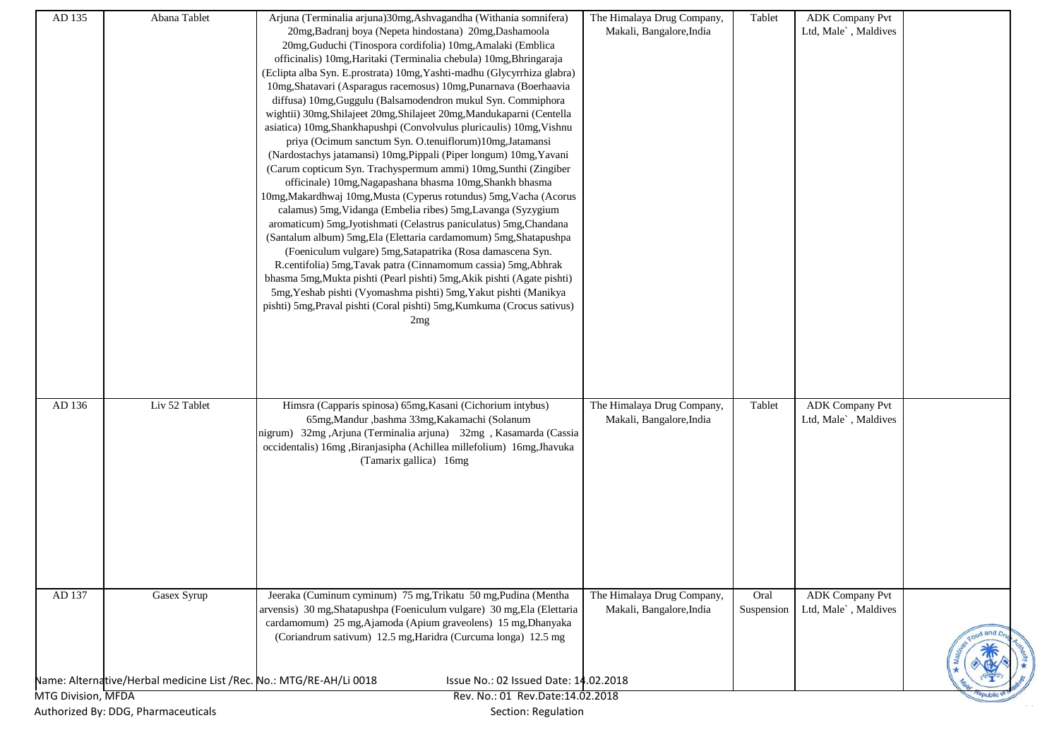| AD 135 | Abana Tablet | Arjuna (Terminalia arjuna)30mg,Ashvagandha (Withania somnifera) 20mg,Badranj boya (Nepeta hindostana) 20mg,Dashamoola 20mg,Guduchi (Tinospora cordifolia) 10mg,Amalaki (Emblica officinalis) 10mg,Haritaki (Terminalia chebula) 10mg,Bhringaraja (Eclipta alba Syn. E.prostrata) 10mg,Yashti-madhu (Glycyrrhiza glabra) 10mg,Shatavari (Asparagus racemosus) 10mg,Punarnava (Boerhaavia diffusa) 10mg,Guggulu (Balsamodendron mukul Syn. Commiphora wightii) 30mg,Shilajeet 20mg,Shilajeet 20mg,Mandukaparni (Centella asiatica) 10mg,Shankhapushpi (Convolvulus pluricaulis) 10mg,Vishnu priya (Ocimum sanctum Syn. O.tenuiflorum)10mg,Jatamansi (Nardostachys jatamansi) 10mg,Pippali (Piper longum) 10mg,Yavani (Carum copticum Syn. Trachyspermum ammi) 10mg,Sunthi (Zingiber officinale) 10mg,Nagapashana bhasma 10mg,Shankh bhasma 10mg,Makardhwaj 10mg,Musta (Cyperus rotundus) 5mg,Vacha (Acorus calamus) 5mg,Vidanga (Embelia ribes) 5mg,Lavanga (Syzygium aromaticum) 5mg,Jyotishmati (Celastrus paniculatus) 5mg,Chandana (Santalum album) 5mg,Ela (Elettaria cardamomum) 5mg,Shatapushpa (Foeniculum vulgare) 5mg,Satapatrika (Rosa damascena Syn. R.centifolia) 5mg,Tavak patra (Cinnamomum cassia) 5mg,Abhrak bhasma 5mg,Mukta pishti (Pearl pishti) 5mg,Akik pishti (Agate pishti) 5mg,Yeshab pishti (Vyomashma pishti) 5mg,Yakut pishti (Manikya pishti) 5mg,Praval pishti (Coral pishti) 5mg,Kumkuma (Crocus sativus) 2mg | The Himalaya Drug Company, Makali, Bangalore,India | Tablet | ADK Company Pvt Ltd, Male`, Maldives | |
|---|---|---|---|---|---|---|
| AD 136 | Liv 52 Tablet | Himsra (Capparis spinosa) 65mg,Kasani (Cichorium intybus) 65mg,Mandur ,bashma 33mg,Kakamachi (Solanum nigrum) 32mg ,Arjuna (Terminalia arjuna) 32mg , Kasamarda (Cassia occidentalis) 16mg ,Biranjasipha (Achillea millefolium) 16mg,Jhavuka (Tamarix gallica) 16mg | The Himalaya Drug Company, Makali, Bangalore,India | Tablet | ADK Company Pvt Ltd, Male`, Maldives | |
| AD 137 | Gasex Syrup | Jeeraka (Cuminum cyminum) 75 mg,Trikatu 50 mg,Pudina (Mentha arvensis) 30 mg,Shatapushpa (Foeniculum vulgare) 30 mg,Ela (Elettaria cardamomum) 25 mg,Ajamoda (Apium graveolens) 15 mg,Dhanyaka (Coriandrum sativum) 12.5 mg,Haridra (Curcuma longa) 12.5 mg | The Himalaya Drug Company, Makali, Bangalore,India | Oral Suspension | ADK Company Pvt Ltd, Male`, Maldives | |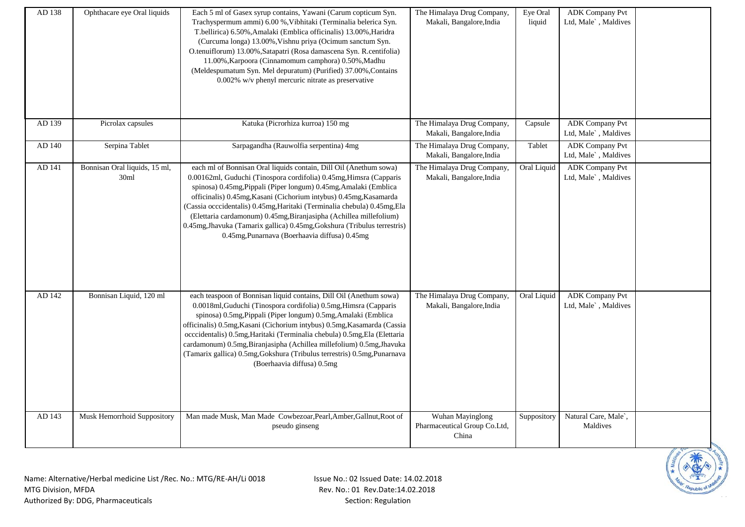| AD 138 | Ophthacare eye Oral liquids | Each 5 ml of Gasex syrup contains, Yawani (Carum copticum Syn. Trachyspermum ammi) 6.00 %,Vibhitaki (Terminalia belerica Syn. T.bellirica) 6.50%,Amalaki (Emblica officinalis) 13.00%,Haridra (Curcuma longa) 13.00%,Vishnu priya (Ocimum sanctum Syn. O.tenuiflorum) 13.00%,Satapatri (Rosa damascena Syn. R.centifolia) 11.00%,Karpoora (Cinnamomum camphora) 0.50%,Madhu (Meldespumatum Syn. Mel depuratum) (Purified) 37.00%,Contains 0.002% w/v phenyl mercuric nitrate as preservative | The Himalaya Drug Company, Makali, Bangalore,India | Eye Oral liquid | ADK Company Pvt Ltd, Male`, Maldives | |
|---|---|---|---|---|---|---|
| AD 139 | Picrolax capsules | Katuka (Picrorhiza kurroa) 150 mg | The Himalaya Drug Company, Makali, Bangalore,India | Capsule | ADK Company Pvt Ltd, Male`, Maldives | |
| AD 140 | Serpina Tablet | Sarpagandha (Rauwolfia serpentina) 4mg | The Himalaya Drug Company, Makali, Bangalore,India | Tablet | ADK Company Pvt Ltd, Male`, Maldives | |
| AD 141 | Bonnisan Oral liquids, 15 ml, 30ml | each ml of Bonnisan Oral liquids contain, Dill Oil (Anethum sowa) 0.00162ml, Guduchi (Tinospora cordifolia) 0.45mg,Himsra (Capparis spinosa) 0.45mg,Pippali (Piper longum) 0.45mg,Amalaki (Emblica officinalis) 0.45mg,Kasani (Cichorium intybus) 0.45mg,Kasamarda (Cassia occcidentalis) 0.45mg,Haritaki (Terminalia chebula) 0.45mg,Ela (Elettaria cardamonum) 0.45mg,Biranjasipha (Achillea millefolium) 0.45mg,Jhavuka (Tamarix gallica) 0.45mg,Gokshura (Tribulus terrestris) 0.45mg,Punarnava (Boerhaavia diffusa) 0.45mg | The Himalaya Drug Company, Makali, Bangalore,India | Oral Liquid | ADK Company Pvt Ltd, Male`, Maldives | |
| AD 142 | Bonnisan Liquid, 120 ml | each teaspoon of Bonnisan liquid contains, Dill Oil (Anethum sowa) 0.0018ml,Guduchi (Tinospora cordifolia) 0.5mg,Himsra (Capparis spinosa) 0.5mg,Pippali (Piper longum) 0.5mg,Amalaki (Emblica officinalis) 0.5mg,Kasani (Cichorium intybus) 0.5mg,Kasamarda (Cassia occcidentalis) 0.5mg,Haritaki (Terminalia chebula) 0.5mg,Ela (Elettaria cardamonum) 0.5mg,Biranjasipha (Achillea millefolium) 0.5mg,Jhavuka (Tamarix gallica) 0.5mg,Gokshura (Tribulus terrestris) 0.5mg,Punarnava (Boerhaavia diffusa) 0.5mg | The Himalaya Drug Company, Makali, Bangalore,India | Oral Liquid | ADK Company Pvt Ltd, Male`, Maldives | |
| AD 143 | Musk Hemorrhoid Suppository | Man made Musk, Man Made Cowbezoar,Pearl,Amber,Gallnut,Root of pseudo ginseng | Wuhan Mayinglong Pharmaceutical Group Co.Ltd, China | Suppository | Natural Care, Male`, Maldives | |

Name: Alternative/Herbal medicine List /Rec. No.: MTG/RE-AH/Li 0018
MTG Division, MFDA
Authorized By: DDG, Pharmaceuticals

Issue No.: 02 Issued Date: 14.02.2018
Rev. No.: 01 Rev.Date:14.02.2018
Section: Regulation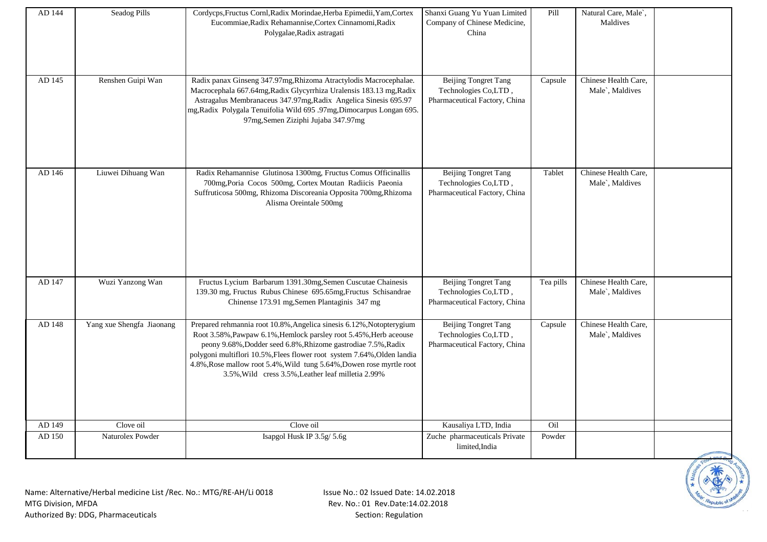| AD 144 | Seadog Pills | Cordycps,Fructus Cornl,Radix Morindae,Herba Epimedii,Yam,Cortex Eucommiae,Radix Rehamannise,Cortex Cinnamomi,Radix Polygalae,Radix astragati | Shanxi Guang Yu Yuan Limited Company of Chinese Medicine, China | Pill | Natural Care, Male`, Maldives | |
|---|---|---|---|---|---|---|
| AD 145 | Renshen Guipi Wan | Radix panax Ginseng 347.97mg,Rhizoma Atractylodis Macrocephalae. Macrocephala 667.64mg,Radix Glycyrrhiza Uralensis 183.13 mg,Radix Astragalus Membranaceus 347.97mg,Radix Angelica Sinesis 695.97 mg,Radix Polygala Tenuifolia Wild 695 .97mg,Dimocarpus Longan 695. 97mg,Semen Ziziphi Jujaba 347.97mg | Beijing Tongret Tang Technologies Co,LTD , Pharmaceutical Factory, China | Capsule | Chinese Health Care, Male`, Maldives | |
| AD 146 | Liuwei Dihuang Wan | Radix Rehamannise Glutinosa 1300mg, Fructus Comus Officinallis 700mg,Poria Cocos 500mg, Cortex Moutan Radiicis Paeonia Suffruticosa 500mg, Rhizoma Discoreania Opposita 700mg,Rhizoma Alisma Oreintale 500mg | Beijing Tongret Tang Technologies Co,LTD , Pharmaceutical Factory, China | Tablet | Chinese Health Care, Male`, Maldives | |
| AD 147 | Wuzi Yanzong Wan | Fructus Lycium Barbarum 1391.30mg,Semen Cuscutae Chainesis 139.30 mg, Fructus Rubus Chinese 695.65mg,Fructus Schisandrae Chinense 173.91 mg,Semen Plantaginis 347 mg | Beijing Tongret Tang Technologies Co,LTD , Pharmaceutical Factory, China | Tea pills | Chinese Health Care, Male`, Maldives | |
| AD 148 | Yang xue Shengfa Jiaonang | Prepared rehmannia root 10.8%,Angelica sinesis 6.12%,Notopterygium Root 3.58%,Pawpaw 6.1%,Hemlock parsley root 5.45%,Herb aceouse peony 9.68%,Dodder seed 6.8%,Rhizome gastrodiae 7.5%,Radix polygoni multiflori 10.5%,Flees flower root system 7.64%,Olden landia 4.8%,Rose mallow root 5.4%,Wild tung 5.64%,Dowen rose myrtle root 3.5%,Wild cress 3.5%,Leather leaf milletia 2.99% | Beijing Tongret Tang Technologies Co,LTD , Pharmaceutical Factory, China | Capsule | Chinese Health Care, Male`, Maldives | |
| AD 149 | Clove oil | Clove oil | Kausaliya LTD, India | Oil | | |
| AD 150 | Naturolex Powder | Isapgol Husk IP 3.5g/ 5.6g | Zuche pharmaceuticals Private limited,India | Powder | | |

Name: Alternative/Herbal medicine List /Rec. No.: MTG/RE-AH/Li 0018
MTG Division, MFDA
Authorized By: DDG, Pharmaceuticals

Issue No.: 02 Issued Date: 14.02.2018
Rev. No.: 01 Rev.Date:14.02.2018
Section: Regulation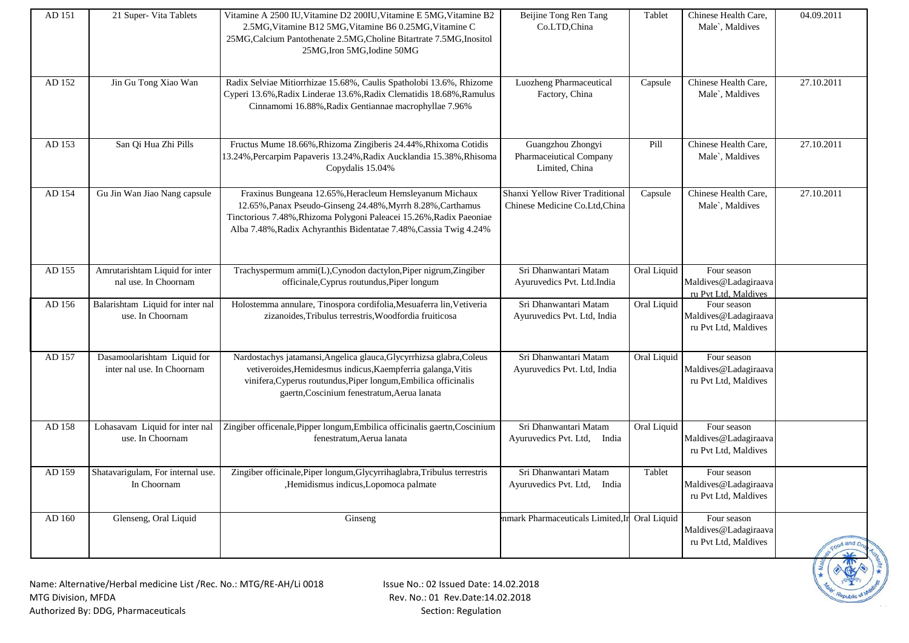| AD 151 | 21 Super- Vita Tablets | Vitamine A 2500 IU,Vitamine D2 200IU,Vitamine E 5MG,Vitamine B2 2.5MG,Vitamine B12 5MG,Vitamine B6 0.25MG,Vitamine C 25MG,Calcium Pantothenate 2.5MG,Choline Bitartrate 7.5MG,Inositol 25MG,Iron 5MG,Iodine 50MG | Beijine Tong Ren Tang Co.LTD,China | Tablet | Chinese Health Care, Male`, Maldives | 04.09.2011 |
|---|---|---|---|---|---|---|
| AD 152 | Jin Gu Tong Xiao Wan | Radix Selviae Mitiorrhizae 15.68%, Caulis Spatholobi 13.6%, Rhizome Cyperi 13.6%,Radix Linderae 13.6%,Radix Clematidis 18.68%,Ramulus Cinnamomi 16.88%,Radix Gentiannae macrophyllae 7.96% | Luozheng Pharmaceutical Factory, China | Capsule | Chinese Health Care, Male`, Maldives | 27.10.2011 |
| AD 153 | San Qi Hua Zhi Pills | Fructus Mume 18.66%,Rhizoma Zingiberis 24.44%,Rhixoma Cotidis 13.24%,Percarpim Papaveris 13.24%,Radix Aucklandia 15.38%,Rhisoma Copydalis 15.04% | Guangzhou Zhongyi Pharmaceiutical Company Limited, China | Pill | Chinese Health Care, Male`, Maldives | 27.10.2011 |
| AD 154 | Gu Jin Wan Jiao Nang capsule | Fraxinus Bungeana 12.65%,Heracleum Hemsleyanum Michaux 12.65%,Panax Pseudo-Ginseng 24.48%,Myrrh 8.28%,Carthamus Tinctorious 7.48%,Rhizoma Polygoni Paleacei 15.26%,Radix Paeoniae Alba 7.48%,Radix Achyranthis Bidentatae 7.48%,Cassia Twig 4.24% | Shanxi Yellow River Traditional Chinese Medicine Co.Ltd,China | Capsule | Chinese Health Care, Male`, Maldives | 27.10.2011 |
| AD 155 | Amrutarishtam Liquid for inter nal use. In Choornam | Trachyspermum ammi(L),Cynodon dactylon,Piper nigrum,Zingiber officinale,Cyprus routundus,Piper longum | Sri Dhanwantari Matam Ayuruvedics Pvt. Ltd.India | Oral Liquid | Four season Maldives@Ladagiraava ru Pvt Ltd, Maldives | |
| AD 156 | Balarishtam Liquid for inter nal use. In Choornam | Holostemma annulare, Tinospora cordifolia,Mesuaferra lin,Vetiveria zizanoides,Tribulus terrestris,Woodfordia fruiticosa | Sri Dhanwantari Matam Ayuruvedics Pvt. Ltd, India | Oral Liquid | Four season Maldives@Ladagiraava ru Pvt Ltd, Maldives | |
| AD 157 | Dasamoolarishtam Liquid for inter nal use. In Choornam | Nardostachys jatamansi,Angelica glauca,Glycyrrhizsa glabra,Coleus vetiveroides,Hemidesmus indicus,Kaempferria galanga,Vitis vinifera,Cyperus routundus,Piper longum,Embilica officinalis gaertn,Coscinium fenestratum,Aerua lanata | Sri Dhanwantari Matam Ayuruvedics Pvt. Ltd, India | Oral Liquid | Four season Maldives@Ladagiraava ru Pvt Ltd, Maldives | |
| AD 158 | Lohasavam Liquid for inter nal use. In Choornam | Zingiber officenale,Pipper longum,Embilica officinalis gaertn,Coscinium fenestratum,Aerua lanata | Sri Dhanwantari Matam Ayuruvedics Pvt. Ltd, India | Oral Liquid | Four season Maldives@Ladagiraava ru Pvt Ltd, Maldives | |
| AD 159 | Shatavarigulam, For internal use. In Choornam | Zingiber officinale,Piper longum,Glycyrrihaglabra,Tribulus terrestris ,Hemidismus indicus,Lopomoca palmate | Sri Dhanwantari Matam Ayuruvedics Pvt. Ltd, India | Tablet | Four season Maldives@Ladagiraava ru Pvt Ltd, Maldives | |
| AD 160 | Glenseng, Oral Liquid | Ginseng | nmark Pharmaceuticals Limited,In | Oral Liquid | Four season Maldives@Ladagiraava ru Pvt Ltd, Maldives | |

Name: Alternative/Herbal medicine List /Rec. No.: MTG/RE-AH/Li 0018
MTG Division, MFDA
Authorized By: DDG, Pharmaceuticals

Issue No.: 02 Issued Date: 14.02.2018
Rev. No.: 01 Rev.Date:14.02.2018
Section: Regulation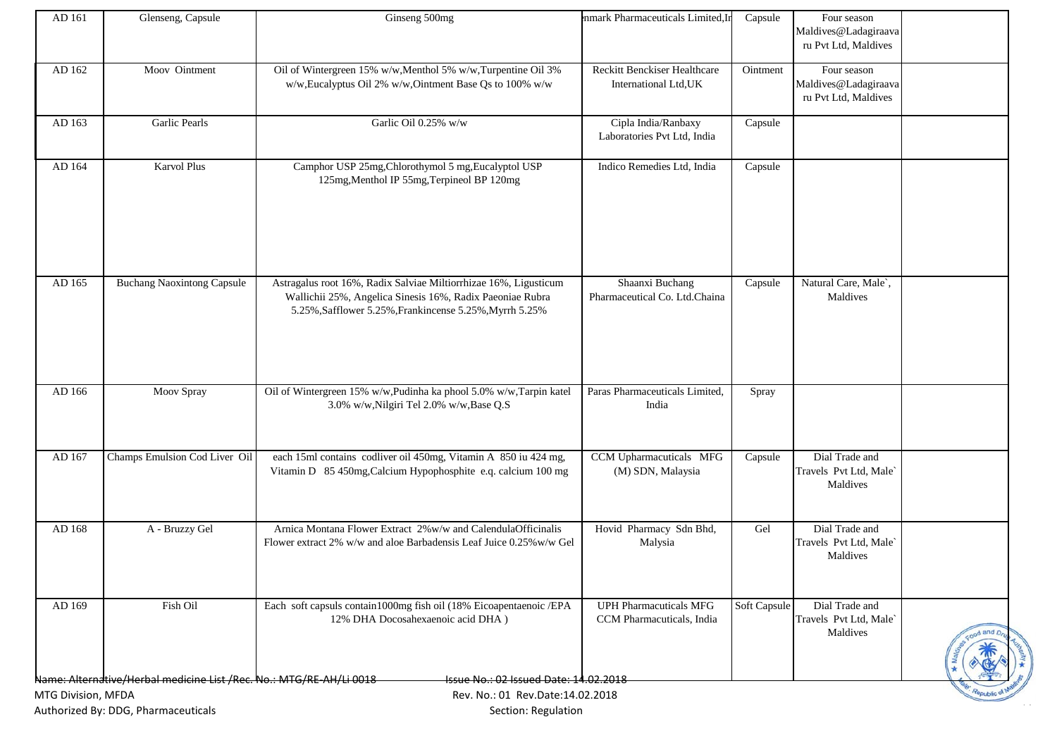| AD 161 | Glenseng, Capsule | Ginseng 500mg | nmark Pharmaceuticals Limited,Ir | Capsule | Four season Maldives@Ladagiraavaru Pvt Ltd, Maldives | |
|---|---|---|---|---|---|---|
| AD 162 | Moov Ointment | Oil of Wintergreen 15% w/w,Menthol 5% w/w,Turpentine Oil 3% w/w,Eucalyptus Oil 2% w/w,Ointment Base Qs to 100% w/w | Reckitt Benckiser Healthcare International Ltd,UK | Ointment | Four season Maldives@Ladagiraavaru Pvt Ltd, Maldives | |
| AD 163 | Garlic Pearls | Garlic Oil 0.25% w/w | Cipla India/Ranbaxy Laboratories Pvt Ltd, India | Capsule | | |
| AD 164 | Karvol Plus | Camphor USP 25mg,Chlorothymol 5 mg,Eucalyptol USP 125mg,Menthol IP 55mg,Terpineol BP 120mg | Indico Remedies Ltd, India | Capsule | | |
| AD 165 | Buchang Naoxintong Capsule | Astragalus root 16%, Radix Salviae Miltiorrhizae 16%, Ligusticum Wallichii 25%, Angelica Sinesis 16%, Radix Paeoniae Rubra 5.25%,Safflower 5.25%,Frankincense 5.25%,Myrrh 5.25% | Shaanxi Buchang Pharmaceutical Co. Ltd.Chaina | Capsule | Natural Care, Male`, Maldives | |
| AD 166 | Moov Spray | Oil of Wintergreen 15% w/w,Pudinha ka phool 5.0% w/w,Tarpin katel 3.0% w/w,Nilgiri Tel 2.0% w/w,Base Q.S | Paras Pharmaceuticals Limited, India | Spray | | |
| AD 167 | Champs Emulsion Cod Liver Oil | each 15ml contains codliver oil 450mg, Vitamin A 850 iu 424 mg, Vitamin D 85 450mg,Calcium Hypophosphite e.q. calcium 100 mg | CCM Upharmacuticals MFG (M) SDN, Malaysia | Capsule | Dial Trade and Travels Pvt Ltd, Male` Maldives | |
| AD 168 | A - Bruzzy Gel | Arnica Montana Flower Extract 2%w/w and CalendulaOfficinalis Flower extract 2% w/w and aloe Barbadensis Leaf Juice 0.25%w/w Gel | Hovid Pharmacy Sdn Bhd, Malysia | Gel | Dial Trade and Travels Pvt Ltd, Male` Maldives | |
| AD 169 | Fish Oil | Each soft capsuls contain1000mg fish oil (18% Eicoapentaenoic /EPA 12% DHA Docosahexaenoic acid DHA ) | UPH Pharmacuticals MFG CCM Pharmacuticals, India | Soft Capsule | Dial Trade and Travels Pvt Ltd, Male` Maldives | |

Name: Alternative/Herbal medicine List /Rec. No.: MTG/RE-AH/Li 0018 Issue No.: 02 Issued Date: 14.02.2018
MTG Division, MFDA Rev. No.: 01 Rev.Date:14.02.2018
Authorized By: DDG, Pharmaceuticals Section: Regulation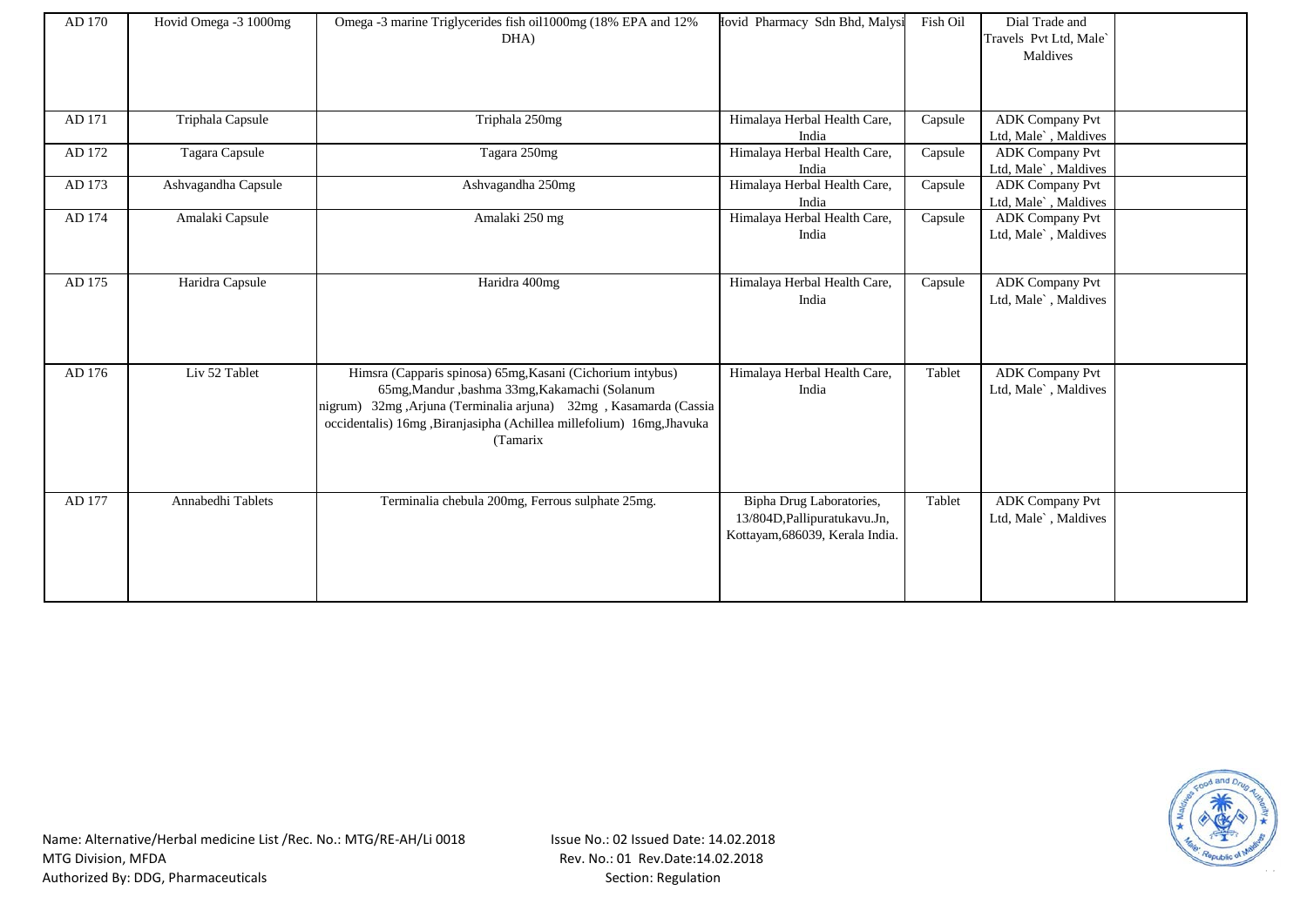| AD 170 | Hovid Omega -3 1000mg | Omega -3 marine Triglycerides fish oil1000mg (18% EPA and 12% DHA) | Hovid Pharmacy Sdn Bhd, Malysi | Fish Oil | Dial Trade and Travels Pvt Ltd, Male` Maldives | |
|---|---|---|---|---|---|---|
| AD 171 | Triphala Capsule | Triphala 250mg | Himalaya Herbal Health Care, India | Capsule | ADK Company Pvt Ltd, Male` , Maldives | |
| AD 172 | Tagara Capsule | Tagara 250mg | Himalaya Herbal Health Care, India | Capsule | ADK Company Pvt Ltd, Male` , Maldives | |
| AD 173 | Ashvagandha Capsule | Ashvagandha 250mg | Himalaya Herbal Health Care, India | Capsule | ADK Company Pvt Ltd, Male` , Maldives | |
| AD 174 | Amalaki Capsule | Amalaki 250 mg | Himalaya Herbal Health Care, India | Capsule | ADK Company Pvt Ltd, Male` , Maldives | |
| AD 175 | Haridra Capsule | Haridra 400mg | Himalaya Herbal Health Care, India | Capsule | ADK Company Pvt Ltd, Male` , Maldives | |
| AD 176 | Liv 52 Tablet | Himsra (Capparis spinosa) 65mg,Kasani (Cichorium intybus) 65mg,Mandur ,bashma 33mg,Kakamachi (Solanum nigrum) 32mg ,Arjuna (Terminalia arjuna) 32mg , Kasamarda (Cassia occidentalis) 16mg ,Biranjasipha (Achillea millefolium) 16mg,Jhavuka (Tamarix | Himalaya Herbal Health Care, India | Tablet | ADK Company Pvt Ltd, Male` , Maldives | |
| AD 177 | Annabedhi Tablets | Terminalia chebula 200mg, Ferrous sulphate 25mg. | Bipha Drug Laboratories, 13/804D,Pallipuratukavu.Jn, Kottayam,686039, Kerala India. | Tablet | ADK Company Pvt Ltd, Male` , Maldives | |

Name: Alternative/Herbal medicine List /Rec. No.: MTG/RE-AH/Li 0018
MTG Division, MFDA
Authorized By: DDG, Pharmaceuticals

Issue No.: 02 Issued Date: 14.02.2018
Rev. No.: 01 Rev.Date:14.02.2018
Section: Regulation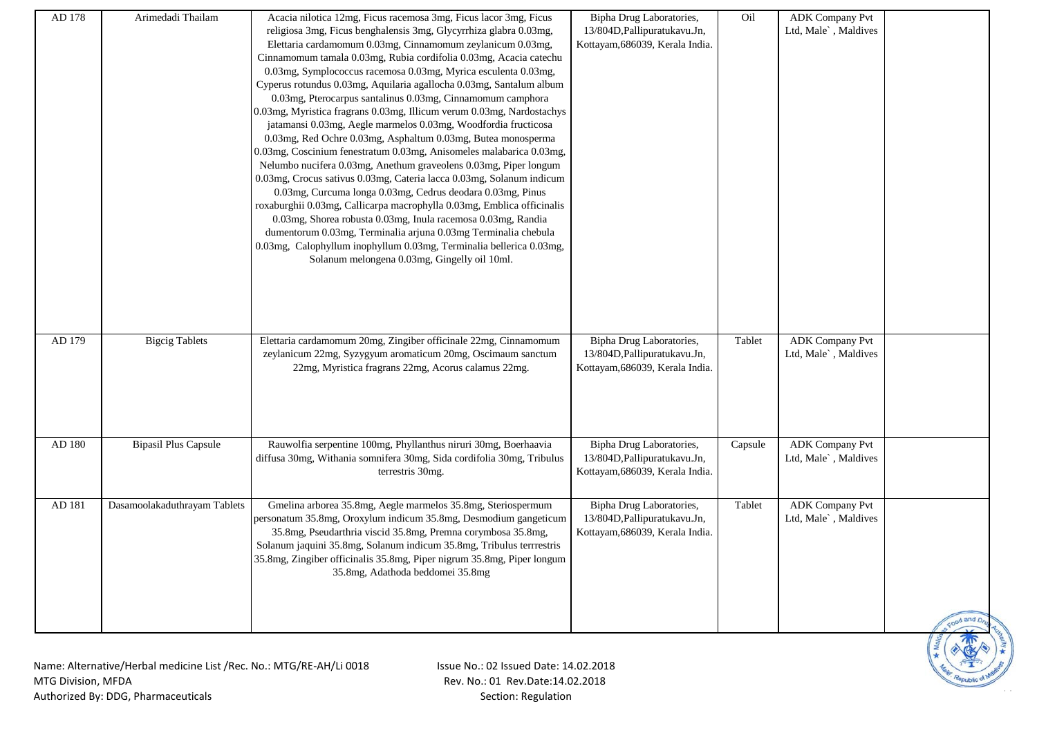| AD 178 | Arimedadi Thailam | Acacia nilotica 12mg, Ficus racemosa 3mg, Ficus lacor 3mg, Ficus religiosa 3mg, Ficus benghalensis 3mg, Glycyrrhiza glabra 0.03mg, Elettaria cardamomum 0.03mg, Cinnamomum zeylanicum 0.03mg, Cinnamomum tamala 0.03mg, Rubia cordifolia 0.03mg, Acacia catechu 0.03mg, Symplococcus racemosa 0.03mg, Myrica esculenta 0.03mg, Cyperus rotundus 0.03mg, Aquilaria agallocha 0.03mg, Santalum album 0.03mg, Pterocarpus santalinus 0.03mg, Cinnamomum camphora 0.03mg, Myristica fragrans 0.03mg, Illicum verum 0.03mg, Nardostachys jatamansi 0.03mg, Aegle marmelos 0.03mg, Woodfordia fructicosa 0.03mg, Red Ochre 0.03mg, Asphaltum 0.03mg, Butea monosperma 0.03mg, Coscinium fenestratum 0.03mg, Anisomeles malabarica 0.03mg, Nelumbo nucifera 0.03mg, Anethum graveolens 0.03mg, Piper longum 0.03mg, Crocus sativus 0.03mg, Cateria lacca 0.03mg, Solanum indicum 0.03mg, Curcuma longa 0.03mg, Cedrus deodara 0.03mg, Pinus roxaburghii 0.03mg, Callicarpa macrophylla 0.03mg, Emblica officinalis 0.03mg, Shorea robusta 0.03mg, Inula racemosa 0.03mg, Randia dumentorum 0.03mg, Terminalia arjuna 0.03mg Terminalia chebula 0.03mg, Calophyllum inophyllum 0.03mg, Terminalia bellerica 0.03mg, Solanum melongena 0.03mg, Gingelly oil 10ml. | Bipha Drug Laboratories, 13/804D,Pallipuratukavu.Jn, Kottayam,686039, Kerala India. | Oil | ADK Company Pvt Ltd, Male` , Maldives | |
|---|---|---|---|---|---|---|
| AD 179 | Bigcig Tablets | Elettaria cardamomum 20mg, Zingiber officinale 22mg, Cinnamomum zeylanicum 22mg, Syzygyum aromaticum 20mg, Oscimaum sanctum 22mg, Myristica fragrans 22mg, Acorus calamus 22mg. | Bipha Drug Laboratories, 13/804D,Pallipuratukavu.Jn, Kottayam,686039, Kerala India. | Tablet | ADK Company Pvt Ltd, Male` , Maldives | |
| AD 180 | Bipasil Plus Capsule | Rauwolfia serpentine 100mg, Phyllanthus niruri 30mg, Boerhaavia diffusa 30mg, Withania somnifera 30mg, Sida cordifolia 30mg, Tribulus terrestris 30mg. | Bipha Drug Laboratories, 13/804D,Pallipuratukavu.Jn, Kottayam,686039, Kerala India. | Capsule | ADK Company Pvt Ltd, Male` , Maldives | |
| AD 181 | Dasamoolakaduthrayam Tablets | Gmelina arborea 35.8mg, Aegle marmelos 35.8mg, Steriospermum personatum 35.8mg, Oroxylum indicum 35.8mg, Desmodium gangeticum 35.8mg, Pseudarthria viscid 35.8mg, Premna corymbosa 35.8mg, Solanum jaquini 35.8mg, Solanum indicum 35.8mg, Tribulus terrrestris 35.8mg, Zingiber officinalis 35.8mg, Piper nigrum 35.8mg, Piper longum 35.8mg, Adathoda beddomei 35.8mg | Bipha Drug Laboratories, 13/804D,Pallipuratukavu.Jn, Kottayam,686039, Kerala India. | Tablet | ADK Company Pvt Ltd, Male` , Maldives | |

Name: Alternative/Herbal medicine List /Rec. No.: MTG/RE-AH/Li 0018
MTG Division, MFDA
Authorized By: DDG, Pharmaceuticals

Issue No.: 02 Issued Date: 14.02.2018
Rev. No.: 01 Rev.Date:14.02.2018
Section: Regulation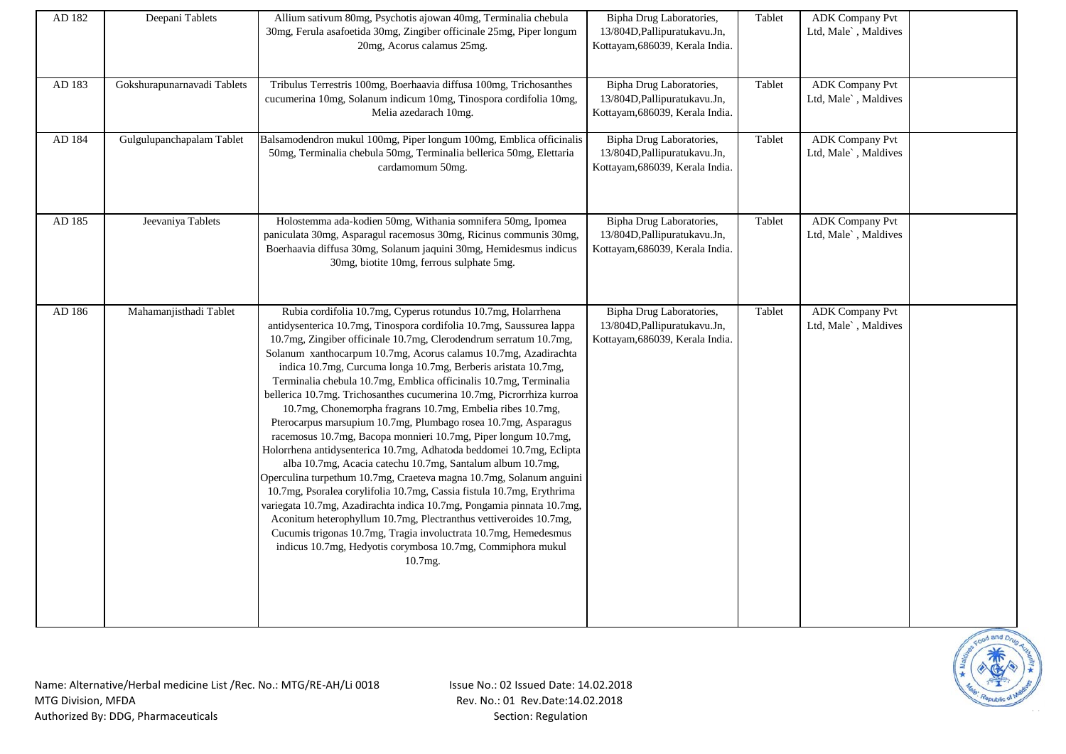| AD 182 | Deepani Tablets | Allium sativum 80mg, Psychotis ajowan 40mg, Terminalia chebula 30mg, Ferula asafoetida 30mg, Zingiber officinale 25mg, Piper longum 20mg, Acorus calamus 25mg. | Bipha Drug Laboratories, 13/804D,Pallipuratukavu.Jn, Kottayam,686039, Kerala India. | Tablet | ADK Company Pvt Ltd, Male`, Maldives | |
|---|---|---|---|---|---|---|
| AD 183 | Gokshurapunarnavadi Tablets | Tribulus Terrestris 100mg, Boerhaavia diffusa 100mg, Trichosanthes cucumerina 10mg, Solanum indicum 10mg, Tinospora cordifolia 10mg, Melia azedarach 10mg. | Bipha Drug Laboratories, 13/804D,Pallipuratukavu.Jn, Kottayam,686039, Kerala India. | Tablet | ADK Company Pvt Ltd, Male`, Maldives | |
| AD 184 | Gulgulupanchapalam Tablet | Balsamodendron mukul 100mg, Piper longum 100mg, Emblica officinalis 50mg, Terminalia chebula 50mg, Terminalia bellerica 50mg, Elettaria cardamomum 50mg. | Bipha Drug Laboratories, 13/804D,Pallipuratukavu.Jn, Kottayam,686039, Kerala India. | Tablet | ADK Company Pvt Ltd, Male`, Maldives | |
| AD 185 | Jeevaniya Tablets | Holostemma ada-kodien 50mg, Withania somnifera 50mg, Ipomea paniculata 30mg, Asparagul racemosus 30mg, Ricinus communis 30mg, Boerhaavia diffusa 30mg, Solanum jaquini 30mg, Hemidesmus indicus 30mg, biotite 10mg, ferrous sulphate 5mg. | Bipha Drug Laboratories, 13/804D,Pallipuratukavu.Jn, Kottayam,686039, Kerala India. | Tablet | ADK Company Pvt Ltd, Male`, Maldives | |
| AD 186 | Mahamanjisthadi Tablet | Rubia cordifolia 10.7mg, Cyperus rotundus 10.7mg, Holarrhena antidysenterica 10.7mg, Tinospora cordifolia 10.7mg, Saussurea lappa 10.7mg, Zingiber officinale 10.7mg, Clerodendrum serratum 10.7mg, Solanum xanthocarpum 10.7mg, Acorus calamus 10.7mg, Azadirachta indica 10.7mg, Curcuma longa 10.7mg, Berberis aristata 10.7mg, Terminalia chebula 10.7mg, Emblica officinalis 10.7mg, Terminalia bellerica 10.7mg. Trichosanthes cucumerina 10.7mg, Picrorrhiza kurroa 10.7mg, Chonemorpha fragrans 10.7mg, Embelia ribes 10.7mg, Pterocarpus marsupium 10.7mg, Plumbago rosea 10.7mg, Asparagus racemosus 10.7mg, Bacopa monnieri 10.7mg, Piper longum 10.7mg, Holorrhena antidysenterica 10.7mg, Adhatoda beddomei 10.7mg, Eclipta alba 10.7mg, Acacia catechu 10.7mg, Santalum album 10.7mg, Operculina turpethum 10.7mg, Craeteva magna 10.7mg, Solanum anguini 10.7mg, Psoralea corylifolia 10.7mg, Cassia fistula 10.7mg, Erythrima variegata 10.7mg, Azadirachta indica 10.7mg, Pongamia pinnata 10.7mg, Aconitum heterophyllum 10.7mg, Plectranthus vettiveroides 10.7mg, Cucumis trigonas 10.7mg, Tragia involuctrata 10.7mg, Hemedesmus indicus 10.7mg, Hedyotis corymbosa 10.7mg, Commiphora mukul 10.7mg. | Bipha Drug Laboratories, 13/804D,Pallipuratukavu.Jn, Kottayam,686039, Kerala India. | Tablet | ADK Company Pvt Ltd, Male`, Maldives | |

Name: Alternative/Herbal medicine List /Rec. No.: MTG/RE-AH/Li 0018
MTG Division, MFDA
Authorized By: DDG, Pharmaceuticals

Issue No.: 02 Issued Date: 14.02.2018
Rev. No.: 01 Rev.Date:14.02.2018
Section: Regulation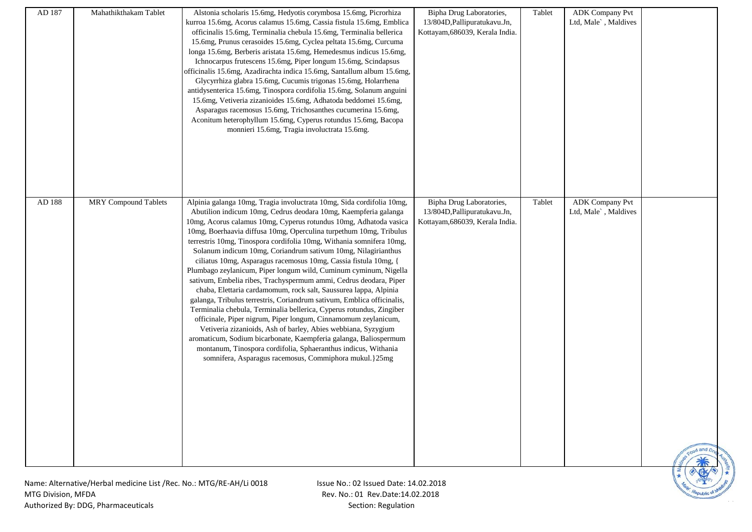| AD 187 | Mahathikthakam Tablet | Alstonia scholaris 15.6mg, Hedyotis corymbosa 15.6mg, Picrorhiza kurroa 15.6mg, Acorus calamus 15.6mg, Cassia fistula 15.6mg, Emblica officinalis 15.6mg, Terminalia chebula 15.6mg, Terminalia bellerica 15.6mg, Prunus cerasoides 15.6mg, Cyclea peltata 15.6mg, Curcuma longa 15.6mg, Berberis aristata 15.6mg, Hemedesmus indicus 15.6mg, Ichnocarpus frutescens 15.6mg, Piper longum 15.6mg, Scindapsus officinalis 15.6mg, Azadirachta indica 15.6mg, Santallum album 15.6mg, Glycyrrhiza glabra 15.6mg, Cucumis trigonas 15.6mg, Holarrhena antidysenterica 15.6mg, Tinospora cordifolia 15.6mg, Solanum anguini 15.6mg, Vetiveria zizanioides 15.6mg, Adhatoda beddomei 15.6mg, Asparagus racemosus 15.6mg, Trichosanthes cucumerina 15.6mg, Aconitum heterophyllum 15.6mg, Cyperus rotundus 15.6mg, Bacopa monnieri 15.6mg, Tragia involuctrata 15.6mg. | Bipha Drug Laboratories, 13/804D,Pallipuratukavu.Jn, Kottayam,686039, Kerala India. | Tablet | ADK Company Pvt Ltd, Male` , Maldives | |
|---|---|---|---|---|---|---|
| AD 188 | MRY Compound Tablets | Alpinia galanga 10mg, Tragia involuctrata 10mg, Sida cordifolia 10mg, Abutilion indicum 10mg, Cedrus deodara 10mg, Kaempferia galanga 10mg, Acorus calamus 10mg, Cyperus rotundus 10mg, Adhatoda vasica 10mg, Boerhaavia diffusa 10mg, Operculina turpethum 10mg, Tribulus terrestris 10mg, Tinospora cordifolia 10mg, Withania somnifera 10mg, Solanum indicum 10mg, Coriandrum sativum 10mg, Nilagirianthus ciliatus 10mg, Asparagus racemosus 10mg, Cassia fistula 10mg, { Plumbago zeylanicum, Piper longum wild, Cuminum cyminum, Nigella sativum, Embelia ribes, Trachyspermum ammi, Cedrus deodara, Piper chaba, Elettaria cardamomum, rock salt, Saussurea lappa, Alpinia galanga, Tribulus terrestris, Coriandrum sativum, Emblica officinalis, Terminalia chebula, Terminalia bellerica, Cyperus rotundus, Zingiber officinale, Piper nigrum, Piper longum, Cinnamomum zeylanicum, Vetiveria zizanioids, Ash of barley, Abies webbiana, Syzygium aromaticum, Sodium bicarbonate, Kaempferia galanga, Baliospermum montanum, Tinospora cordifolia, Sphaeranthus indicus, Withania somnifera, Asparagus racemosus, Commiphora mukul.}25mg | Bipha Drug Laboratories, 13/804D,Pallipuratukavu.Jn, Kottayam,686039, Kerala India. | Tablet | ADK Company Pvt Ltd, Male` , Maldives | |

Name: Alternative/Herbal medicine List /Rec. No.: MTG/RE-AH/Li 0018
MTG Division, MFDA
Authorized By: DDG, Pharmaceuticals

Issue No.: 02 Issued Date: 14.02.2018
Rev. No.: 01 Rev.Date:14.02.2018
Section: Regulation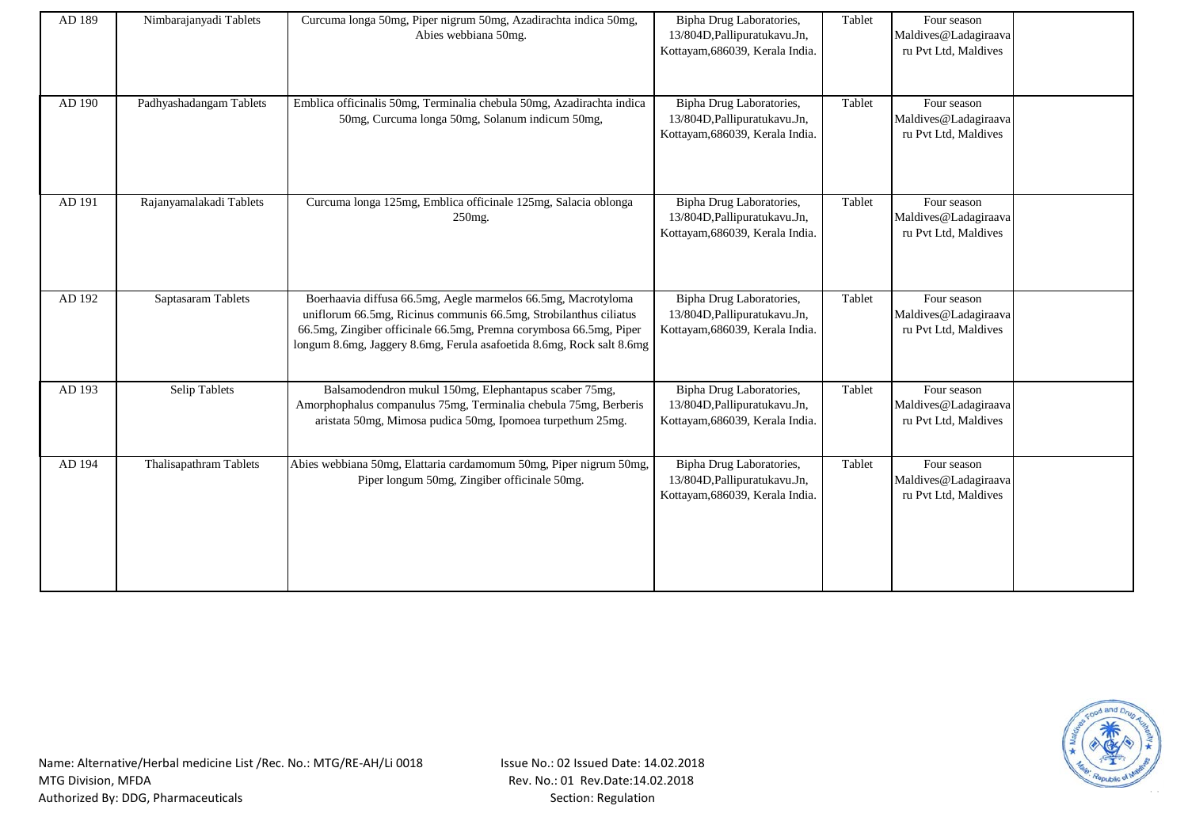| AD 189 | Nimbarajanyadi Tablets | Curcuma longa 50mg, Piper nigrum 50mg, Azadirachta indica 50mg, Abies webbiana 50mg. | Bipha Drug Laboratories, 13/804D,Pallipuratukavu.Jn, Kottayam,686039, Kerala India. | Tablet | Four season Maldives@Ladagiraava ru Pvt Ltd, Maldives | |
|---|---|---|---|---|---|---|
| AD 190 | Padhyashadangam Tablets | Emblica officinalis 50mg, Terminalia chebula 50mg, Azadirachta indica 50mg, Curcuma longa 50mg, Solanum indicum 50mg, | Bipha Drug Laboratories, 13/804D,Pallipuratukavu.Jn, Kottayam,686039, Kerala India. | Tablet | Four season Maldives@Ladagiraava ru Pvt Ltd, Maldives | |
| AD 191 | Rajanyamalakadi Tablets | Curcuma longa 125mg, Emblica officinale 125mg, Salacia oblonga 250mg. | Bipha Drug Laboratories, 13/804D,Pallipuratukavu.Jn, Kottayam,686039, Kerala India. | Tablet | Four season Maldives@Ladagiraava ru Pvt Ltd, Maldives | |
| AD 192 | Saptasaram Tablets | Boerhaavia diffusa 66.5mg, Aegle marmelos 66.5mg, Macrotyloma uniflorum 66.5mg, Ricinus communis 66.5mg, Strobilanthus ciliatus 66.5mg, Zingiber officinale 66.5mg, Premna corymbosa 66.5mg, Piper longum 8.6mg, Jaggery 8.6mg, Ferula asafoetida 8.6mg, Rock salt 8.6mg | Bipha Drug Laboratories, 13/804D,Pallipuratukavu.Jn, Kottayam,686039, Kerala India. | Tablet | Four season Maldives@Ladagiraava ru Pvt Ltd, Maldives | |
| AD 193 | Selip Tablets | Balsamodendron mukul 150mg, Elephantapus scaber 75mg, Amorphophalus companulus 75mg, Terminalia chebula 75mg, Berberis aristata 50mg, Mimosa pudica 50mg, Ipomoea turpethum 25mg. | Bipha Drug Laboratories, 13/804D,Pallipuratukavu.Jn, Kottayam,686039, Kerala India. | Tablet | Four season Maldives@Ladagiraava ru Pvt Ltd, Maldives | |
| AD 194 | Thalisapathram Tablets | Abies webbiana 50mg, Elattaria cardamomum 50mg, Piper nigrum 50mg, Piper longum 50mg, Zingiber officinale 50mg. | Bipha Drug Laboratories, 13/804D,Pallipuratukavu.Jn, Kottayam,686039, Kerala India. | Tablet | Four season Maldives@Ladagiraava ru Pvt Ltd, Maldives | |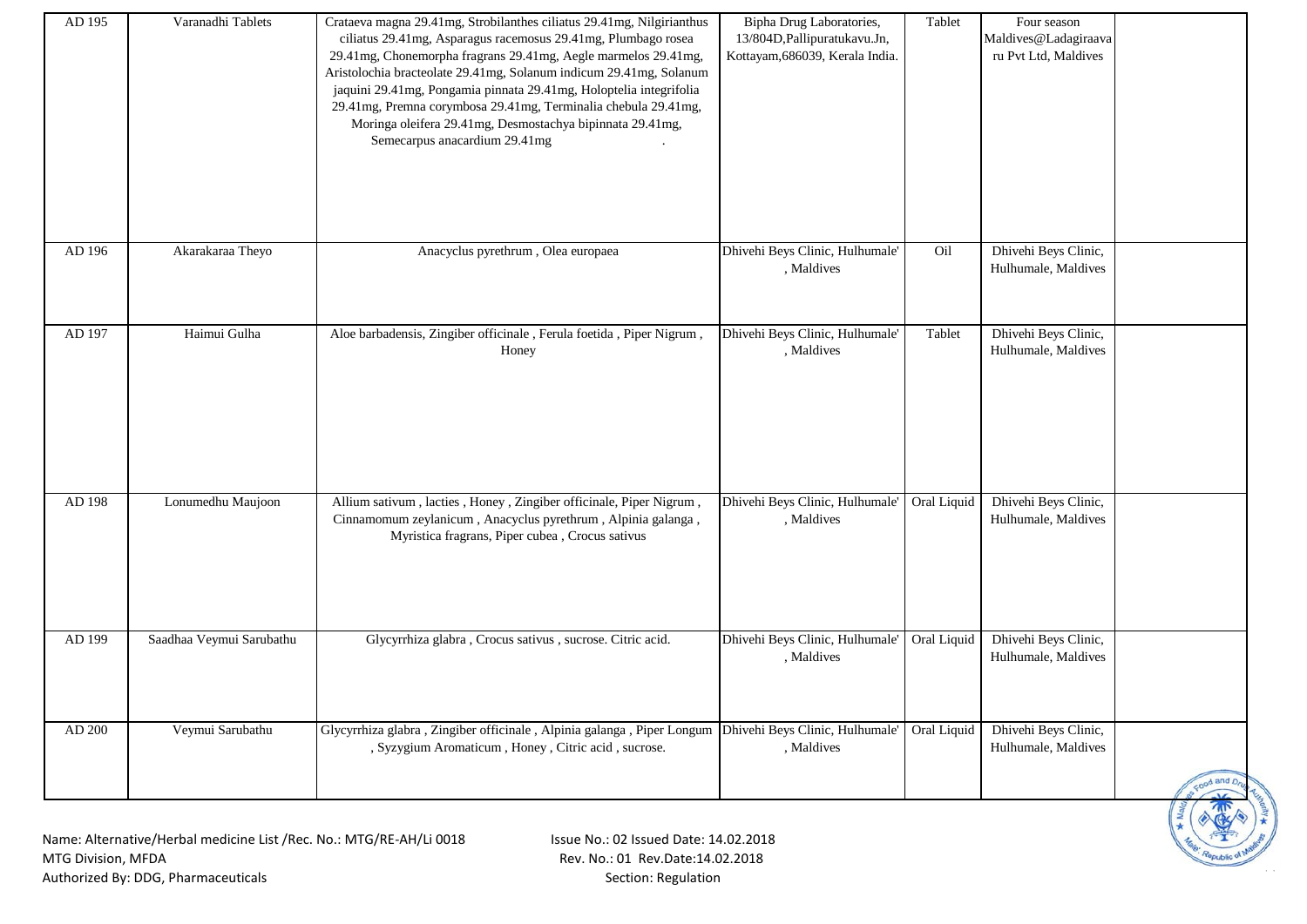| AD 195 | Varanadhi Tablets | Crataeva magna 29.41mg, Strobilanthes ciliatus 29.41mg, Nilgirianthus ciliatus 29.41mg, Asparagus racemosus 29.41mg, Plumbago rosea 29.41mg, Chonemorpha fragrans 29.41mg, Aegle marmelos 29.41mg, Aristolochia bracteolate 29.41mg, Solanum indicum 29.41mg, Solanum jaquini 29.41mg, Pongamia pinnata 29.41mg, Holoptelia integrifolia 29.41mg, Premna corymbosa 29.41mg, Terminalia chebula 29.41mg, Moringa oleifera 29.41mg, Desmostachya bipinnata 29.41mg, Semecarpus anacardium 29.41mg . | Bipha Drug Laboratories, 13/804D,Pallipuratukavu.Jn, Kottayam,686039, Kerala India. | Tablet | Four season Maldives@Ladagiraava ru Pvt Ltd, Maldives | |
|---|---|---|---|---|---|---|
| AD 196 | Akarakaraa Theyo | Anacyclus pyrethrum , Olea europaea | Dhivehi Beys Clinic, Hulhumale' , Maldives | Oil | Dhivehi Beys Clinic, Hulhumale, Maldives | |
| AD 197 | Haimui Gulha | Aloe barbadensis, Zingiber officinale , Ferula foetida , Piper Nigrum , Honey | Dhivehi Beys Clinic, Hulhumale' , Maldives | Tablet | Dhivehi Beys Clinic, Hulhumale, Maldives | |
| AD 198 | Lonumedhu Maujoon | Allium sativum , lacties , Honey , Zingiber officinale, Piper Nigrum , Cinnamomum zeylanicum , Anacyclus pyrethrum , Alpinia galanga , Myristica fragrans, Piper cubea , Crocus sativus | Dhivehi Beys Clinic, Hulhumale' , Maldives | Oral Liquid | Dhivehi Beys Clinic, Hulhumale, Maldives | |
| AD 199 | Saadhaa Veymui Sarubathu | Glycyrrhiza glabra , Crocus sativus , sucrose. Citric acid. | Dhivehi Beys Clinic, Hulhumale' , Maldives | Oral Liquid | Dhivehi Beys Clinic, Hulhumale, Maldives | |
| AD 200 | Veymui Sarubathu | Glycyrrhiza glabra , Zingiber officinale , Alpinia galanga , Piper Longum , Syzygium Aromaticum , Honey , Citric acid , sucrose. | Dhivehi Beys Clinic, Hulhumale' , Maldives | Oral Liquid | Dhivehi Beys Clinic, Hulhumale, Maldives | |

Name: Alternative/Herbal medicine List /Rec. No.: MTG/RE-AH/Li 0018
MTG Division, MFDA
Authorized By: DDG, Pharmaceuticals

Issue No.: 02 Issued Date: 14.02.2018
Rev. No.: 01 Rev.Date:14.02.2018
Section: Regulation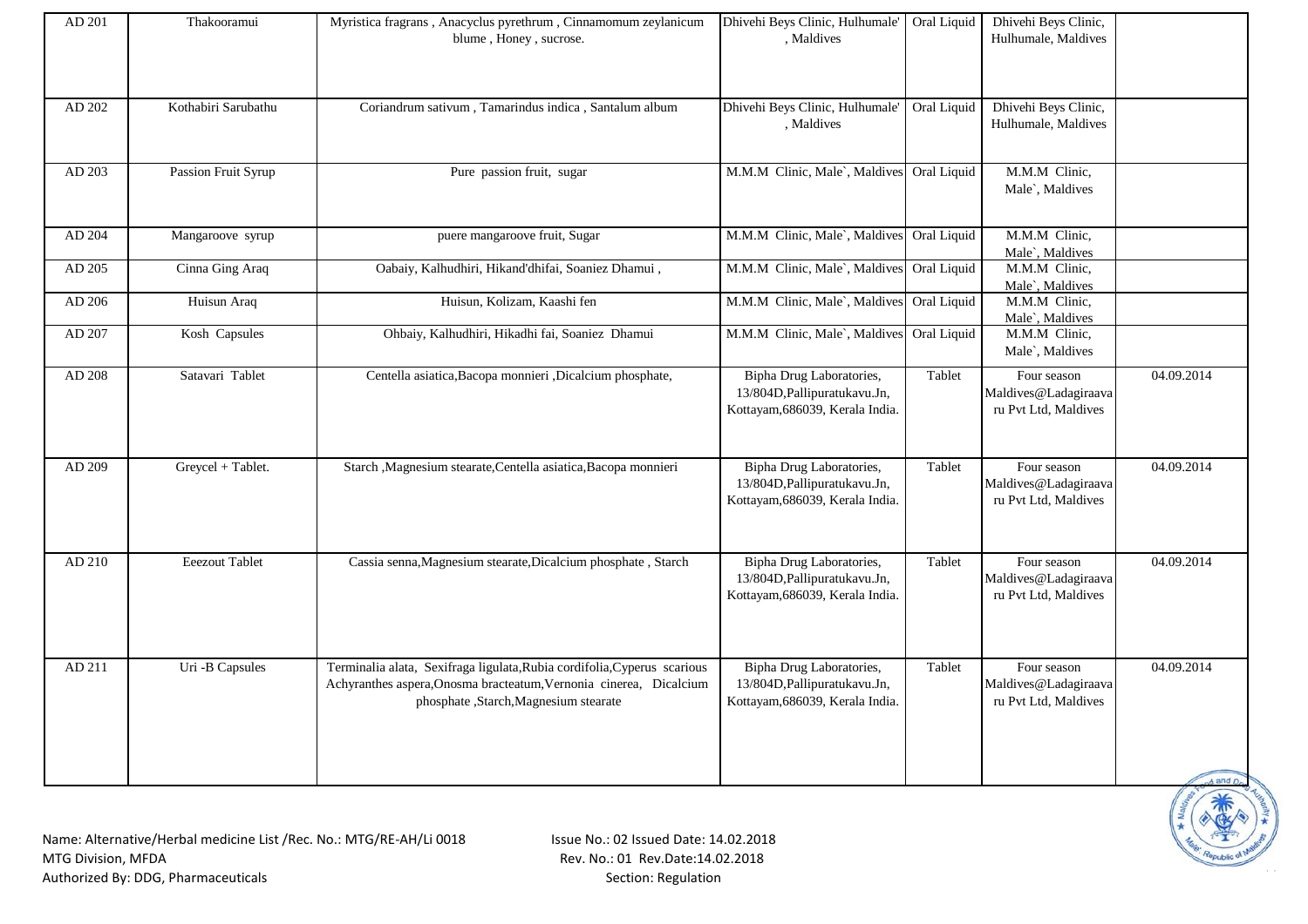| AD 201 | Thakooramui | Myristica fragrans , Anacyclus pyrethrum , Cinnamomum zeylanicum blume , Honey , sucrose. | Dhivehi Beys Clinic, Hulhumale' , Maldives | Oral Liquid | Dhivehi Beys Clinic, Hulhumale, Maldives | |
|---|---|---|---|---|---|---|
| AD 202 | Kothabiri Sarubathu | Coriandrum sativum , Tamarindus indica , Santalum album | Dhivehi Beys Clinic, Hulhumale' , Maldives | Oral Liquid | Dhivehi Beys Clinic, Hulhumale, Maldives | |
| AD 203 | Passion Fruit Syrup | Pure passion fruit, sugar | M.M.M Clinic, Male`, Maldives | Oral Liquid | M.M.M Clinic, Male`, Maldives | |
| AD 204 | Mangaroove syrup | puere mangaroove fruit, Sugar | M.M.M Clinic, Male`, Maldives | Oral Liquid | M.M.M Clinic, Male`, Maldives | |
| AD 205 | Cinna Ging Araq | Oabaiy, Kalhudhiri, Hikand'dhifai, Soaniez Dhamui , | M.M.M Clinic, Male`, Maldives | Oral Liquid | M.M.M Clinic, Male`, Maldives | |
| AD 206 | Huisun Araq | Huisun, Kolizam, Kaashi fen | M.M.M Clinic, Male`, Maldives | Oral Liquid | M.M.M Clinic, Male`, Maldives | |
| AD 207 | Kosh Capsules | Ohbaiy, Kalhudhiri, Hikadhi fai, Soaniez Dhamui | M.M.M Clinic, Male`, Maldives | Oral Liquid | M.M.M Clinic, Male`, Maldives | |
| AD 208 | Satavari Tablet | Centella asiatica,Bacopa monnieri ,Dicalcium phosphate, | Bipha Drug Laboratories, 13/804D,Pallipuratukavu.Jn, Kottayam,686039, Kerala India. | Tablet | Four season Maldives@Ladagiraavaru Pvt Ltd, Maldives | 04.09.2014 |
| AD 209 | Greycel + Tablet. | Starch ,Magnesium stearate,Centella asiatica,Bacopa monnieri | Bipha Drug Laboratories, 13/804D,Pallipuratukavu.Jn, Kottayam,686039, Kerala India. | Tablet | Four season Maldives@Ladagiraavaru Pvt Ltd, Maldives | 04.09.2014 |
| AD 210 | Eeezout Tablet | Cassia senna,Magnesium stearate,Dicalcium phosphate , Starch | Bipha Drug Laboratories, 13/804D,Pallipuratukavu.Jn, Kottayam,686039, Kerala India. | Tablet | Four season Maldives@Ladagiraavaru Pvt Ltd, Maldives | 04.09.2014 |
| AD 211 | Uri -B Capsules | Terminalia alata, Sexifraga ligulata,Rubia cordifolia,Cyperus scarious Achyranthes aspera,Onosma bracteatum,Vernonia cinerea, Dicalcium phosphate ,Starch,Magnesium stearate | Bipha Drug Laboratories, 13/804D,Pallipuratukavu.Jn, Kottayam,686039, Kerala India. | Tablet | Four season Maldives@Ladagiraavaru Pvt Ltd, Maldives | 04.09.2014 |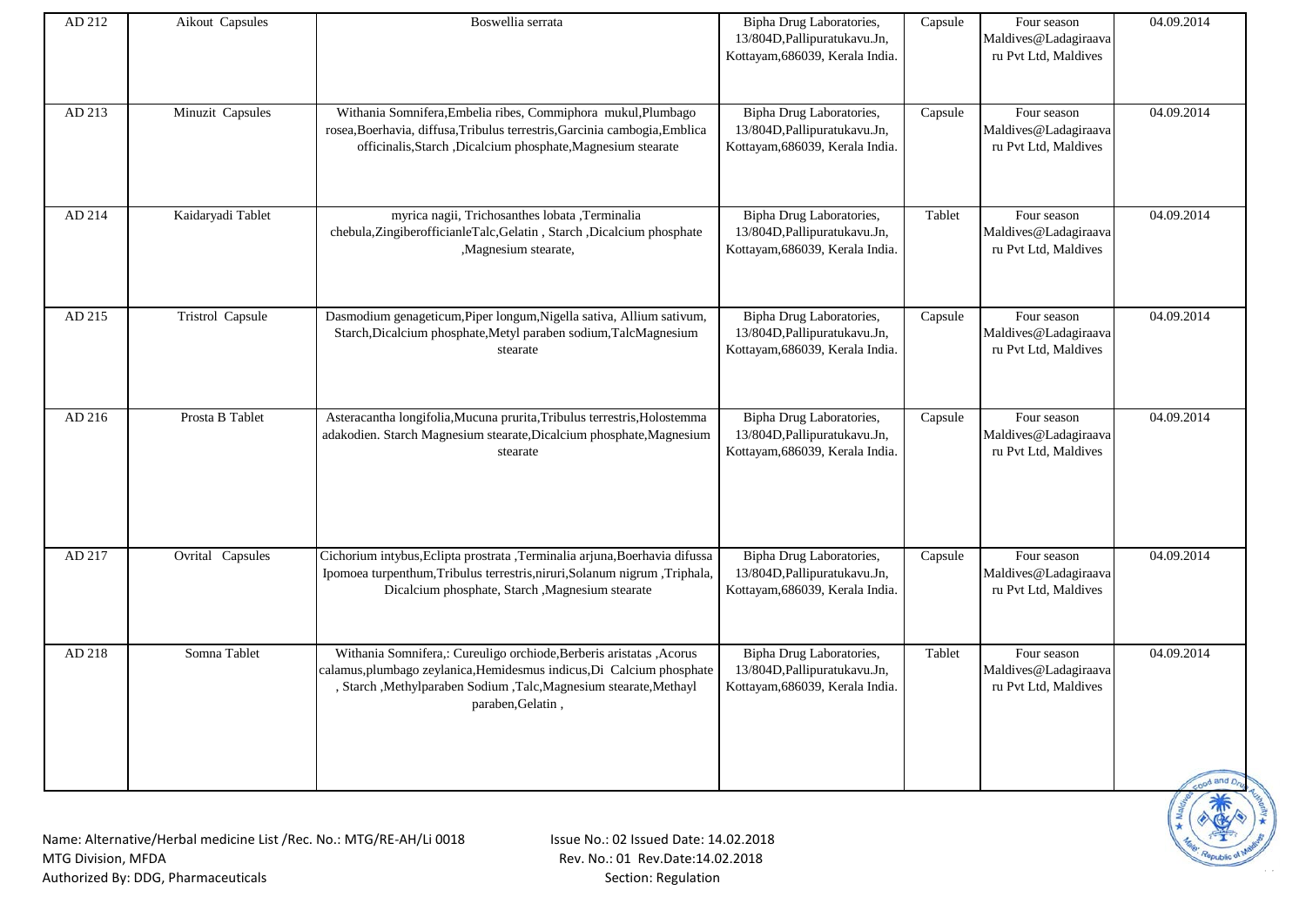| AD 212 | Aikout Capsules | Boswellia serrata | Bipha Drug Laboratories, 13/804D,Pallipuratukavu.Jn, Kottayam,686039, Kerala India. | Capsule | Four season Maldives@Ladagiraava ru Pvt Ltd, Maldives | 04.09.2014 |
|---|---|---|---|---|---|---|
| AD 213 | Minuzit Capsules | Withania Somnifera,Embelia ribes, Commiphora mukul,Plumbago rosea,Boerhavia, diffusa,Tribulus terrestris,Garcinia cambogia,Emblica officinalis,Starch ,Dicalcium phosphate,Magnesium stearate | Bipha Drug Laboratories, 13/804D,Pallipuratukavu.Jn, Kottayam,686039, Kerala India. | Capsule | Four season Maldives@Ladagiraava ru Pvt Ltd, Maldives | 04.09.2014 |
| AD 214 | Kaidaryadi Tablet | myrica nagii, Trichosanthes lobata ,Terminalia chebula,ZingiberofficianleTalc,Gelatin , Starch ,Dicalcium phosphate ,Magnesium stearate, | Bipha Drug Laboratories, 13/804D,Pallipuratukavu.Jn, Kottayam,686039, Kerala India. | Tablet | Four season Maldives@Ladagiraava ru Pvt Ltd, Maldives | 04.09.2014 |
| AD 215 | Tristrol Capsule | Dasmodium genageticum,Piper longum,Nigella sativa, Allium sativum, Starch,Dicalcium phosphate,Metyl paraben sodium,TalcMagnesium stearate | Bipha Drug Laboratories, 13/804D,Pallipuratukavu.Jn, Kottayam,686039, Kerala India. | Capsule | Four season Maldives@Ladagiraava ru Pvt Ltd, Maldives | 04.09.2014 |
| AD 216 | Prosta B Tablet | Asteracantha longifolia,Mucuna prurita,Tribulus terrestris,Holostemma adakodien. Starch Magnesium stearate,Dicalcium phosphate,Magnesium stearate | Bipha Drug Laboratories, 13/804D,Pallipuratukavu.Jn, Kottayam,686039, Kerala India. | Capsule | Four season Maldives@Ladagiraava ru Pvt Ltd, Maldives | 04.09.2014 |
| AD 217 | Ovrital Capsules | Cichorium intybus,Eclipta prostrata ,Terminalia arjuna,Boerhavia difussa Ipomoea turpenthum,Tribulus terrestris,niruri,Solanum nigrum ,Triphala, Dicalcium phosphate, Starch ,Magnesium stearate | Bipha Drug Laboratories, 13/804D,Pallipuratukavu.Jn, Kottayam,686039, Kerala India. | Capsule | Four season Maldives@Ladagiraava ru Pvt Ltd, Maldives | 04.09.2014 |
| AD 218 | Somna Tablet | Withania Somnifera,: Cureuligo orchiode,Berberis aristatas ,Acorus calamus,plumbago zeylanica,Hemidesmus indicus,Di Calcium phosphate , Starch ,Methylparaben Sodium ,Talc,Magnesium stearate,Methayl paraben,Gelatin , | Bipha Drug Laboratories, 13/804D,Pallipuratukavu.Jn, Kottayam,686039, Kerala India. | Tablet | Four season Maldives@Ladagiraava ru Pvt Ltd, Maldives | 04.09.2014 |

Name: Alternative/Herbal medicine List /Rec. No.: MTG/RE-AH/Li 0018
MTG Division, MFDA
Authorized By: DDG, Pharmaceuticals

Issue No.: 02 Issued Date: 14.02.2018
Rev. No.: 01 Rev.Date:14.02.2018
Section: Regulation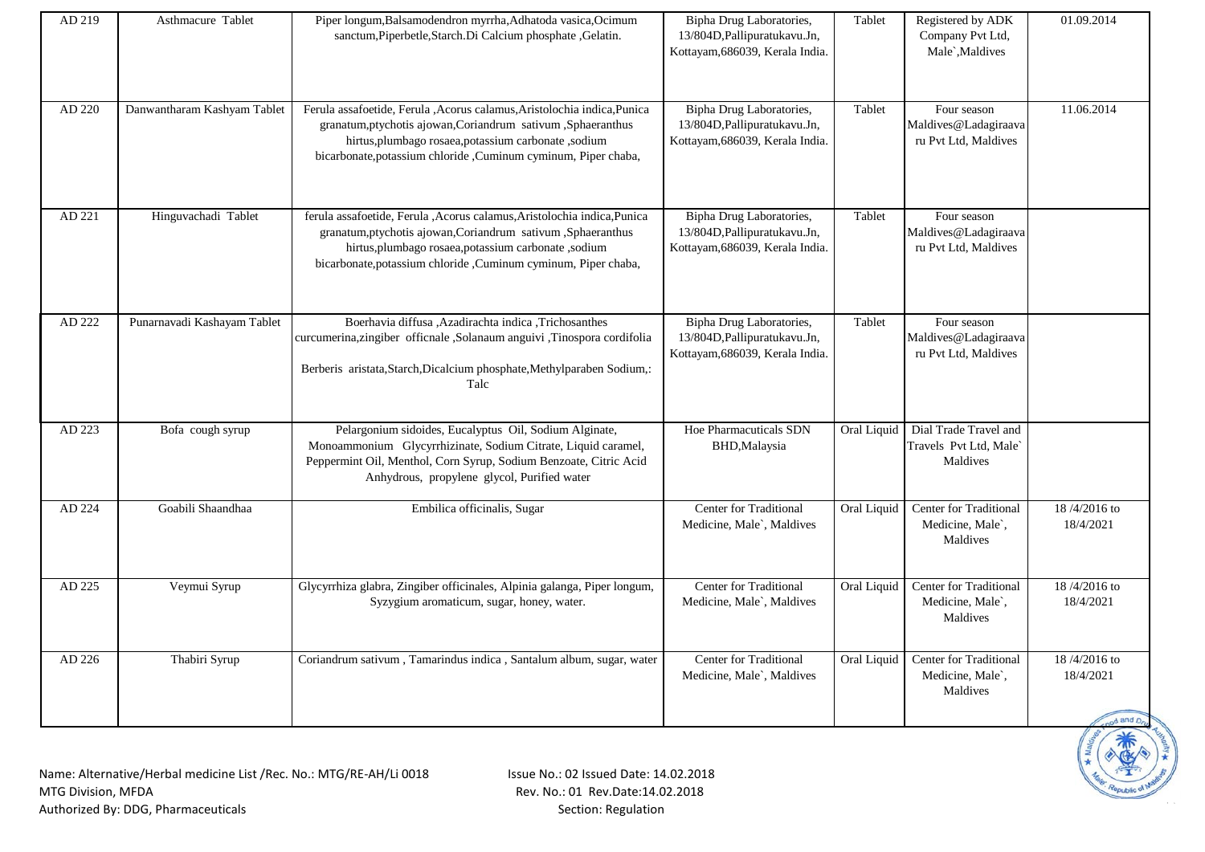| AD 219 | Asthmacure Tablet | Piper longum,Balsamodendron myrrha,Adhatoda vasica,Ocimum sanctum,Piperbetle,Starch.Di Calcium phosphate ,Gelatin. | Bipha Drug Laboratories, 13/804D,Pallipuratukavu.Jn, Kottayam,686039, Kerala India. | Tablet | Registered by ADK Company Pvt Ltd, Male`,Maldives | 01.09.2014 |
|---|---|---|---|---|---|---|
| AD 220 | Danwantharam Kashyam Tablet | Ferula assafoetide, Ferula ,Acorus calamus,Aristolochia indica,Punica granatum,ptychotis ajowan,Coriandrum sativum ,Sphaeranthus hirtus,plumbago rosaea,potassium carbonate ,sodium bicarbonate,potassium chloride ,Cuminum cyminum, Piper chaba, | Bipha Drug Laboratories, 13/804D,Pallipuratukavu.Jn, Kottayam,686039, Kerala India. | Tablet | Four season Maldives@Ladagiraava ru Pvt Ltd, Maldives | 11.06.2014 |
| AD 221 | Hinguvachadi Tablet | ferula assafoetide, Ferula ,Acorus calamus,Aristolochia indica,Punica granatum,ptychotis ajowan,Coriandrum sativum ,Sphaeranthus hirtus,plumbago rosaea,potassium carbonate ,sodium bicarbonate,potassium chloride ,Cuminum cyminum, Piper chaba, | Bipha Drug Laboratories, 13/804D,Pallipuratukavu.Jn, Kottayam,686039, Kerala India. | Tablet | Four season Maldives@Ladagiraava ru Pvt Ltd, Maldives | |
| AD 222 | Punarnavadi Kashayam Tablet | Boerhavia diffusa ,Azadirachta indica ,Trichosanthes curcumerina,zingiber officnale ,Solanaum anguivi ,Tinospora cordifolia Berberis aristata,Starch,Dicalcium phosphate,Methylparaben Sodium,: Talc | Bipha Drug Laboratories, 13/804D,Pallipuratukavu.Jn, Kottayam,686039, Kerala India. | Tablet | Four season Maldives@Ladagiraava ru Pvt Ltd, Maldives | |
| AD 223 | Bofa cough syrup | Pelargonium sidoides, Eucalyptus Oil, Sodium Alginate, Monoammonium Glycyrrhizinate, Sodium Citrate, Liquid caramel, Peppermint Oil, Menthol, Corn Syrup, Sodium Benzoate, Citric Acid Anhydrous, propylene glycol, Purified water | Hoe Pharmacuticals SDN BHD,Malaysia | Oral Liquid | Dial Trade Travel and Travels Pvt Ltd, Male` Maldives | |
| AD 224 | Goabili Shaandhaa | Embilica officinalis, Sugar | Center for Traditional Medicine, Male`, Maldives | Oral Liquid | Center for Traditional Medicine, Male`, Maldives | 18 /4/2016 to 18/4/2021 |
| AD 225 | Veymui Syrup | Glycyrrhiza glabra, Zingiber officinales, Alpinia galanga, Piper longum, Syzygium aromaticum, sugar, honey, water. | Center for Traditional Medicine, Male`, Maldives | Oral Liquid | Center for Traditional Medicine, Male`, Maldives | 18 /4/2016 to 18/4/2021 |
| AD 226 | Thabiri Syrup | Coriandrum sativum , Tamarindus indica , Santalum album, sugar, water | Center for Traditional Medicine, Male`, Maldives | Oral Liquid | Center for Traditional Medicine, Male`, Maldives | 18 /4/2016 to 18/4/2021 |

Name: Alternative/Herbal medicine List /Rec. No.: MTG/RE-AH/Li 0018 Issue No.: 02 Issued Date: 14.02.2018
MTG Division, MFDA Rev. No.: 01 Rev.Date:14.02.2018
Authorized By: DDG, Pharmaceuticals Section: Regulation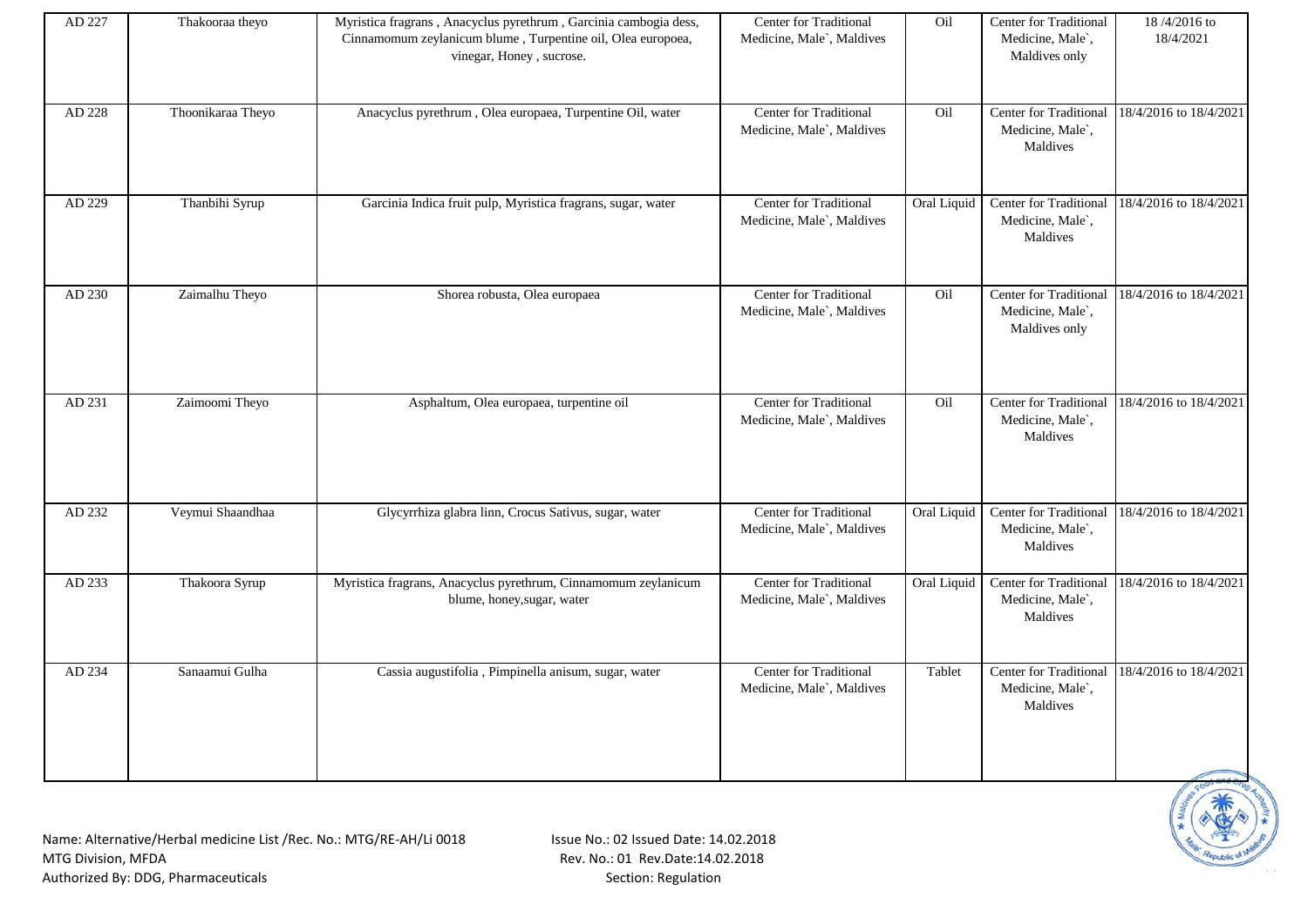| AD 227 | Thakooraa theyo | Myristica fragrans , Anacyclus pyrethrum , Garcinia cambogia dess, Cinnamomum zeylanicum blume , Turpentine oil, Olea europoea, vinegar, Honey , sucrose. | Center for Traditional Medicine, Male`, Maldives | Oil | Center for Traditional Medicine, Male`, Maldives only | 18 /4/2016 to 18/4/2021 |
|---|---|---|---|---|---|---|
| AD 228 | Thoonikaraa Theyo | Anacyclus pyrethrum , Olea europaea, Turpentine Oil, water | Center for Traditional Medicine, Male`, Maldives | Oil | Center for Traditional Medicine, Male`, Maldives | 18/4/2016 to 18/4/2021 |
| AD 229 | Thanbihi Syrup | Garcinia Indica fruit pulp, Myristica fragrans, sugar, water | Center for Traditional Medicine, Male`, Maldives | Oral Liquid | Center for Traditional Medicine, Male`, Maldives | 18/4/2016 to 18/4/2021 |
| AD 230 | Zaimalhu Theyo | Shorea robusta, Olea europaea | Center for Traditional Medicine, Male`, Maldives | Oil | Center for Traditional Medicine, Male`, Maldives only | 18/4/2016 to 18/4/2021 |
| AD 231 | Zaimoomi Theyo | Asphaltum, Olea europaea, turpentine oil | Center for Traditional Medicine, Male`, Maldives | Oil | Center for Traditional Medicine, Male`, Maldives | 18/4/2016 to 18/4/2021 |
| AD 232 | Veymui Shaandhaa | Glycyrrhiza glabra linn, Crocus Sativus, sugar, water | Center for Traditional Medicine, Male`, Maldives | Oral Liquid | Center for Traditional Medicine, Male`, Maldives | 18/4/2016 to 18/4/2021 |
| AD 233 | Thakoora Syrup | Myristica fragrans, Anacyclus pyrethrum, Cinnamomum zeylanicum blume, honey,sugar, water | Center for Traditional Medicine, Male`, Maldives | Oral Liquid | Center for Traditional Medicine, Male`, Maldives | 18/4/2016 to 18/4/2021 |
| AD 234 | Sanaamui Gulha | Cassia augustifolia , Pimpinella anisum, sugar, water | Center for Traditional Medicine, Male`, Maldives | Tablet | Center for Traditional Medicine, Male`, Maldives | 18/4/2016 to 18/4/2021 |

Name: Alternative/Herbal medicine List /Rec. No.: MTG/RE-AH/Li 0018
MTG Division, MFDA
Authorized By: DDG, Pharmaceuticals

Issue No.: 02 Issued Date: 14.02.2018
Rev. No.: 01 Rev.Date:14.02.2018
Section: Regulation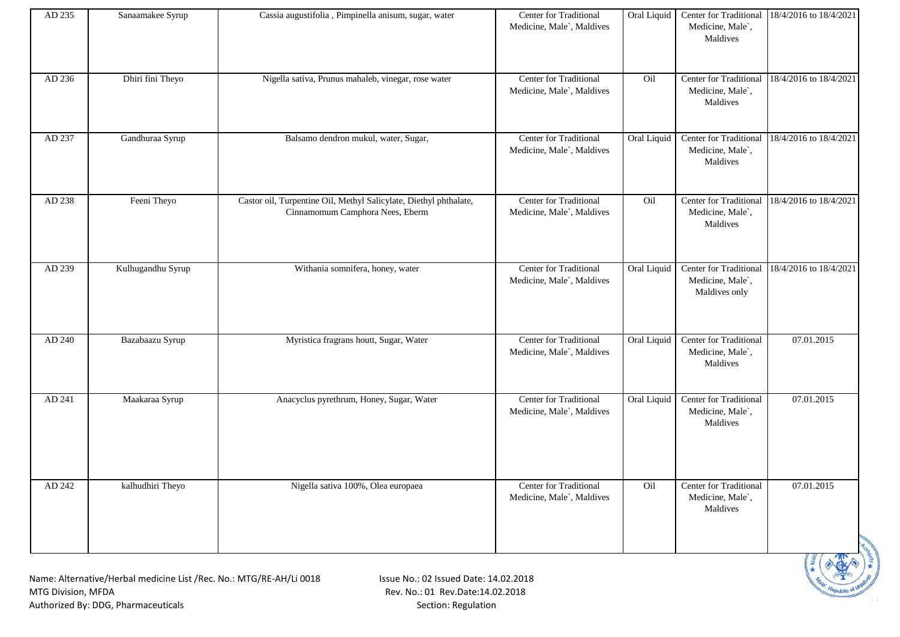| AD 235 | Sanaamakee Syrup | Cassia augustifolia , Pimpinella anisum, sugar, water | Center for Traditional Medicine, Male`, Maldives | Oral Liquid | Center for Traditional Medicine, Male`, Maldives | 18/4/2016 to 18/4/2021 |
|---|---|---|---|---|---|---|
| AD 236 | Dhiri fini Theyo | Nigella sativa, Prunus mahaleb, vinegar, rose water | Center for Traditional Medicine, Male`, Maldives | Oil | Center for Traditional Medicine, Male`, Maldives | 18/4/2016 to 18/4/2021 |
| AD 237 | Gandhuraa Syrup | Balsamo dendron mukul, water, Sugar, | Center for Traditional Medicine, Male`, Maldives | Oral Liquid | Center for Traditional Medicine, Male`, Maldives | 18/4/2016 to 18/4/2021 |
| AD 238 | Feeni Theyo | Castor oil, Turpentine Oil, Methyl Salicylate, Diethyl phthalate, Cinnamomum Camphora Nees, Eberm | Center for Traditional Medicine, Male`, Maldives | Oil | Center for Traditional Medicine, Male`, Maldives | 18/4/2016 to 18/4/2021 |
| AD 239 | Kulhugandhu Syrup | Withania somnifera, honey, water | Center for Traditional Medicine, Male`, Maldives | Oral Liquid | Center for Traditional Medicine, Male`, Maldives only | 18/4/2016 to 18/4/2021 |
| AD 240 | Bazabaazu Syrup | Myristica fragrans houtt, Sugar, Water | Center for Traditional Medicine, Male`, Maldives | Oral Liquid | Center for Traditional Medicine, Male`, Maldives | 07.01.2015 |
| AD 241 | Maakaraa Syrup | Anacyclus pyrethrum, Honey, Sugar, Water | Center for Traditional Medicine, Male`, Maldives | Oral Liquid | Center for Traditional Medicine, Male`, Maldives | 07.01.2015 |
| AD 242 | kalhudhiri Theyo | Nigella sativa 100%, Olea europaea | Center for Traditional Medicine, Male`, Maldives | Oil | Center for Traditional Medicine, Male`, Maldives | 07.01.2015 |

Name: Alternative/Herbal medicine List /Rec. No.: MTG/RE-AH/Li 0018
MTG Division, MFDA
Authorized By: DDG, Pharmaceuticals

Issue No.: 02 Issued Date: 14.02.2018
Rev. No.: 01 Rev.Date:14.02.2018
Section: Regulation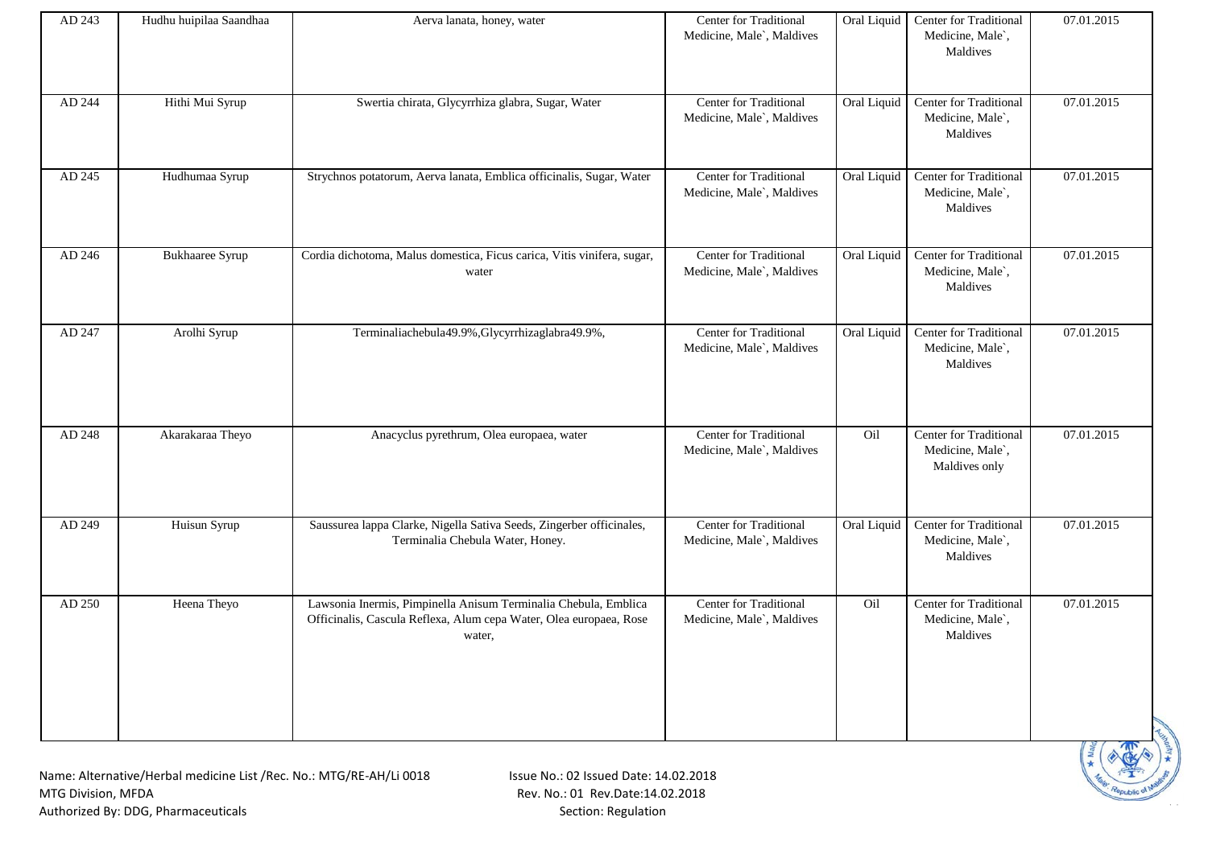| AD 243 | Hudhu huipilaa Saandhaa | Aerva lanata, honey, water | Center for Traditional Medicine, Male`, Maldives | Oral Liquid | Center for Traditional Medicine, Male`, Maldives | 07.01.2015 |
|---|---|---|---|---|---|---|
| AD 244 | Hithi Mui Syrup | Swertia chirata, Glycyrrhiza glabra, Sugar, Water | Center for Traditional Medicine, Male`, Maldives | Oral Liquid | Center for Traditional Medicine, Male`, Maldives | 07.01.2015 |
| AD 245 | Hudhumaa Syrup | Strychnos potatorum, Aerva lanata, Emblica officinalis, Sugar, Water | Center for Traditional Medicine, Male`, Maldives | Oral Liquid | Center for Traditional Medicine, Male`, Maldives | 07.01.2015 |
| AD 246 | Bukhaaree Syrup | Cordia dichotoma, Malus domestica, Ficus carica, Vitis vinifera, sugar, water | Center for Traditional Medicine, Male`, Maldives | Oral Liquid | Center for Traditional Medicine, Male`, Maldives | 07.01.2015 |
| AD 247 | Arolhi Syrup | Terminaliachebula49.9%,Glycyrrhizaglabra49.9%, | Center for Traditional Medicine, Male`, Maldives | Oral Liquid | Center for Traditional Medicine, Male`, Maldives | 07.01.2015 |
| AD 248 | Akarakaraa Theyo | Anacyclus pyrethrum, Olea europaea, water | Center for Traditional Medicine, Male`, Maldives | Oil | Center for Traditional Medicine, Male`, Maldives only | 07.01.2015 |
| AD 249 | Huisun Syrup | Saussurea lappa Clarke, Nigella Sativa Seeds, Zingerber officinales, Terminalia Chebula Water, Honey. | Center for Traditional Medicine, Male`, Maldives | Oral Liquid | Center for Traditional Medicine, Male`, Maldives | 07.01.2015 |
| AD 250 | Heena Theyo | Lawsonia Inermis, Pimpinella Anisum Terminalia Chebula, Emblica Officinalis, Cascula Reflexa, Alum cepa Water, Olea europaea, Rose water, | Center for Traditional Medicine, Male`, Maldives | Oil | Center for Traditional Medicine, Male`, Maldives | 07.01.2015 |

Name: Alternative/Herbal medicine List /Rec. No.: MTG/RE-AH/Li 0018
MTG Division, MFDA
Authorized By: DDG, Pharmaceuticals

Issue No.: 02 Issued Date: 14.02.2018
Rev. No.: 01 Rev.Date:14.02.2018
Section: Regulation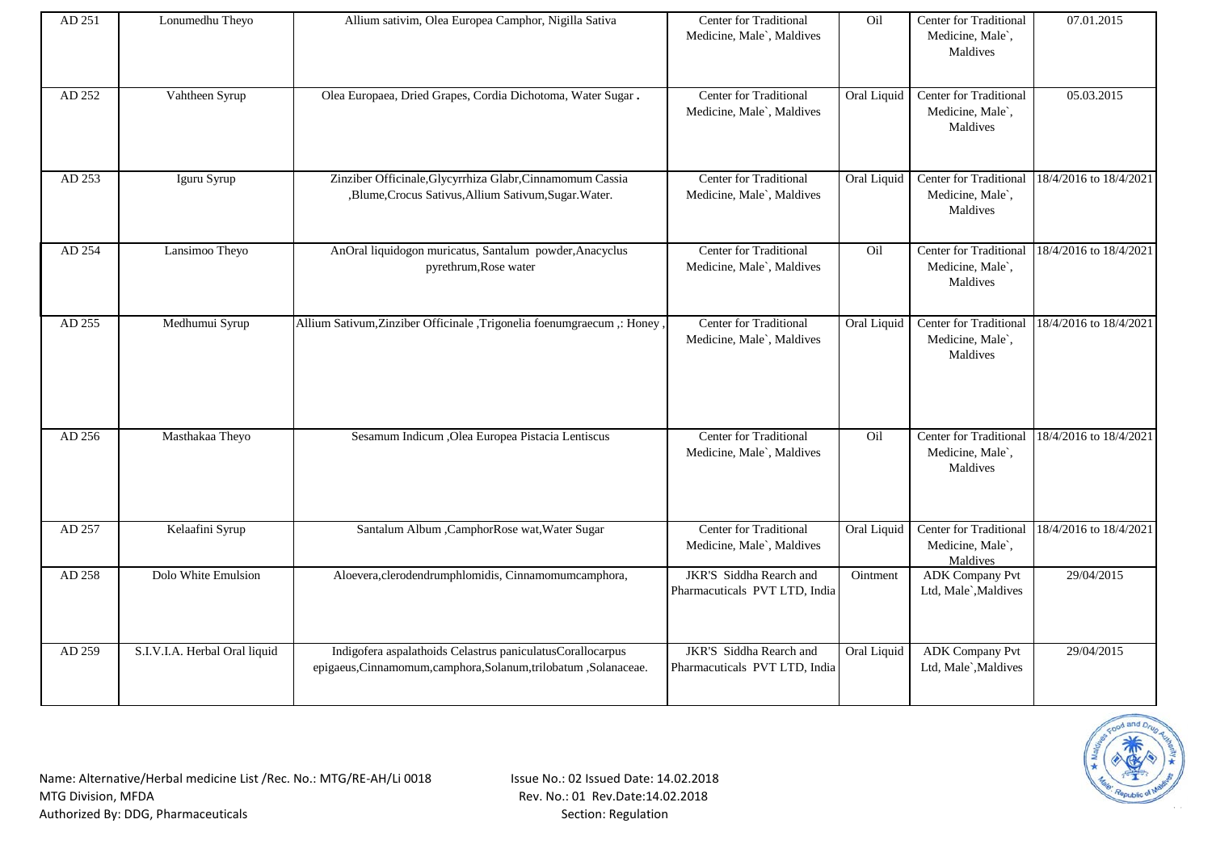| AD 251 | Lonumedhu Theyo | Allium sativim, Olea Europea Camphor, Nigilla Sativa | Center for Traditional Medicine, Male`, Maldives | Oil | Center for Traditional Medicine, Male`, Maldives | 07.01.2015 |
|---|---|---|---|---|---|---|
| AD 252 | Vahtheen Syrup | Olea Europaea, Dried Grapes, Cordia Dichotoma, Water Sugar **.** | Center for Traditional Medicine, Male`, Maldives | Oral Liquid | Center for Traditional Medicine, Male`, Maldives | 05.03.2015 |
| AD 253 | Iguru Syrup | Zinziber Officinale,Glycyrrhiza Glabr,Cinnamomum Cassia ,Blume,Crocus Sativus,Allium Sativum,Sugar.Water. | Center for Traditional Medicine, Male`, Maldives | Oral Liquid | Center for Traditional Medicine, Male`, Maldives | 18/4/2016 to 18/4/2021 |
| AD 254 | Lansimoo Theyo | AnOral liquidogon muricatus, Santalum powder,Anacyclus pyrethrum,Rose water | Center for Traditional Medicine, Male`, Maldives | Oil | Center for Traditional Medicine, Male`, Maldives | 18/4/2016 to 18/4/2021 |
| AD 255 | Medhumui Syrup | Allium Sativum,Zinziber Officinale ,Trigonelia foenumgraecum ,: Honey , | Center for Traditional Medicine, Male`, Maldives | Oral Liquid | Center for Traditional Medicine, Male`, Maldives | 18/4/2016 to 18/4/2021 |
| AD 256 | Masthakaa Theyo | Sesamum Indicum ,Olea Europea Pistacia Lentiscus | Center for Traditional Medicine, Male`, Maldives | Oil | Center for Traditional Medicine, Male`, Maldives | 18/4/2016 to 18/4/2021 |
| AD 257 | Kelaafini Syrup | Santalum Album ,CamphorRose wat,Water Sugar | Center for Traditional Medicine, Male`, Maldives | Oral Liquid | Center for Traditional Medicine, Male`, Maldives | 18/4/2016 to 18/4/2021 |
| AD 258 | Dolo White Emulsion | Aloevera,clerodendrumphlomidis, Cinnamomumcamphora, | JKR'S Siddha Rearch and Pharmacuticals PVT LTD, India | Ointment | ADK Company Pvt Ltd, Male`,Maldives | 29/04/2015 |
| AD 259 | S.I.V.I.A. Herbal Oral liquid | Indigofera aspalathoids Celastrus paniculatusCorallocarpus epigaeus,Cinnamomum,camphora,Solanum,trilobatum ,Solanaceae. | JKR'S Siddha Rearch and Pharmacuticals PVT LTD, India | Oral Liquid | ADK Company Pvt Ltd, Male`,Maldives | 29/04/2015 |

Name: Alternative/Herbal medicine List /Rec. No.: MTG/RE-AH/Li 0018
MTG Division, MFDA
Authorized By: DDG, Pharmaceuticals

Issue No.: 02 Issued Date: 14.02.2018
Rev. No.: 01 Rev.Date:14.02.2018
Section: Regulation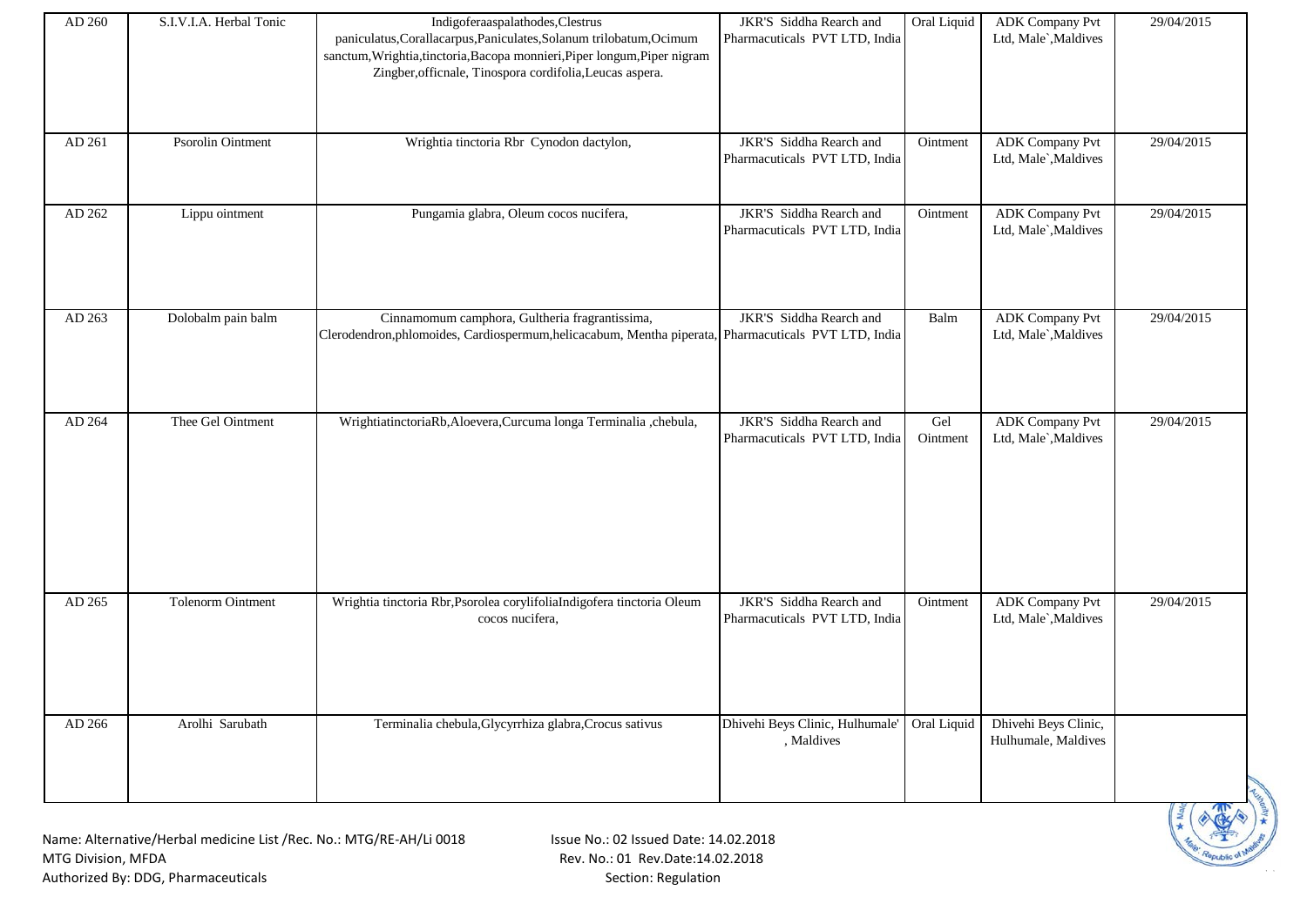| | | | | | | |
|---|---|---|---|---|---|---|
| AD 260 | S.I.V.I.A. Herbal Tonic | Indigoferaaspalathodes,Clestrus paniculatus,Corallacarpus,Paniculates,Solanum trilobatum,Ocimum sanctum,Wrightia,tinctoria,Bacopa monnieri,Piper longum,Piper nigram Zingber,officnale, Tinospora cordifolia,Leucas aspera. | JKR'S Siddha Rearch and Pharmaceuticals PVT LTD, India | Oral Liquid | ADK Company Pvt Ltd, Male`,Maldives | 29/04/2015 |
| AD 261 | Psorolin Ointment | Wrightia tinctoria Rbr Cynodon dactylon, | JKR'S Siddha Rearch and Pharmaceuticals PVT LTD, India | Ointment | ADK Company Pvt Ltd, Male`,Maldives | 29/04/2015 |
| AD 262 | Lippu ointment | Pungamia glabra, Oleum cocos nucifera, | JKR'S Siddha Rearch and Pharmaceuticals PVT LTD, India | Ointment | ADK Company Pvt Ltd, Male`,Maldives | 29/04/2015 |
| AD 263 | Dolobalm pain balm | Cinnamomum camphora, Gultheria fragrantissima, Clerodendron,phlomoides, Cardiospermum,helicacabum, Mentha piperata, | JKR'S Siddha Rearch and Pharmaceuticals PVT LTD, India | Balm | ADK Company Pvt Ltd, Male`,Maldives | 29/04/2015 |
| AD 264 | Thee Gel Ointment | WrightiatinctoriaRb,Aloevera,Curcuma longa Terminalia ,chebula, | JKR'S Siddha Rearch and Pharmaceuticals PVT LTD, India | Gel Ointment | ADK Company Pvt Ltd, Male`,Maldives | 29/04/2015 |
| AD 265 | Tolenorm Ointment | Wrightia tinctoria Rbr,Psorolea corylifoliaIndigofera tinctoria Oleum cocos nucifera, | JKR'S Siddha Rearch and Pharmaceuticals PVT LTD, India | Ointment | ADK Company Pvt Ltd, Male`,Maldives | 29/04/2015 |
| AD 266 | Arolhi Sarubath | Terminalia chebula,Glycyrrhiza glabra,Crocus sativus | Dhivehi Beys Clinic, Hulhumale' , Maldives | Oral Liquid | Dhivehi Beys Clinic, Hulhumale, Maldives | |

Name: Alternative/Herbal medicine List /Rec. No.: MTG/RE-AH/Li 0018
MTG Division, MFDA
Authorized By: DDG, Pharmaceuticals

Issue No.: 02 Issued Date: 14.02.2018
Rev. No.: 01 Rev.Date:14.02.2018
Section: Regulation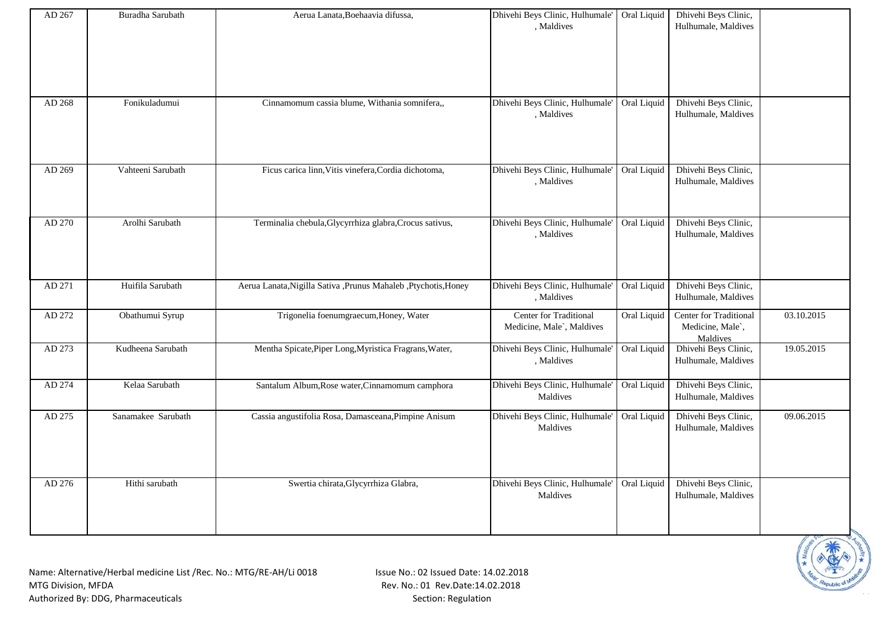| AD 267 | Buradha Sarubath | Aerua Lanata,Boehaavia difussa, | Dhivehi Beys Clinic, Hulhumale' , Maldives | Oral Liquid | Dhivehi Beys Clinic, Hulhumale, Maldives | |
|---|---|---|---|---|---|---|
| AD 268 | Fonikuladumui | Cinnamomum cassia blume, Withania somnifera,, | Dhivehi Beys Clinic, Hulhumale' , Maldives | Oral Liquid | Dhivehi Beys Clinic, Hulhumale, Maldives | |
| AD 269 | Vahteeni Sarubath | Ficus carica linn,Vitis vinefera,Cordia dichotoma, | Dhivehi Beys Clinic, Hulhumale' , Maldives | Oral Liquid | Dhivehi Beys Clinic, Hulhumale, Maldives | |
| AD 270 | Arolhi Sarubath | Terminalia chebula,Glycyrrhiza glabra,Crocus sativus, | Dhivehi Beys Clinic, Hulhumale' , Maldives | Oral Liquid | Dhivehi Beys Clinic, Hulhumale, Maldives | |
| AD 271 | Huifila Sarubath | Aerua Lanata,Nigilla Sativa ,Prunus Mahaleb ,Ptychotis,Honey | Dhivehi Beys Clinic, Hulhumale' , Maldives | Oral Liquid | Dhivehi Beys Clinic, Hulhumale, Maldives | |
| AD 272 | Obathumui Syrup | Trigonelia foenumgraecum,Honey, Water | Center for Traditional Medicine, Male`, Maldives | Oral Liquid | Center for Traditional Medicine, Male`, Maldives | 03.10.2015 |
| AD 273 | Kudheena Sarubath | Mentha Spicate,Piper Long,Myristica Fragrans,Water, | Dhivehi Beys Clinic, Hulhumale' , Maldives | Oral Liquid | Dhivehi Beys Clinic, Hulhumale, Maldives | 19.05.2015 |
| AD 274 | Kelaa Sarubath | Santalum Album,Rose water,Cinnamomum camphora | Dhivehi Beys Clinic, Hulhumale' Maldives | Oral Liquid | Dhivehi Beys Clinic, Hulhumale, Maldives | |
| AD 275 | Sanamakee Sarubath | Cassia angustifolia Rosa, Damasceana,Pimpine Anisum | Dhivehi Beys Clinic, Hulhumale' Maldives | Oral Liquid | Dhivehi Beys Clinic, Hulhumale, Maldives | 09.06.2015 |
| AD 276 | Hithi sarubath | Swertia chirata,Glycyrrhiza Glabra, | Dhivehi Beys Clinic, Hulhumale' Maldives | Oral Liquid | Dhivehi Beys Clinic, Hulhumale, Maldives | |

Name: Alternative/Herbal medicine List /Rec. No.: MTG/RE-AH/Li 0018
MTG Division, MFDA
Authorized By: DDG, Pharmaceuticals

Issue No.: 02 Issued Date: 14.02.2018
Rev. No.: 01 Rev.Date:14.02.2018
Section: Regulation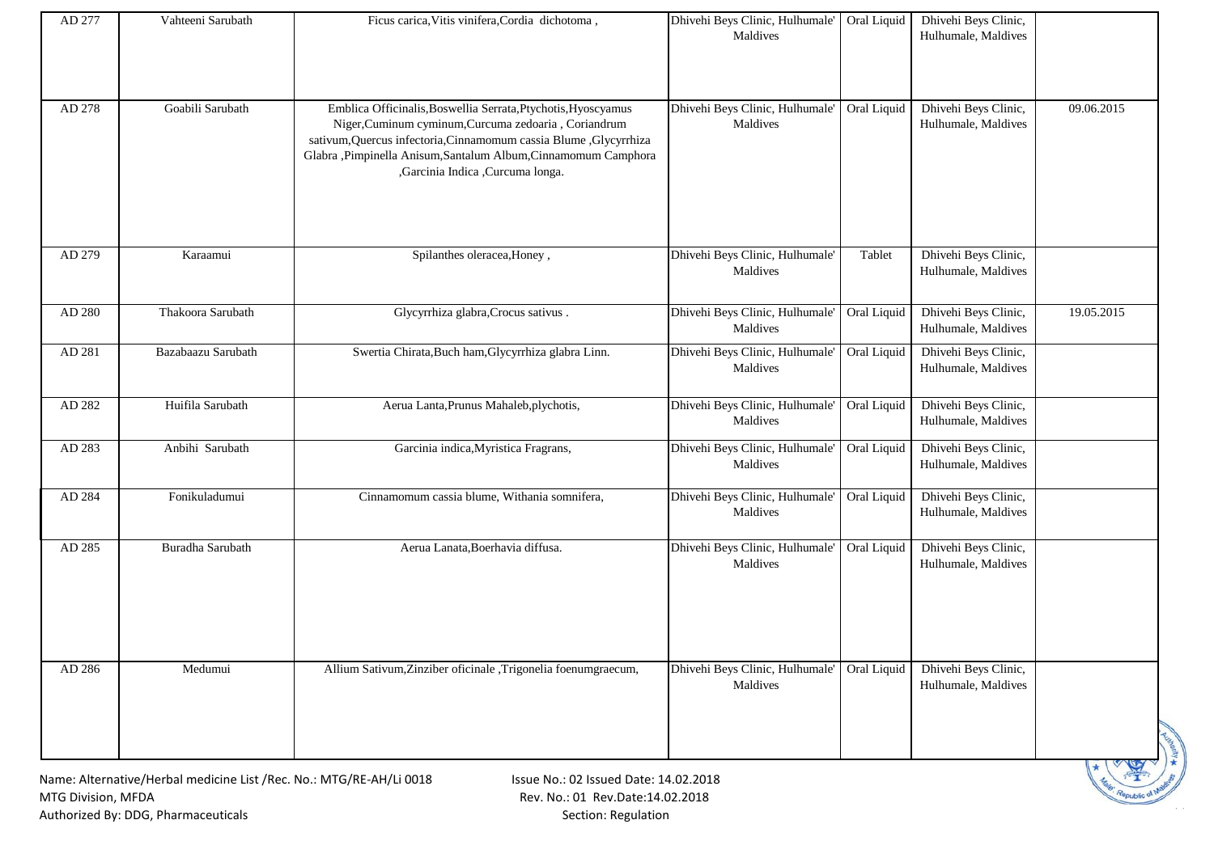| AD 277 | Vahteeni Sarubath | Ficus carica,Vitis vinifera,Cordia dichotoma , | Dhivehi Beys Clinic, Hulhumale' Maldives | Oral Liquid | Dhivehi Beys Clinic, Hulhumale, Maldives | |
|---|---|---|---|---|---|---|
| AD 278 | Goabili Sarubath | Emblica Officinalis,Boswellia Serrata,Ptychotis,Hyoscyamus Niger,Cuminum cyminum,Curcuma zedoaria , Coriandrum sativum,Quercus infectoria,Cinnamomum cassia Blume ,Glycyrrhiza Glabra ,Pimpinella Anisum,Santalum Album,Cinnamomum Camphora ,Garcinia Indica ,Curcuma longa. | Dhivehi Beys Clinic, Hulhumale' Maldives | Oral Liquid | Dhivehi Beys Clinic, Hulhumale, Maldives | 09.06.2015 |
| AD 279 | Karaamui | Spilanthes oleracea,Honey , | Dhivehi Beys Clinic, Hulhumale' Maldives | Tablet | Dhivehi Beys Clinic, Hulhumale, Maldives | |
| AD 280 | Thakoora Sarubath | Glycyrrhiza glabra,Crocus sativus . | Dhivehi Beys Clinic, Hulhumale' Maldives | Oral Liquid | Dhivehi Beys Clinic, Hulhumale, Maldives | 19.05.2015 |
| AD 281 | Bazabaazu Sarubath | Swertia Chirata,Buch ham,Glycyrrhiza glabra Linn. | Dhivehi Beys Clinic, Hulhumale' Maldives | Oral Liquid | Dhivehi Beys Clinic, Hulhumale, Maldives | |
| AD 282 | Huifila Sarubath | Aerua Lanta,Prunus Mahaleb,plychotis, | Dhivehi Beys Clinic, Hulhumale' Maldives | Oral Liquid | Dhivehi Beys Clinic, Hulhumale, Maldives | |
| AD 283 | Anbihi Sarubath | Garcinia indica,Myristica Fragrans, | Dhivehi Beys Clinic, Hulhumale' Maldives | Oral Liquid | Dhivehi Beys Clinic, Hulhumale, Maldives | |
| AD 284 | Fonikuladumui | Cinnamomum cassia blume, Withania somnifera, | Dhivehi Beys Clinic, Hulhumale' Maldives | Oral Liquid | Dhivehi Beys Clinic, Hulhumale, Maldives | |
| AD 285 | Buradha Sarubath | Aerua Lanata,Boerhavia diffusa. | Dhivehi Beys Clinic, Hulhumale' Maldives | Oral Liquid | Dhivehi Beys Clinic, Hulhumale, Maldives | |
| AD 286 | Medumui | Allium Sativum,Zinziber oficinale ,Trigonelia foenumgraecum, | Dhivehi Beys Clinic, Hulhumale' Maldives | Oral Liquid | Dhivehi Beys Clinic, Hulhumale, Maldives | |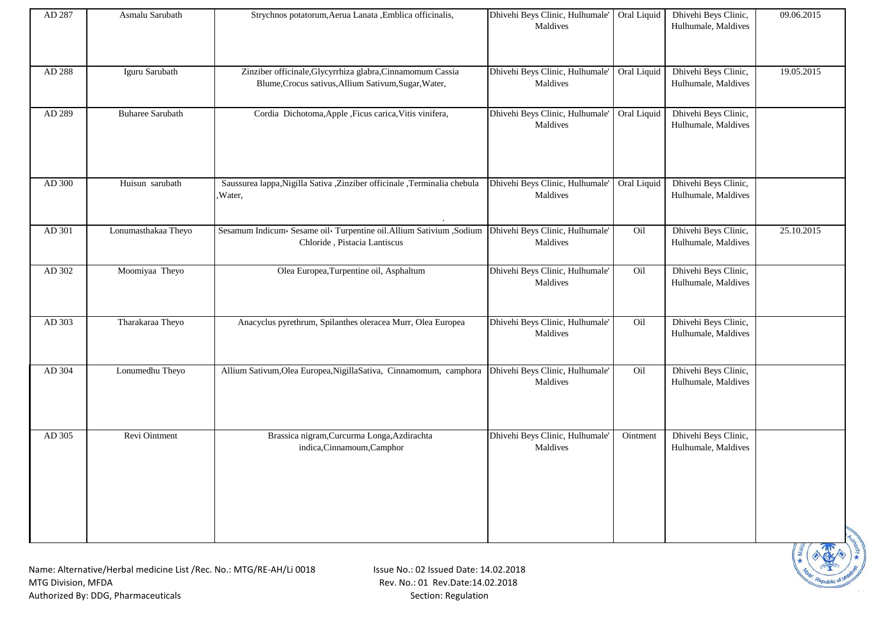| AD 287 | Asmalu Sarubath | Strychnos potatorum,Aerua Lanata ,Emblica officinalis, | Dhivehi Beys Clinic, Hulhumale' Maldives | Oral Liquid | Dhivehi Beys Clinic, Hulhumale, Maldives | 09.06.2015 |
|---|---|---|---|---|---|---|
| AD 288 | Iguru Sarubath | Zinziber officinale,Glycyrrhiza glabra,Cinnamomum Cassia Blume,Crocus sativus,Allium Sativum,Sugar,Water, | Dhivehi Beys Clinic, Hulhumale' Maldives | Oral Liquid | Dhivehi Beys Clinic, Hulhumale, Maldives | 19.05.2015 |
| AD 289 | Buharee Sarubath | Cordia Dichotoma,Apple ,Ficus carica,Vitis vinifera, | Dhivehi Beys Clinic, Hulhumale' Maldives | Oral Liquid | Dhivehi Beys Clinic, Hulhumale, Maldives | |
| AD 300 | Huisun sarubath | Saussurea lappa,Nigilla Sativa ,Zinziber officinale ,Terminalia chebula ,Water, | Dhivehi Beys Clinic, Hulhumale' Maldives | Oral Liquid | Dhivehi Beys Clinic, Hulhumale, Maldives | |
| AD 301 | Lonumasthakaa Theyo | Sesamum Indicum، Sesame oil، Turpentine oil.Allium Sativium ,Sodium Chloride , Pistacia Lantiscus | Dhivehi Beys Clinic, Hulhumale' Maldives | Oil | Dhivehi Beys Clinic, Hulhumale, Maldives | 25.10.2015 |
| AD 302 | Moomiyaa Theyo | Olea Europea,Turpentine oil, Asphaltum | Dhivehi Beys Clinic, Hulhumale' Maldives | Oil | Dhivehi Beys Clinic, Hulhumale, Maldives | |
| AD 303 | Tharakaraa Theyo | Anacyclus pyrethrum, Spilanthes oleracea Murr, Olea Europea | Dhivehi Beys Clinic, Hulhumale' Maldives | Oil | Dhivehi Beys Clinic, Hulhumale, Maldives | |
| AD 304 | Lonumedhu Theyo | Allium Sativum,Olea Europea,NigillaSativa, Cinnamomum, camphora | Dhivehi Beys Clinic, Hulhumale' Maldives | Oil | Dhivehi Beys Clinic, Hulhumale, Maldives | |
| AD 305 | Revi Ointment | Brassica nigram,Curcurma Longa,Azdirachta indica,Cinnamoum,Camphor | Dhivehi Beys Clinic, Hulhumale' Maldives | Ointment | Dhivehi Beys Clinic, Hulhumale, Maldives | |

Name: Alternative/Herbal medicine List /Rec. No.: MTG/RE-AH/Li 0018
MTG Division, MFDA
Authorized By: DDG, Pharmaceuticals

Issue No.: 02 Issued Date: 14.02.2018
Rev. No.: 01 Rev.Date:14.02.2018
Section: Regulation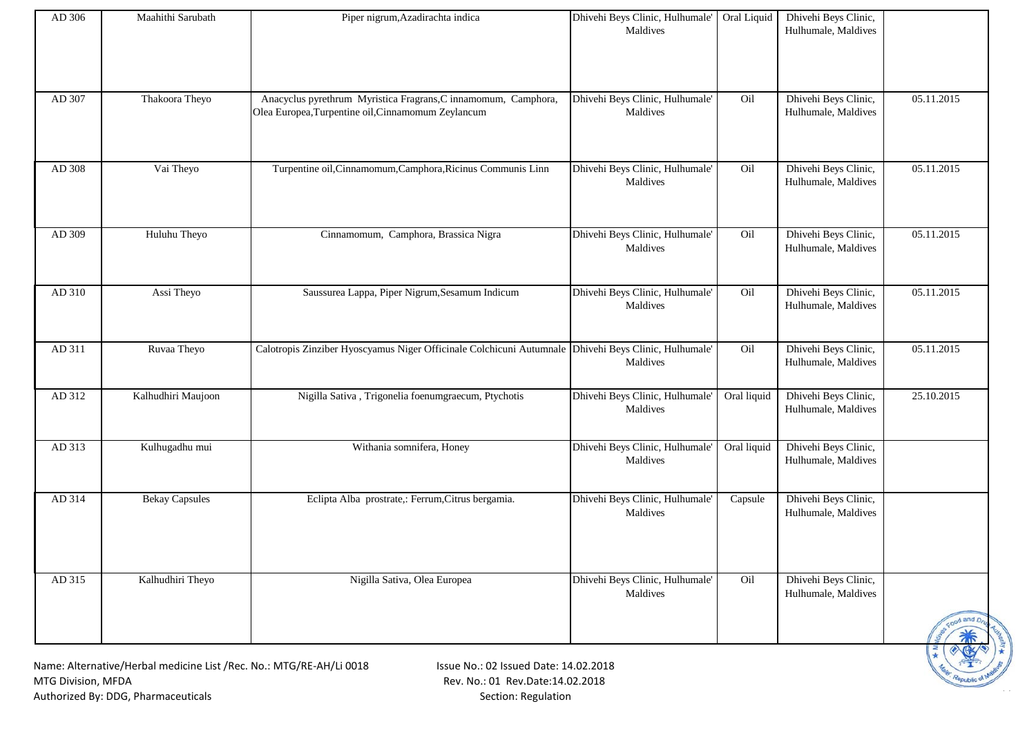| AD 306 | Maahithi Sarubath | Piper nigrum,Azadirachta indica | Dhivehi Beys Clinic, Hulhumale' Maldives | Oral Liquid | Dhivehi Beys Clinic, Hulhumale, Maldives | |
|---|---|---|---|---|---|---|
| AD 307 | Thakoora Theyo | Anacyclus pyrethrum Myristica Fragrans,C innamomum, Camphora, Olea Europea,Turpentine oil,Cinnamomum Zeylancum | Dhivehi Beys Clinic, Hulhumale' Maldives | Oil | Dhivehi Beys Clinic, Hulhumale, Maldives | 05.11.2015 |
| AD 308 | Vai Theyo | Turpentine oil,Cinnamomum,Camphora,Ricinus Communis Linn | Dhivehi Beys Clinic, Hulhumale' Maldives | Oil | Dhivehi Beys Clinic, Hulhumale, Maldives | 05.11.2015 |
| AD 309 | Huluhu Theyo | Cinnamomum, Camphora, Brassica Nigra | Dhivehi Beys Clinic, Hulhumale' Maldives | Oil | Dhivehi Beys Clinic, Hulhumale, Maldives | 05.11.2015 |
| AD 310 | Assi Theyo | Saussurea Lappa, Piper Nigrum,Sesamum Indicum | Dhivehi Beys Clinic, Hulhumale' Maldives | Oil | Dhivehi Beys Clinic, Hulhumale, Maldives | 05.11.2015 |
| AD 311 | Ruvaa Theyo | Calotropis Zinziber Hyoscyamus Niger Officinale Colchicuni Autumnale | Dhivehi Beys Clinic, Hulhumale' Maldives | Oil | Dhivehi Beys Clinic, Hulhumale, Maldives | 05.11.2015 |
| AD 312 | Kalhudhiri Maujoon | Nigilla Sativa , Trigonelia foenumgraecum, Ptychotis | Dhivehi Beys Clinic, Hulhumale' Maldives | Oral liquid | Dhivehi Beys Clinic, Hulhumale, Maldives | 25.10.2015 |
| AD 313 | Kulhugadhu mui | Withania somnifera, Honey | Dhivehi Beys Clinic, Hulhumale' Maldives | Oral liquid | Dhivehi Beys Clinic, Hulhumale, Maldives | |
| AD 314 | Bekay Capsules | Eclipta Alba prostrate,: Ferrum,Citrus bergamia. | Dhivehi Beys Clinic, Hulhumale' Maldives | Capsule | Dhivehi Beys Clinic, Hulhumale, Maldives | |
| AD 315 | Kalhudhiri Theyo | Nigilla Sativa, Olea Europea | Dhivehi Beys Clinic, Hulhumale' Maldives | Oil | Dhivehi Beys Clinic, Hulhumale, Maldives | |

Name: Alternative/Herbal medicine List /Rec. No.: MTG/RE-AH/Li 0018
MTG Division, MFDA
Authorized By: DDG, Pharmaceuticals

Issue No.: 02 Issued Date: 14.02.2018
Rev. No.: 01 Rev.Date:14.02.2018
Section: Regulation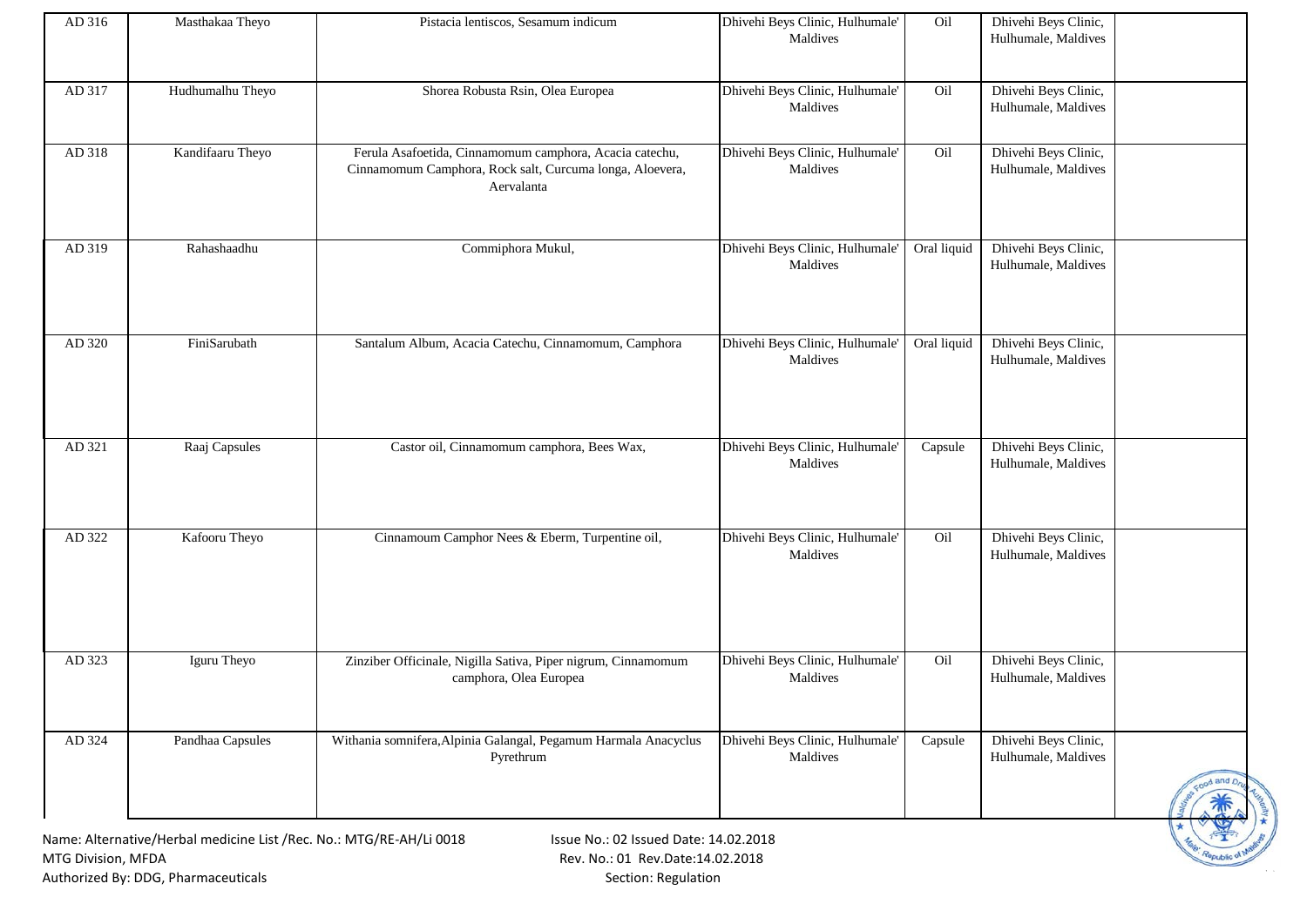| AD 316 | Masthakaa Theyo | Pistacia lentiscos, Sesamum indicum | Dhivehi Beys Clinic, Hulhumale' Maldives | Oil | Dhivehi Beys Clinic, Hulhumale, Maldives | |
|---|---|---|---|---|---|---|
| AD 317 | Hudhumalhu Theyo | Shorea Robusta Rsin, Olea Europea | Dhivehi Beys Clinic, Hulhumale' Maldives | Oil | Dhivehi Beys Clinic, Hulhumale, Maldives | |
| AD 318 | Kandifaaru Theyo | Ferula Asafoetida, Cinnamomum camphora, Acacia catechu, Cinnamomum Camphora, Rock salt, Curcuma longa, Aloevera, Aervalanta | Dhivehi Beys Clinic, Hulhumale' Maldives | Oil | Dhivehi Beys Clinic, Hulhumale, Maldives | |
| AD 319 | Rahashaadhu | Commiphora Mukul, | Dhivehi Beys Clinic, Hulhumale' Maldives | Oral liquid | Dhivehi Beys Clinic, Hulhumale, Maldives | |
| AD 320 | FiniSarubath | Santalum Album, Acacia Catechu, Cinnamomum, Camphora | Dhivehi Beys Clinic, Hulhumale' Maldives | Oral liquid | Dhivehi Beys Clinic, Hulhumale, Maldives | |
| AD 321 | Raaj Capsules | Castor oil, Cinnamomum camphora, Bees Wax, | Dhivehi Beys Clinic, Hulhumale' Maldives | Capsule | Dhivehi Beys Clinic, Hulhumale, Maldives | |
| AD 322 | Kafooru Theyo | Cinnamoum Camphor Nees & Eberm, Turpentine oil, | Dhivehi Beys Clinic, Hulhumale' Maldives | Oil | Dhivehi Beys Clinic, Hulhumale, Maldives | |
| AD 323 | Iguru Theyo | Zinziber Officinale, Nigilla Sativa, Piper nigrum, Cinnamomum camphora, Olea Europea | Dhivehi Beys Clinic, Hulhumale' Maldives | Oil | Dhivehi Beys Clinic, Hulhumale, Maldives | |
| AD 324 | Pandhaa Capsules | Withania somnifera,Alpinia Galangal, Pegamum Harmala Anacyclus Pyrethrum | Dhivehi Beys Clinic, Hulhumale' Maldives | Capsule | Dhivehi Beys Clinic, Hulhumale, Maldives | |

Name: Alternative/Herbal medicine List /Rec. No.: MTG/RE-AH/Li 0018
MTG Division, MFDA
Authorized By: DDG, Pharmaceuticals

Issue No.: 02 Issued Date: 14.02.2018
Rev. No.: 01 Rev.Date:14.02.2018
Section: Regulation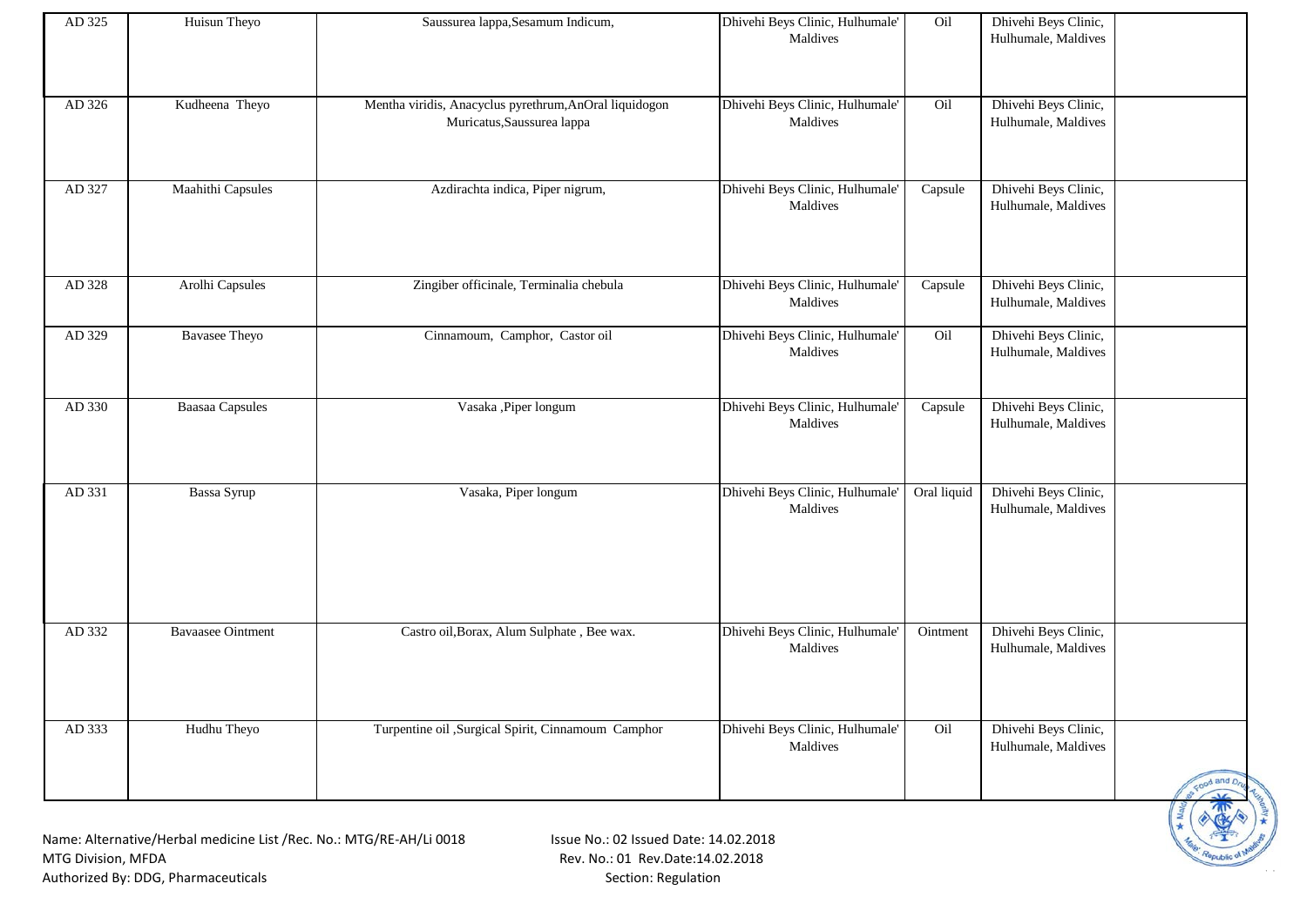| AD 325 | Huisun Theyo | Saussurea lappa,Sesamum Indicum, | Dhivehi Beys Clinic, Hulhumale' Maldives | Oil | Dhivehi Beys Clinic, Hulhumale, Maldives | |
|---|---|---|---|---|---|---|
| AD 326 | Kudheena Theyo | Mentha viridis, Anacyclus pyrethrum,AnOral liquidogon Muricatus,Saussurea lappa | Dhivehi Beys Clinic, Hulhumale' Maldives | Oil | Dhivehi Beys Clinic, Hulhumale, Maldives | |
| AD 327 | Maahithi Capsules | Azdirachta indica, Piper nigrum, | Dhivehi Beys Clinic, Hulhumale' Maldives | Capsule | Dhivehi Beys Clinic, Hulhumale, Maldives | |
| AD 328 | Arolhi Capsules | Zingiber officinale, Terminalia chebula | Dhivehi Beys Clinic, Hulhumale' Maldives | Capsule | Dhivehi Beys Clinic, Hulhumale, Maldives | |
| AD 329 | Bavasee Theyo | Cinnamoum, Camphor, Castor oil | Dhivehi Beys Clinic, Hulhumale' Maldives | Oil | Dhivehi Beys Clinic, Hulhumale, Maldives | |
| AD 330 | Baasaa Capsules | Vasaka ,Piper longum | Dhivehi Beys Clinic, Hulhumale' Maldives | Capsule | Dhivehi Beys Clinic, Hulhumale, Maldives | |
| AD 331 | Bassa Syrup | Vasaka, Piper longum | Dhivehi Beys Clinic, Hulhumale' Maldives | Oral liquid | Dhivehi Beys Clinic, Hulhumale, Maldives | |
| AD 332 | Bavaasee Ointment | Castro oil,Borax, Alum Sulphate , Bee wax. | Dhivehi Beys Clinic, Hulhumale' Maldives | Ointment | Dhivehi Beys Clinic, Hulhumale, Maldives | |
| AD 333 | Hudhu Theyo | Turpentine oil ,Surgical Spirit, Cinnamoum Camphor | Dhivehi Beys Clinic, Hulhumale' Maldives | Oil | Dhivehi Beys Clinic, Hulhumale, Maldives | |

Name: Alternative/Herbal medicine List /Rec. No.: MTG/RE-AH/Li 0018
MTG Division, MFDA
Authorized By: DDG, Pharmaceuticals

Issue No.: 02 Issued Date: 14.02.2018
Rev. No.: 01 Rev.Date:14.02.2018
Section: Regulation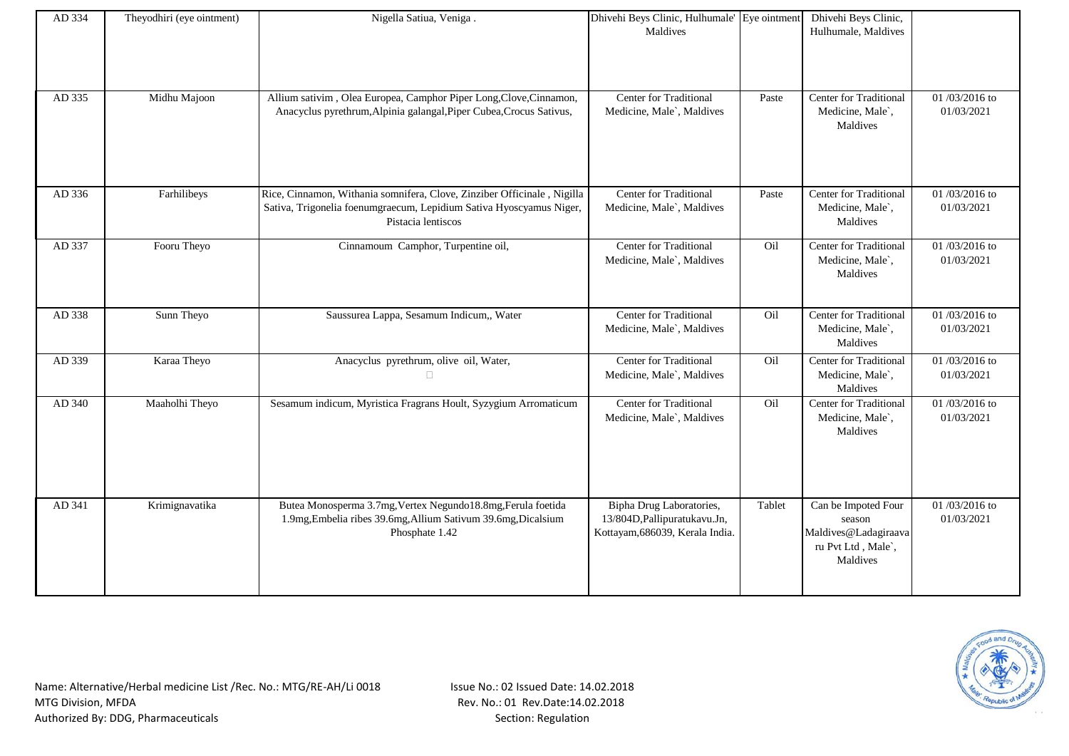| AD 334 | Theyodhiri (eye ointment) | Nigella Satiua, Veniga . | Dhivehi Beys Clinic, Hulhumale' Maldives | Eye ointment | Dhivehi Beys Clinic, Hulhumale, Maldives | |
|---|---|---|---|---|---|---|
| AD 335 | Midhu Majoon | Allium sativim , Olea Europea, Camphor Piper Long,Clove,Cinnamon, Anacyclus pyrethrum,Alpinia galangal,Piper Cubea,Crocus Sativus, | Center for Traditional Medicine, Male`, Maldives | Paste | Center for Traditional Medicine, Male`, Maldives | 01 /03/2016 to 01/03/2021 |
| AD 336 | Farhilibeys | Rice, Cinnamon, Withania somnifera, Clove, Zinziber Officinale , Nigilla Sativa, Trigonelia foenumgraecum, Lepidium Sativa Hyoscyamus Niger, Pistacia lentiscos | Center for Traditional Medicine, Male`, Maldives | Paste | Center for Traditional Medicine, Male`, Maldives | 01 /03/2016 to 01/03/2021 |
| AD 337 | Fooru Theyo | Cinnamoum Camphor, Turpentine oil, | Center for Traditional Medicine, Male`, Maldives | Oil | Center for Traditional Medicine, Male`, Maldives | 01 /03/2016 to 01/03/2021 |
| AD 338 | Sunn Theyo | Saussurea Lappa, Sesamum Indicum,, Water | Center for Traditional Medicine, Male`, Maldives | Oil | Center for Traditional Medicine, Male`, Maldives | 01 /03/2016 to 01/03/2021 |
| AD 339 | Karaa Theyo | Anacyclus pyrethrum, olive oil, Water, | Center for Traditional Medicine, Male`, Maldives | Oil | Center for Traditional Medicine, Male`, Maldives | 01 /03/2016 to 01/03/2021 |
| AD 340 | Maaholhi Theyo | Sesamum indicum, Myristica Fragrans Hoult, Syzygium Arromaticum | Center for Traditional Medicine, Male`, Maldives | Oil | Center for Traditional Medicine, Male`, Maldives | 01 /03/2016 to 01/03/2021 |
| AD 341 | Krimignavatika | Butea Monosperma 3.7mg,Vertex Negundo18.8mg,Ferula foetida 1.9mg,Embelia ribes 39.6mg,Allium Sativum 39.6mg,Dicalsium Phosphate 1.42 | Bipha Drug Laboratories, 13/804D,Pallipuratukavu.Jn, Kottayam,686039, Kerala India. | Tablet | Can be Impoted Four season Maldives@Ladagiraavaru Pvt Ltd , Male`, Maldives | 01 /03/2016 to 01/03/2021 |

Name: Alternative/Herbal medicine List /Rec. No.: MTG/RE-AH/Li 0018
MTG Division, MFDA
Authorized By: DDG, Pharmaceuticals

Issue No.: 02 Issued Date: 14.02.2018
Rev. No.: 01 Rev.Date:14.02.2018
Section: Regulation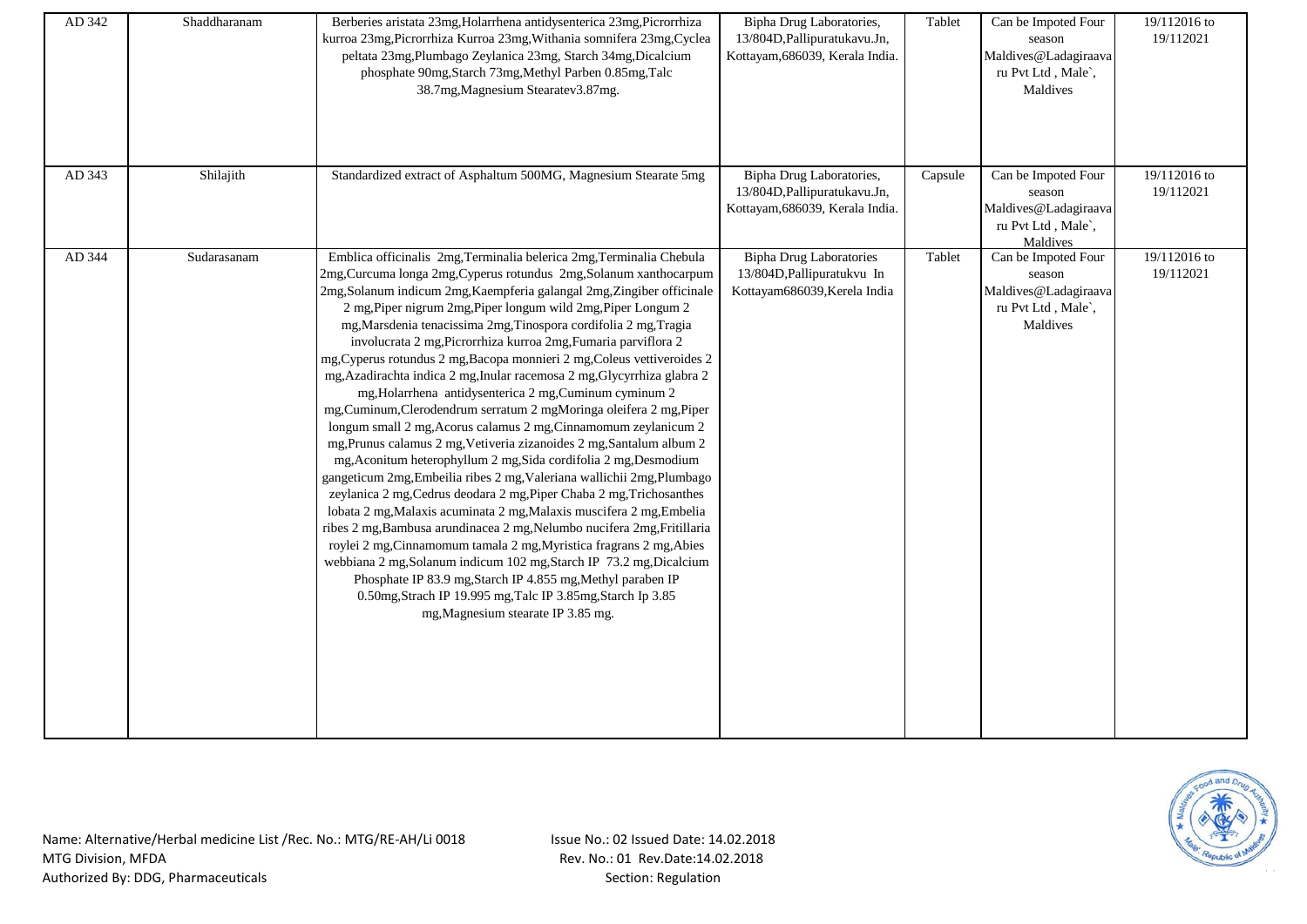| AD 342 | Shaddharanam | Berberies aristata 23mg,Holarrhena antidysenterica 23mg,Picrorrhiza kurroa 23mg,Picrorrhiza Kurroa 23mg,Withania somnifera 23mg,Cyclea peltata 23mg,Plumbago Zeylanica 23mg, Starch 34mg,Dicalcium phosphate 90mg,Starch 73mg,Methyl Parben 0.85mg,Talc 38.7mg,Magnesium Stearatev3.87mg. | Bipha Drug Laboratories, 13/804D,Pallipuratukavu.Jn, Kottayam,686039, Kerala India. | Tablet | Can be Impoted Four season Maldives@Ladagiraava ru Pvt Ltd , Male`, Maldives | 19/112016 to 19/112021 |
|---|---|---|---|---|---|---|
| AD 343 | Shilajith | Standardized extract of Asphaltum 500MG, Magnesium Stearate 5mg | Bipha Drug Laboratories, 13/804D,Pallipuratukavu.Jn, Kottayam,686039, Kerala India. | Capsule | Can be Impoted Four season Maldives@Ladagiraava ru Pvt Ltd , Male`, Maldives | 19/112016 to 19/112021 |
| AD 344 | Sudarasanam | Emblica officinalis 2mg,Terminalia belerica 2mg,Terminalia Chebula 2mg,Curcuma longa 2mg,Cyperus rotundus 2mg,Solanum xanthocarpum 2mg,Solanum indicum 2mg,Kaempferia galangal 2mg,Zingiber officinale 2 mg,Piper nigrum 2mg,Piper longum wild 2mg,Piper Longum 2 mg,Marsdenia tenacissima 2mg,Tinospora cordifolia 2 mg,Tragia involucrata 2 mg,Picrorrhiza kurroa 2mg,Fumaria parviflora 2 mg,Cyperus rotundus 2 mg,Bacopa monnieri 2 mg,Coleus vettiveroides 2 mg,Azadirachta indica 2 mg,Inular racemosa 2 mg,Glycyrrhiza glabra 2 mg,Holarrhena antidysenterica 2 mg,Cuminum cyminum 2 mg,Cuminum,Clerodendrum serratum 2 mgMoringa oleifera 2 mg,Piper longum small 2 mg,Acorus calamus 2 mg,Cinnamomum zeylanicum 2 mg,Prunus calamus 2 mg,Vetiveria zizanoides 2 mg,Santalum album 2 mg,Aconitum heterophyllum 2 mg,Sida cordifolia 2 mg,Desmodium gangeticum 2mg,Embeilia ribes 2 mg,Valeriana wallichii 2mg,Plumbago zeylanica 2 mg,Cedrus deodara 2 mg,Piper Chaba 2 mg,Trichosanthes lobata 2 mg,Malaxis acuminata 2 mg,Malaxis muscifera 2 mg,Embelia ribes 2 mg,Bambusa arundinacea 2 mg,Nelumbo nucifera 2mg,Fritillaria roylei 2 mg,Cinnamomum tamala 2 mg,Myristica fragrans 2 mg,Abies webbiana 2 mg,Solanum indicum 102 mg,Starch IP 73.2 mg,Dicalcium Phosphate IP 83.9 mg,Starch IP 4.855 mg,Methyl paraben IP 0.50mg,Strach IP 19.995 mg,Talc IP 3.85mg,Starch Ip 3.85 mg,Magnesium stearate IP 3.85 mg. | Bipha Drug Laboratories 13/804D,Pallipuratukvu In Kottayam686039,Kerela India | Tablet | Can be Impoted Four season Maldives@Ladagiraava ru Pvt Ltd , Male`, Maldives | 19/112016 to 19/112021 |

Name: Alternative/Herbal medicine List /Rec. No.: MTG/RE-AH/Li 0018
MTG Division, MFDA
Authorized By: DDG, Pharmaceuticals

Issue No.: 02 Issued Date: 14.02.2018
Rev. No.: 01 Rev.Date:14.02.2018
Section: Regulation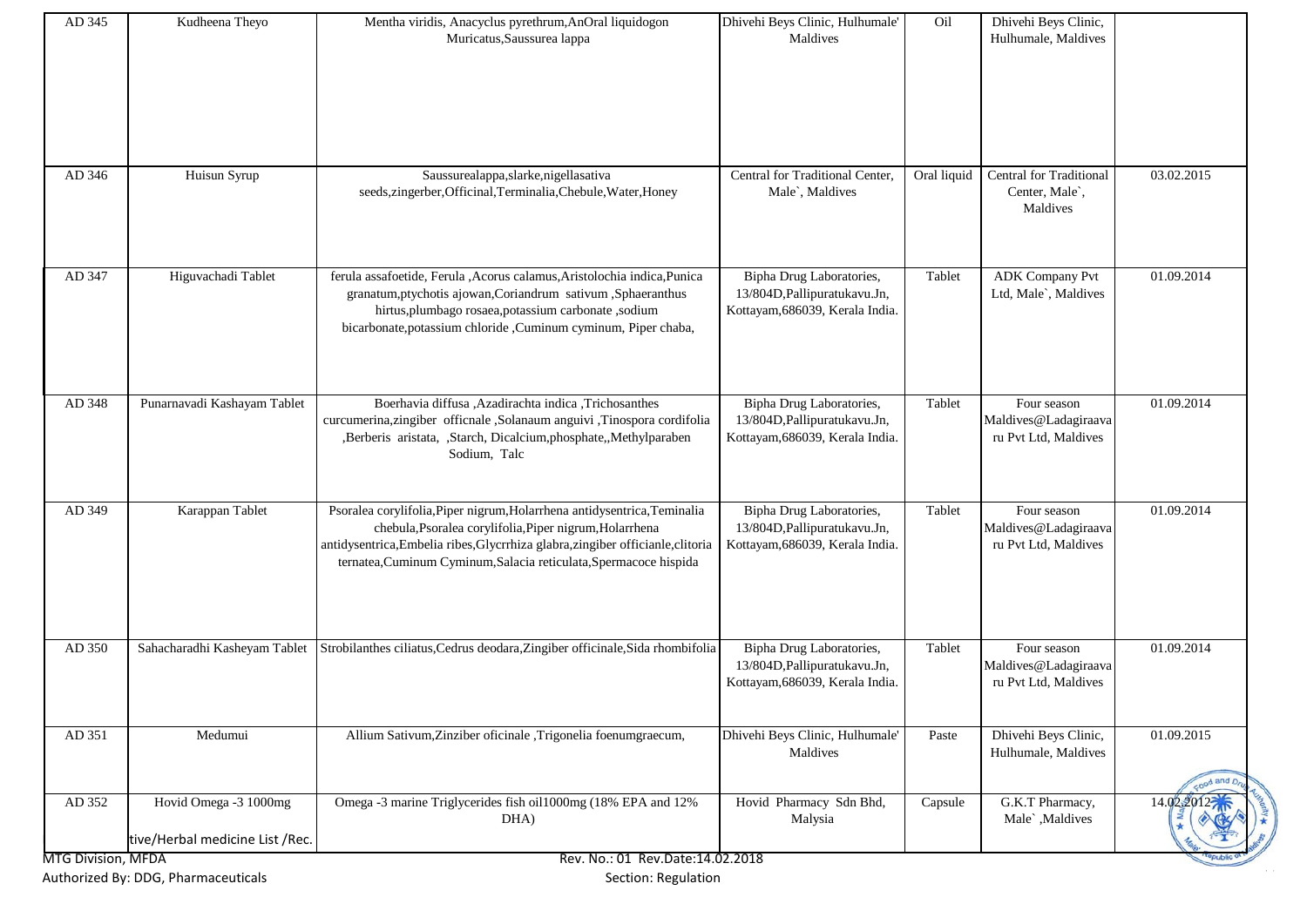| AD 345 | Kudheena Theyo | Mentha viridis, Anacyclus pyrethrum,AnOral liquidogon Muricatus,Saussurea lappa | Dhivehi Beys Clinic, Hulhumale' Maldives | Oil | Dhivehi Beys Clinic, Hulhumale, Maldives | |
|---|---|---|---|---|---|---|
| AD 346 | Huisun Syrup | Saussurealappa,slarke,nigellasativa seeds,zingerber,Officinal,Terminalia,Chebule,Water,Honey | Central for Traditional Center, Male`, Maldives | Oral liquid | Central for Traditional Center, Male`, Maldives | 03.02.2015 |
| AD 347 | Higuvachadi Tablet | ferula assafoetide, Ferula ,Acorus calamus,Aristolochia indica,Punica granatum,ptychotis ajowan,Coriandrum sativum ,Sphaeranthus hirtus,plumbago rosaea,potassium carbonate ,sodium bicarbonate,potassium chloride ,Cuminum cyminum, Piper chaba, | Bipha Drug Laboratories, 13/804D,Pallipuratukavu.Jn, Kottayam,686039, Kerala India. | Tablet | ADK Company Pvt Ltd, Male`, Maldives | 01.09.2014 |
| AD 348 | Punarnavadi Kashayam Tablet | Boerhavia diffusa ,Azadirachta indica ,Trichosanthes curcumerina,zingiber officnale ,Solanaum anguivi ,Tinospora cordifolia ,Berberis aristata, ,Starch, Dicalcium,phosphate,,Methylparaben Sodium, Talc | Bipha Drug Laboratories, 13/804D,Pallipuratukavu.Jn, Kottayam,686039, Kerala India. | Tablet | Four season Maldives@Ladagiraava ru Pvt Ltd, Maldives | 01.09.2014 |
| AD 349 | Karappan Tablet | Psoralea corylifolia,Piper nigrum,Holarrhena antidysentrica,Teminalia chebula,Psoralea corylifolia,Piper nigrum,Holarrhena antidysentrica,Embelia ribes,Glycrrhiza glabra,zingiber officianle,clitoria ternatea,Cuminum Cyminum,Salacia reticulata,Spermacoce hispida | Bipha Drug Laboratories, 13/804D,Pallipuratukavu.Jn, Kottayam,686039, Kerala India. | Tablet | Four season Maldives@Ladagiraava ru Pvt Ltd, Maldives | 01.09.2014 |
| AD 350 | Sahacharadhi Kasheyam Tablet | Strobilanthes ciliatus,Cedrus deodara,Zingiber officinale,Sida rhombifolia | Bipha Drug Laboratories, 13/804D,Pallipuratukavu.Jn, Kottayam,686039, Kerala India. | Tablet | Four season Maldives@Ladagiraava ru Pvt Ltd, Maldives | 01.09.2014 |
| AD 351 | Medumui | Allium Sativum,Zinziber oficinale ,Trigonelia foenumgraecum, | Dhivehi Beys Clinic, Hulhumale' Maldives | Paste | Dhivehi Beys Clinic, Hulhumale, Maldives | 01.09.2015 |
| AD 352 | Hovid Omega -3 1000mg | Omega -3 marine Triglycerides fish oil1000mg (18% EPA and 12% DHA) | Hovid Pharmacy Sdn Bhd, Malysia | Capsule | G.K.T Pharmacy, Male` ,Maldives | 14.02.2012 |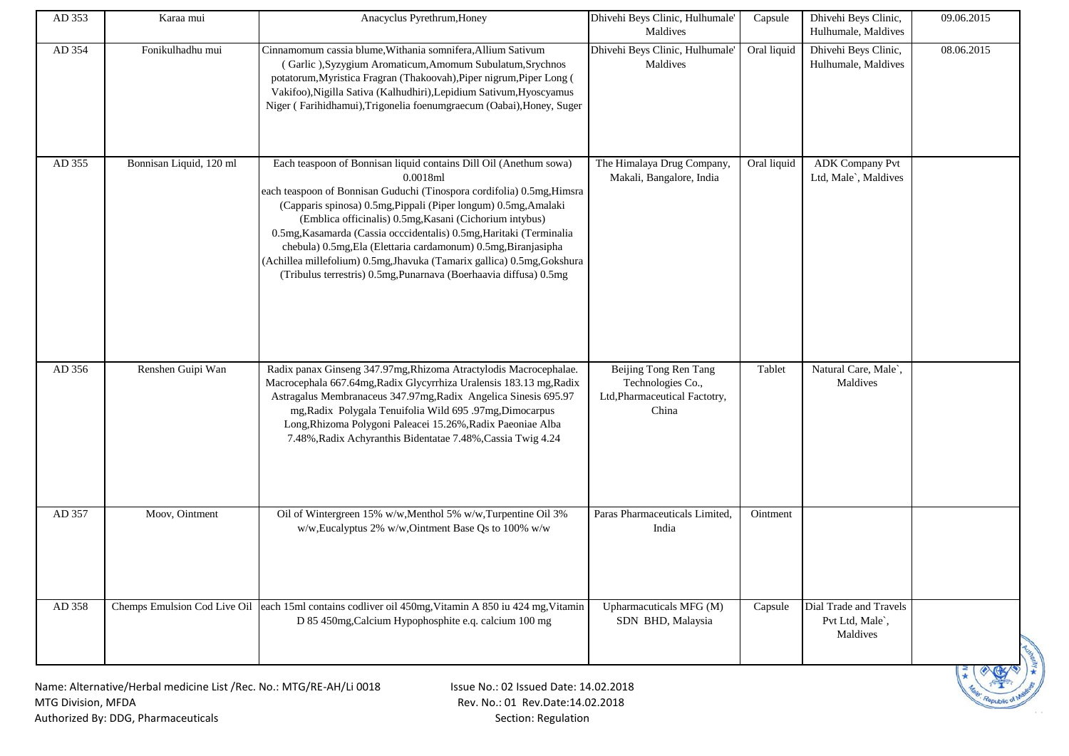| AD 353 | Karaa mui | Anacyclus Pyrethrum,Honey | Dhivehi Beys Clinic, Hulhumale' Maldives | Capsule | Dhivehi Beys Clinic, Hulhumale, Maldives | 09.06.2015 |
|---|---|---|---|---|---|---|
| AD 354 | Fonikulhadhu mui | Cinnamomum cassia blume,Withania somnifera,Allium Sativum ( Garlic ),Syzygium Aromaticum,Amomum Subulatum,Srychnos potatorum,Myristica Fragran (Thakoovah),Piper nigrum,Piper Long ( Vakifoo),Nigilla Sativa (Kalhudhiri),Lepidium Sativum,Hyoscyamus Niger ( Farihidhamui),Trigonelia foenumgraecum (Oabai),Honey, Suger | Dhivehi Beys Clinic, Hulhumale' Maldives | Oral liquid | Dhivehi Beys Clinic, Hulhumale, Maldives | 08.06.2015 |
| AD 355 | Bonnisan Liquid, 120 ml | Each teaspoon of Bonnisan liquid contains Dill Oil (Anethum sowa) 0.0018ml each teaspoon of Bonnisan Guduchi (Tinospora cordifolia) 0.5mg,Himsra (Capparis spinosa) 0.5mg,Pippali (Piper longum) 0.5mg,Amalaki (Emblica officinalis) 0.5mg,Kasani (Cichorium intybus) 0.5mg,Kasamarda (Cassia occcidentalis) 0.5mg,Haritaki (Terminalia chebula) 0.5mg,Ela (Elettaria cardamonum) 0.5mg,Biranjasipha (Achillea millefolium) 0.5mg,Jhavuka (Tamarix gallica) 0.5mg,Gokshura (Tribulus terrestris) 0.5mg,Punarnava (Boerhaavia diffusa) 0.5mg | The Himalaya Drug Company, Makali, Bangalore, India | Oral liquid | ADK Company Pvt Ltd, Male`, Maldives | |
| AD 356 | Renshen Guipi Wan | Radix panax Ginseng 347.97mg,Rhizoma Atractylodis Macrocephalae. Macrocephala 667.64mg,Radix Glycyrrhiza Uralensis 183.13 mg,Radix Astragalus Membranaceus 347.97mg,Radix Angelica Sinesis 695.97 mg,Radix Polygala Tenuifolia Wild 695 .97mg,Dimocarpus Long,Rhizoma Polygoni Paleacei 15.26%,Radix Paeoniae Alba 7.48%,Radix Achyranthis Bidentatae 7.48%,Cassia Twig 4.24 | Beijing Tong Ren Tang Technologies Co., Ltd,Pharmaceutical Factotry, China | Tablet | Natural Care, Male`, Maldives | |
| AD 357 | Moov, Ointment | Oil of Wintergreen 15% w/w,Menthol 5% w/w,Turpentine Oil 3% w/w,Eucalyptus 2% w/w,Ointment Base Qs to 100% w/w | Paras Pharmaceuticals Limited, India | Ointment | | |
| AD 358 | Chemps Emulsion Cod Live Oil | each 15ml contains codliver oil 450mg,Vitamin A 850 iu 424 mg,Vitamin D 85 450mg,Calcium Hypophosphite e.q. calcium 100 mg | Upharmacuticals MFG (M) SDN BHD, Malaysia | Capsule | Dial Trade and Travels Pvt Ltd, Male`, Maldives | |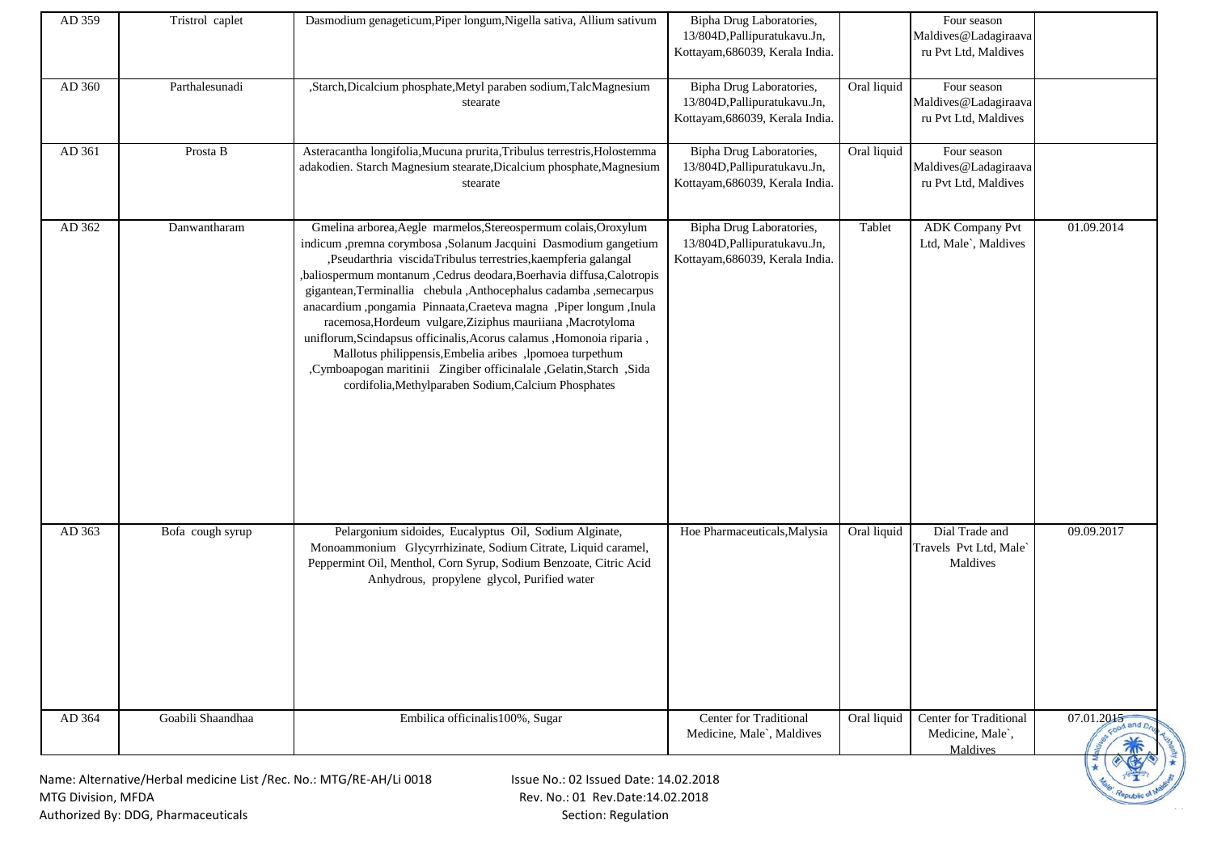| AD 359 | Tristrol caplet | Dasmodium genageticum,Piper longum,Nigella sativa, Allium sativum | Bipha Drug Laboratories, 13/804D,Pallipuratukavu.Jn, Kottayam,686039, Kerala India. | | Four season Maldives@Ladagiraava ru Pvt Ltd, Maldives | |
|---|---|---|---|---|---|---|
| AD 360 | Parthalesunadi | ,Starch,Dicalcium phosphate,Metyl paraben sodium,TalcMagnesium stearate | Bipha Drug Laboratories, 13/804D,Pallipuratukavu.Jn, Kottayam,686039, Kerala India. | Oral liquid | Four season Maldives@Ladagiraava ru Pvt Ltd, Maldives | |
| AD 361 | Prosta B | Asteracantha longifolia,Mucuna prurita,Tribulus terrestris,Holostemma adakodien. Starch Magnesium stearate,Dicalcium phosphate,Magnesium stearate | Bipha Drug Laboratories, 13/804D,Pallipuratukavu.Jn, Kottayam,686039, Kerala India. | Oral liquid | Four season Maldives@Ladagiraava ru Pvt Ltd, Maldives | |
| AD 362 | Danwantharam | Gmelina arborea,Aegle marmelos,Stereospermum colais,Oroxylum indicum ,premna corymbosa ,Solanum Jacquini Dasmodium gangetium ,Pseudarthria viscidaTribulus terrestries,kaempferia galangal ,baliospermum montanum ,Cedrus deodara,Boerhavia diffusa,Calotropis gigantean,Terminallia chebula ,Anthocephalus cadamba ,semecarpus anacardium ,pongamia Pinnaata,Craeteva magna ,Piper longum ,Inula racemosa,Hordeum vulgare,Ziziphus mauriiana ,Macrotyloma uniflorum,Scindapsus officinalis,Acorus calamus ,Homonoia riparia , Mallotus philippensis,Embelia aribes ,lpomoea turpethum ,Cymboapogan maritinii Zingiber officinalale ,Gelatin,Starch ,Sida cordifolia,Methylparaben Sodium,Calcium Phosphates | Bipha Drug Laboratories, 13/804D,Pallipuratukavu.Jn, Kottayam,686039, Kerala India. | Tablet | ADK Company Pvt Ltd, Male`, Maldives | 01.09.2014 |
| AD 363 | Bofa cough syrup | Pelargonium sidoides, Eucalyptus Oil, Sodium Alginate, Monoammonium Glycyrrhizinate, Sodium Citrate, Liquid caramel, Peppermint Oil, Menthol, Corn Syrup, Sodium Benzoate, Citric Acid Anhydrous, propylene glycol, Purified water | Hoe Pharmaceuticals,Malysia | Oral liquid | Dial Trade and Travels Pvt Ltd, Male` Maldives | 09.09.2017 |
| AD 364 | Goabili Shaandhaa | Embilica officinalis100%, Sugar | Center for Traditional Medicine, Male`, Maldives | Oral liquid | Center for Traditional Medicine, Male`, Maldives | 07.01.2015 |

Name: Alternative/Herbal medicine List /Rec. No.: MTG/RE-AH/Li 0018 Issue No.: 02 Issued Date: 14.02.2018
MTG Division, MFDA Rev. No.: 01 Rev.Date:14.02.2018
Authorized By: DDG, Pharmaceuticals Section: Regulation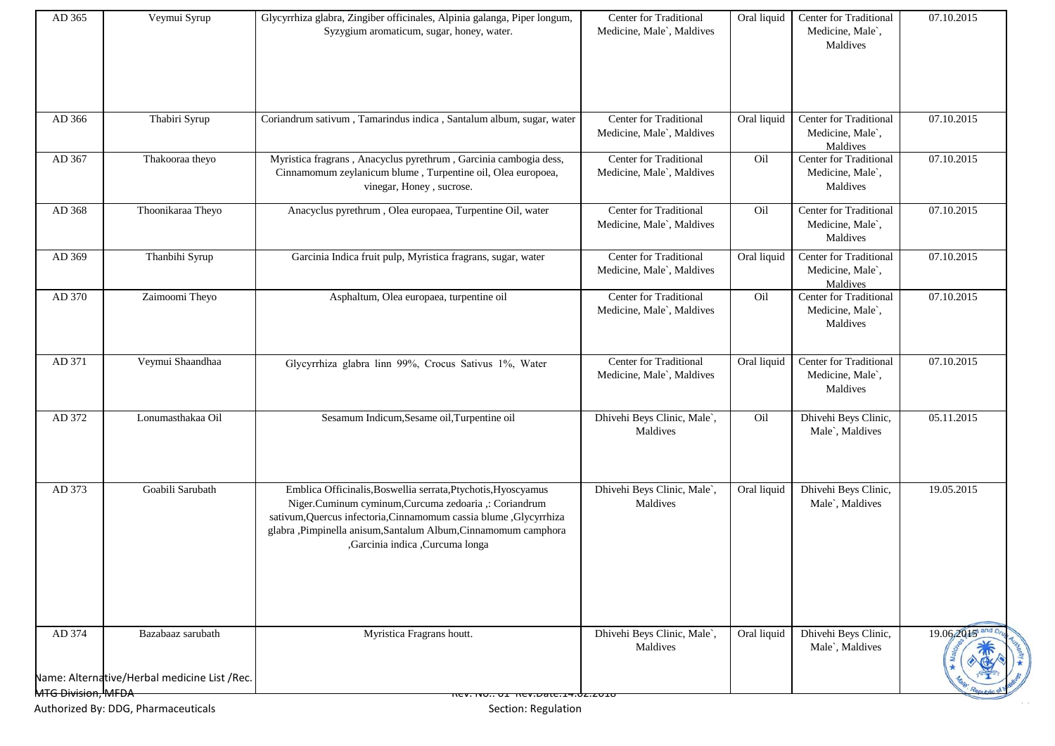| AD 365 | Veymui Syrup | Glycyrrhiza glabra, Zingiber officinales, Alpinia galanga, Piper longum, Syzygium aromaticum, sugar, honey, water. | Center for Traditional Medicine, Male`, Maldives | Oral liquid | Center for Traditional Medicine, Male`, Maldives | 07.10.2015 |
|---|---|---|---|---|---|---|
| AD 366 | Thabiri Syrup | Coriandrum sativum , Tamarindus indica , Santalum album, sugar, water | Center for Traditional Medicine, Male`, Maldives | Oral liquid | Center for Traditional Medicine, Male`, Maldives | 07.10.2015 |
| AD 367 | Thakooraa theyo | Myristica fragrans , Anacyclus pyrethrum , Garcinia cambogia dess, Cinnamomum zeylanicum blume , Turpentine oil, Olea europoea, vinegar, Honey , sucrose. | Center for Traditional Medicine, Male`, Maldives | Oil | Center for Traditional Medicine, Male`, Maldives | 07.10.2015 |
| AD 368 | Thoonikaraa Theyo | Anacyclus pyrethrum , Olea europaea, Turpentine Oil, water | Center for Traditional Medicine, Male`, Maldives | Oil | Center for Traditional Medicine, Male`, Maldives | 07.10.2015 |
| AD 369 | Thanbihi Syrup | Garcinia Indica fruit pulp, Myristica fragrans, sugar, water | Center for Traditional Medicine, Male`, Maldives | Oral liquid | Center for Traditional Medicine, Male`, Maldives | 07.10.2015 |
| AD 370 | Zaimoomi Theyo | Asphaltum, Olea europaea, turpentine oil | Center for Traditional Medicine, Male`, Maldives | Oil | Center for Traditional Medicine, Male`, Maldives | 07.10.2015 |
| AD 371 | Veymui Shaandhaa | Glycyrrhiza glabra linn 99%, Crocus Sativus 1%, Water | Center for Traditional Medicine, Male`, Maldives | Oral liquid | Center for Traditional Medicine, Male`, Maldives | 07.10.2015 |
| AD 372 | Lonumasthakaa Oil | Sesamum Indicum,Sesame oil,Turpentine oil | Dhivehi Beys Clinic, Male`, Maldives | Oil | Dhivehi Beys Clinic, Male`, Maldives | 05.11.2015 |
| AD 373 | Goabili Sarubath | Emblica Officinalis,Boswellia serrata,Ptychotis,Hyoscyamus Niger.Cuminum cyminum,Curcuma zedoaria ,: Coriandrum sativum,Quercus infectoria,Cinnamomum cassia blume ,Glycyrrhiza glabra ,Pimpinella anisum,Santalum Album,Cinnamomum camphora ,Garcinia indica ,Curcuma longa | Dhivehi Beys Clinic, Male`, Maldives | Oral liquid | Dhivehi Beys Clinic, Male`, Maldives | 19.05.2015 |
| AD 374 | Bazabaaz sarubath | Myristica Fragrans houtt. | Dhivehi Beys Clinic, Male`, Maldives | Oral liquid | Dhivehi Beys Clinic, Male`, Maldives | 19.06.2015 |

Name: Alternative/Herbal medicine List /Rec.
MTG Division, MFDA
Authorized By: DDG, Pharmaceuticals

Rev. No.: 01 Rev.Date:14.02.2018
Section: Regulation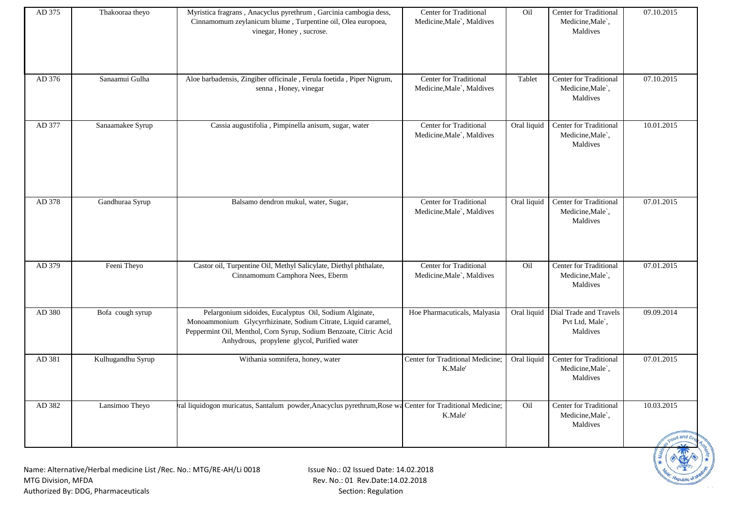| AD 375 | Thakooraa theyo | Myristica fragrans , Anacyclus pyrethrum , Garcinia cambogia dess, Cinnamomum zeylanicum blume , Turpentine oil, Olea europoea, vinegar, Honey , sucrose. | Center for Traditional Medicine,Male`, Maldives | Oil | Center for Traditional Medicine,Male`, Maldives | 07.10.2015 |
|---|---|---|---|---|---|---|
| AD 376 | Sanaamui Gulha | Aloe barbadensis, Zingiber officinale , Ferula foetida , Piper Nigrum, senna , Honey, vinegar | Center for Traditional Medicine,Male`, Maldives | Tablet | Center for Traditional Medicine,Male`, Maldives | 07.10.2015 |
| AD 377 | Sanaamakee Syrup | Cassia augustifolia , Pimpinella anisum, sugar, water | Center for Traditional Medicine,Male`, Maldives | Oral liquid | Center for Traditional Medicine,Male`, Maldives | 10.01.2015 |
| AD 378 | Gandhuraa Syrup | Balsamo dendron mukul, water, Sugar, | Center for Traditional Medicine,Male`, Maldives | Oral liquid | Center for Traditional Medicine,Male`, Maldives | 07.01.2015 |
| AD 379 | Feeni Theyo | Castor oil, Turpentine Oil, Methyl Salicylate, Diethyl phthalate, Cinnamomum Camphora Nees, Eberm | Center for Traditional Medicine,Male`, Maldives | Oil | Center for Traditional Medicine,Male`, Maldives | 07.01.2015 |
| AD 380 | Bofa cough syrup | Pelargonium sidoides, Eucalyptus Oil, Sodium Alginate, Monoammonium Glycyrrhizinate, Sodium Citrate, Liquid caramel, Peppermint Oil, Menthol, Corn Syrup, Sodium Benzoate, Citric Acid Anhydrous, propylene glycol, Purified water | Hoe Pharmaceuticals, Malyasia | Oral liquid | Dial Trade and Travels Pvt Ltd, Male`, Maldives | 09.09.2014 |
| AD 381 | Kulhugandhu Syrup | Withania somnifera, honey, water | Center for Traditional Medicine; K.Male' | Oral liquid | Center for Traditional Medicine,Male`, Maldives | 07.01.2015 |
| AD 382 | Lansimoo Theyo | ral liquidogon muricatus, Santalum powder,Anacyclus pyrethrum,Rose wa | Center for Traditional Medicine; K.Male' | Oil | Center for Traditional Medicine,Male`, Maldives | 10.03.2015 |

Name: Alternative/Herbal medicine List /Rec. No.: MTG/RE-AH/Li 0018
MTG Division, MFDA
Authorized By: DDG, Pharmaceuticals

Issue No.: 02 Issued Date: 14.02.2018
Rev. No.: 01 Rev.Date:14.02.2018
Section: Regulation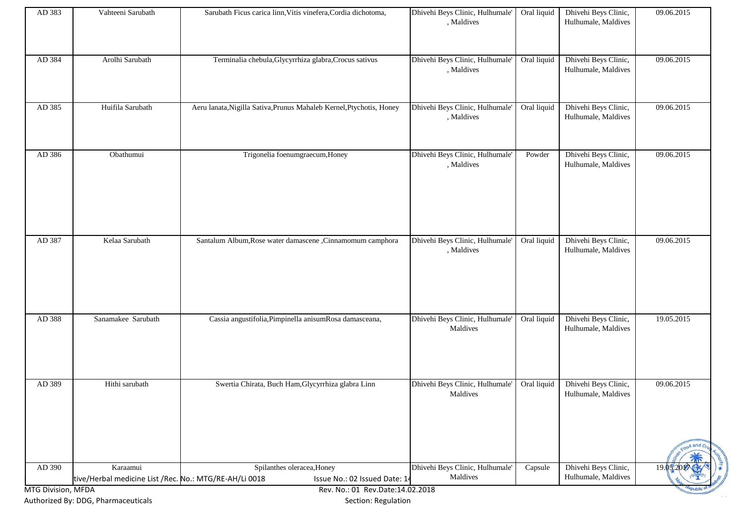| AD 383 | Vahteeni Sarubath | Sarubath Ficus carica linn,Vitis vinefera,Cordia dichotoma, | Dhivehi Beys Clinic, Hulhumale' , Maldives | Oral liquid | Dhivehi Beys Clinic, Hulhumale, Maldives | 09.06.2015 |
|---|---|---|---|---|---|---|
| AD 384 | Arolhi Sarubath | Terminalia chebula,Glycyrrhiza glabra,Crocus sativus | Dhivehi Beys Clinic, Hulhumale' , Maldives | Oral liquid | Dhivehi Beys Clinic, Hulhumale, Maldives | 09.06.2015 |
| AD 385 | Huifila Sarubath | Aeru lanata,Nigilla Sativa,Prunus Mahaleb Kernel,Ptychotis, Honey | Dhivehi Beys Clinic, Hulhumale' , Maldives | Oral liquid | Dhivehi Beys Clinic, Hulhumale, Maldives | 09.06.2015 |
| AD 386 | Obathumui | Trigonelia foenumgraecum,Honey | Dhivehi Beys Clinic, Hulhumale' , Maldives | Powder | Dhivehi Beys Clinic, Hulhumale, Maldives | 09.06.2015 |
| AD 387 | Kelaa Sarubath | Santalum Album,Rose water damascene ,Cinnamomum camphora | Dhivehi Beys Clinic, Hulhumale' , Maldives | Oral liquid | Dhivehi Beys Clinic, Hulhumale, Maldives | 09.06.2015 |
| AD 388 | Sanamakee Sarubath | Cassia angustifolia,Pimpinella anisumRosa damasceana, | Dhivehi Beys Clinic, Hulhumale' Maldives | Oral liquid | Dhivehi Beys Clinic, Hulhumale, Maldives | 19.05.2015 |
| AD 389 | Hithi sarubath | Swertia Chirata, Buch Ham,Glycyrrhiza glabra Linn | Dhivehi Beys Clinic, Hulhumale' Maldives | Oral liquid | Dhivehi Beys Clinic, Hulhumale, Maldives | 09.06.2015 |
| AD 390 | Karaamui | Spilanthes oleracea,Honey | Dhivehi Beys Clinic, Hulhumale' Maldives | Capsule | Dhivehi Beys Clinic, Hulhumale, Maldives | 19.05.2017 |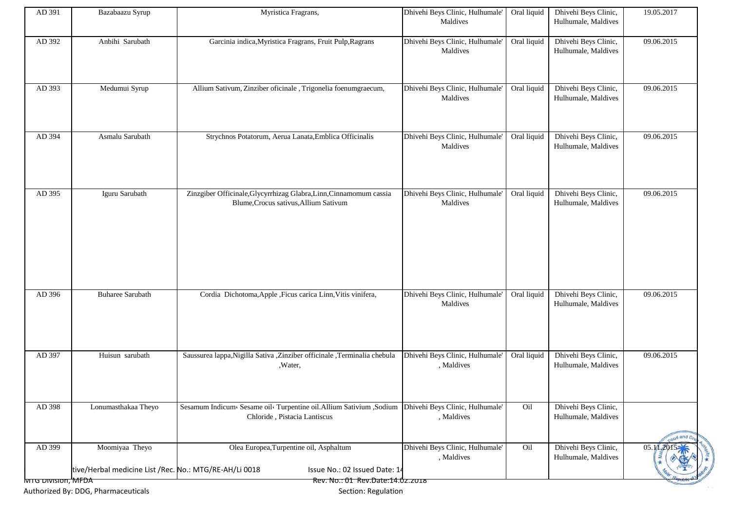| AD 391 | Bazabaazu Syrup | Myristica Fragrans, | Dhivehi Beys Clinic, Hulhumale' Maldives | Oral liquid | Dhivehi Beys Clinic, Hulhumale, Maldives | 19.05.2017 |
|---|---|---|---|---|---|---|
| AD 392 | Anbihi Sarubath | Garcinia indica,Myristica Fragrans, Fruit Pulp,Ragrans | Dhivehi Beys Clinic, Hulhumale' Maldives | Oral liquid | Dhivehi Beys Clinic, Hulhumale, Maldives | 09.06.2015 |
| AD 393 | Medumui Syrup | Allium Sativum, Zinziber oficinale , Trigonelia foenumgraecum, | Dhivehi Beys Clinic, Hulhumale' Maldives | Oral liquid | Dhivehi Beys Clinic, Hulhumale, Maldives | 09.06.2015 |
| AD 394 | Asmalu Sarubath | Strychnos Potatorum, Aerua Lanata,Emblica Officinalis | Dhivehi Beys Clinic, Hulhumale' Maldives | Oral liquid | Dhivehi Beys Clinic, Hulhumale, Maldives | 09.06.2015 |
| AD 395 | Iguru Sarubath | Zinzgiber Officinale,Glycyrrhizag Glabra,Linn,Cinnamomum cassia Blume,Crocus sativus,Allium Sativum | Dhivehi Beys Clinic, Hulhumale' Maldives | Oral liquid | Dhivehi Beys Clinic, Hulhumale, Maldives | 09.06.2015 |
| AD 396 | Buharee Sarubath | Cordia Dichotoma,Apple ,Ficus carica Linn,Vitis vinifera, | Dhivehi Beys Clinic, Hulhumale' Maldives | Oral liquid | Dhivehi Beys Clinic, Hulhumale, Maldives | 09.06.2015 |
| AD 397 | Huisun sarubath | Saussurea lappa,Nigilla Sativa ,Zinziber officinale ,Terminalia chebula ,Water, | Dhivehi Beys Clinic, Hulhumale' , Maldives | Oral liquid | Dhivehi Beys Clinic, Hulhumale, Maldives | 09.06.2015 |
| AD 398 | Lonumasthakaa Theyo | Sesamum Indicum، Sesame oil، Turpentine oil.Allium Sativium ,Sodium Chloride , Pistacia Lantiscus | Dhivehi Beys Clinic, Hulhumale' , Maldives | Oil | Dhivehi Beys Clinic, Hulhumale, Maldives | |
| AD 399 | Moomiyaa Theyo | Olea Europea,Turpentine oil, Asphaltum | Dhivehi Beys Clinic, Hulhumale' , Maldives | Oil | Dhivehi Beys Clinic, Hulhumale, Maldives | 05.11.2015 |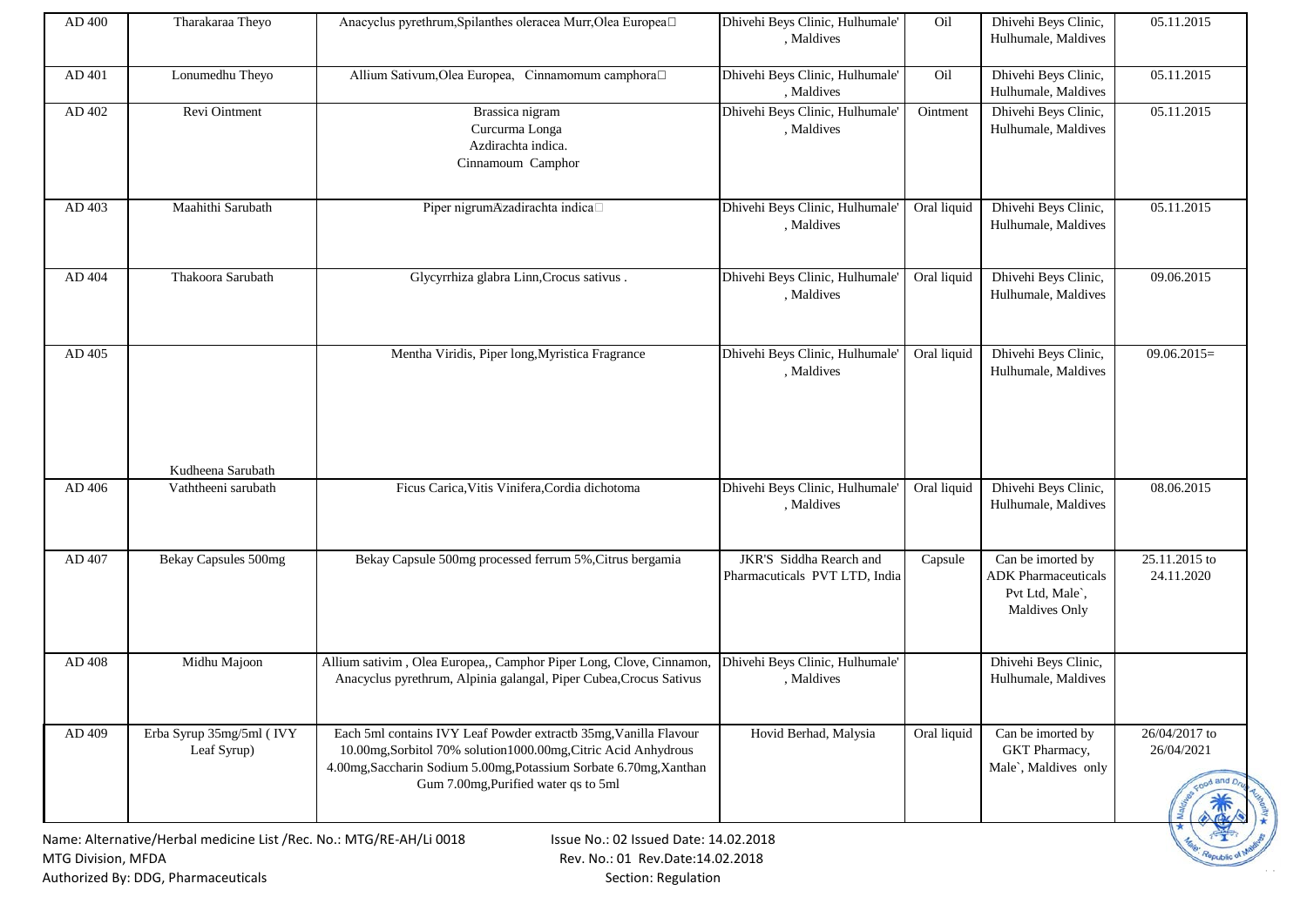| AD 400 | Tharakaraa Theyo | Anacyclus pyrethrum,Spilanthes oleracea Murr,Olea Europea | Dhivehi Beys Clinic, Hulhumale' , Maldives | Oil | Dhivehi Beys Clinic, Hulhumale, Maldives | 05.11.2015 |
|---|---|---|---|---|---|---|
| AD 401 | Lonumedhu Theyo | Allium Sativum,Olea Europea, Cinnamomum camphora | Dhivehi Beys Clinic, Hulhumale' , Maldives | Oil | Dhivehi Beys Clinic, Hulhumale, Maldives | 05.11.2015 |
| AD 402 | Revi Ointment | Brassica nigram Curcurma Longa Azdirachta indica. Cinnamoum Camphor | Dhivehi Beys Clinic, Hulhumale' , Maldives | Ointment | Dhivehi Beys Clinic, Hulhumale, Maldives | 05.11.2015 |
| AD 403 | Maahithi Sarubath | Piper nigrumAzadirachta indica | Dhivehi Beys Clinic, Hulhumale' , Maldives | Oral liquid | Dhivehi Beys Clinic, Hulhumale, Maldives | 05.11.2015 |
| AD 404 | Thakoora Sarubath | Glycyrrhiza glabra Linn,Crocus sativus . | Dhivehi Beys Clinic, Hulhumale' , Maldives | Oral liquid | Dhivehi Beys Clinic, Hulhumale, Maldives | 09.06.2015 |
| AD 405 | Kudheena Sarubath | Mentha Viridis, Piper long,Myristica Fragrance | Dhivehi Beys Clinic, Hulhumale' , Maldives | Oral liquid | Dhivehi Beys Clinic, Hulhumale, Maldives | 09.06.2015= |
| AD 406 | Vaththeeni sarubath | Ficus Carica,Vitis Vinifera,Cordia dichotoma | Dhivehi Beys Clinic, Hulhumale' , Maldives | Oral liquid | Dhivehi Beys Clinic, Hulhumale, Maldives | 08.06.2015 |
| AD 407 | Bekay Capsules 500mg | Bekay Capsule 500mg processed ferrum 5%,Citrus bergamia | JKR'S Siddha Rearch and Pharmacuticals PVT LTD, India | Capsule | Can be imorted by ADK Pharmaceuticals Pvt Ltd, Male`, Maldives Only | 25.11.2015 to 24.11.2020 |
| AD 408 | Midhu Majoon | Allium sativim , Olea Europea,, Camphor Piper Long, Clove, Cinnamon, Anacyclus pyrethrum, Alpinia galangal, Piper Cubea,Crocus Sativus | Dhivehi Beys Clinic, Hulhumale' , Maldives | | Dhivehi Beys Clinic, Hulhumale, Maldives | |
| AD 409 | Erba Syrup 35mg/5ml ( IVY Leaf Syrup) | Each 5ml contains IVY Leaf Powder extractb 35mg,Vanilla Flavour 10.00mg,Sorbitol 70% solution1000.00mg,Citric Acid Anhydrous 4.00mg,Saccharin Sodium 5.00mg,Potassium Sorbate 6.70mg,Xanthan Gum 7.00mg,Purified water qs to 5ml | Hovid Berhad, Malysia | Oral liquid | Can be imorted by GKT Pharmacy, Male`, Maldives only | 26/04/2017 to 26/04/2021 |

Name: Alternative/Herbal medicine List /Rec. No.: MTG/RE-AH/Li 0018
MTG Division, MFDA
Authorized By: DDG, Pharmaceuticals

Issue No.: 02 Issued Date: 14.02.2018
Rev. No.: 01 Rev.Date:14.02.2018
Section: Regulation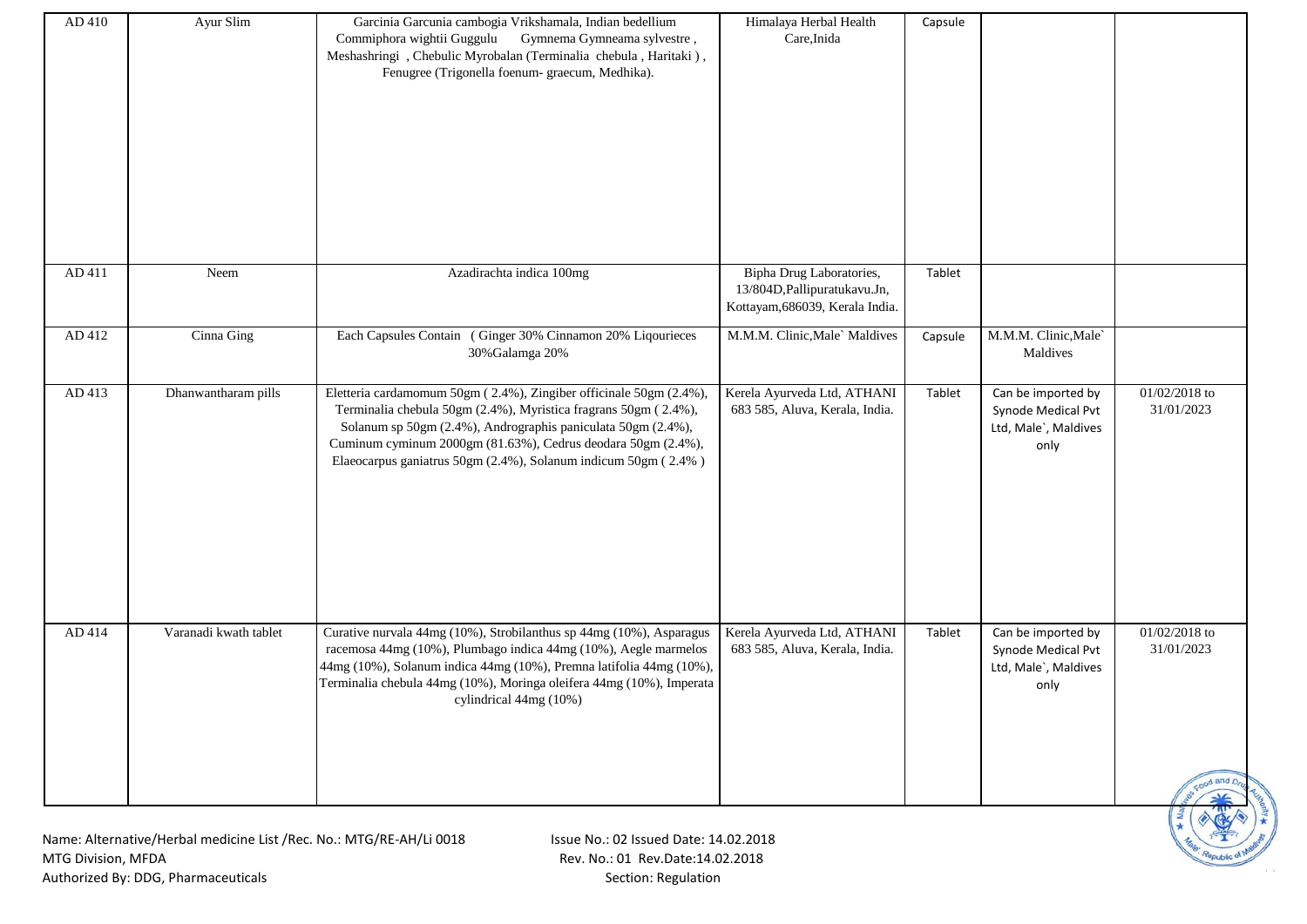| AD 410 | Ayur Slim | Garcinia Garcunia cambogia Vrikshamala, Indian bedellium Commiphora wightii Guggulu Gymnema Gymneama sylvestre , Meshashringi , Chebulic Myrobalan (Terminalia chebula , Haritaki ) , Fenugree (Trigonella foenum- graecum, Medhika). | Himalaya Herbal Health Care,Inida | Capsule | | |
|---|---|---|---|---|---|---|
| AD 411 | Neem | Azadirachta indica 100mg | Bipha Drug Laboratories, 13/804D,Pallipuratukavu.Jn, Kottayam,686039, Kerala India. | Tablet | | |
| AD 412 | Cinna Ging | Each Capsules Contain ( Ginger 30% Cinnamon 20% Liqourieces 30%Galamga 20% | M.M.M. Clinic,Male` Maldives | Capsule | M.M.M. Clinic,Male` Maldives | |
| AD 413 | Dhanwantharam pills | Eletteria cardamomum 50gm ( 2.4%), Zingiber officinale 50gm (2.4%), Terminalia chebula 50gm (2.4%), Myristica fragrans 50gm ( 2.4%), Solanum sp 50gm (2.4%), Andrographis paniculata 50gm (2.4%), Cuminum cyminum 2000gm (81.63%), Cedrus deodara 50gm (2.4%), Elaeocarpus ganiatrus 50gm (2.4%), Solanum indicum 50gm ( 2.4% ) | Kerela Ayurveda Ltd, ATHANI 683 585, Aluva, Kerala, India. | Tablet | Can be imported by Synode Medical Pvt Ltd, Male`, Maldives only | 01/02/2018 to 31/01/2023 |
| AD 414 | Varanadi kwath tablet | Curative nurvala 44mg (10%), Strobilanthus sp 44mg (10%), Asparagus racemosa 44mg (10%), Plumbago indica 44mg (10%), Aegle marmelos 44mg (10%), Solanum indica 44mg (10%), Premna latifolia 44mg (10%), Terminalia chebula 44mg (10%), Moringa oleifera 44mg (10%), Imperata cylindrical 44mg (10%) | Kerela Ayurveda Ltd, ATHANI 683 585, Aluva, Kerala, India. | Tablet | Can be imported by Synode Medical Pvt Ltd, Male`, Maldives only | 01/02/2018 to 31/01/2023 |

Name: Alternative/Herbal medicine List /Rec. No.: MTG/RE-AH/Li 0018
MTG Division, MFDA
Authorized By: DDG, Pharmaceuticals

Issue No.: 02 Issued Date: 14.02.2018
Rev. No.: 01 Rev.Date:14.02.2018
Section: Regulation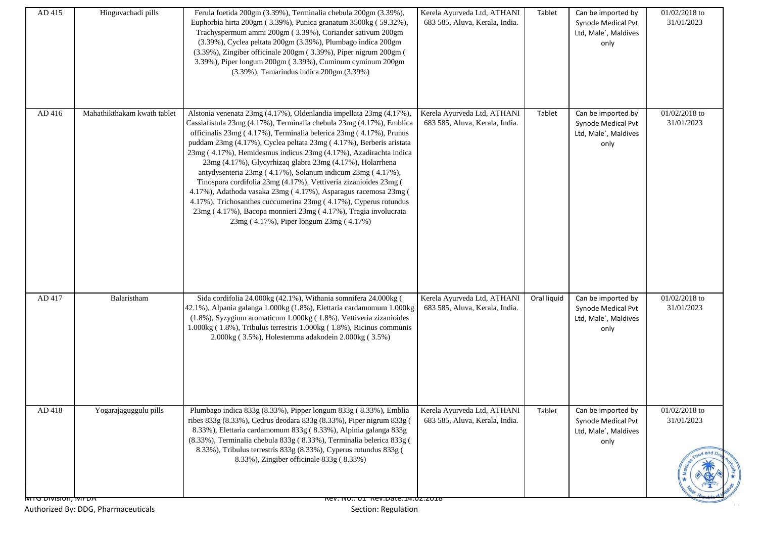| AD 415 | Hinguvachadi pills | Ferula foetida 200gm (3.39%), Terminalia chebula 200gm (3.39%), Euphorbia hirta 200gm ( 3.39%), Punica granatum 3500kg ( 59.32%), Trachyspermum ammi 200gm ( 3.39%), Coriander sativum 200gm (3.39%), Cyclea peltata 200gm (3.39%), Plumbago indica 200gm (3.39%), Zingiber officinale 200gm ( 3.39%), Piper nigrum 200gm ( 3.39%), Piper longum 200gm ( 3.39%), Cuminum cyminum 200gm (3.39%), Tamarindus indica 200gm (3.39%) | Kerela Ayurveda Ltd, ATHANI 683 585, Aluva, Kerala, India. | Tablet | Can be imported by Synode Medical Pvt Ltd, Male`, Maldives only | 01/02/2018 to 31/01/2023 |
|---|---|---|---|---|---|---|
| AD 416 | Mahathikthakam kwath tablet | Alstonia venenata 23mg (4.17%), Oldenlandia impellata 23mg (4.17%), Cassiafistula 23mg (4.17%), Terminalia chebula 23mg (4.17%), Emblica officinalis 23mg ( 4.17%), Terminalia belerica 23mg ( 4.17%), Prunus puddam 23mg (4.17%), Cyclea peltata 23mg ( 4.17%), Berberis aristata 23mg ( 4.17%), Hemidesmus indicus 23mg (4.17%), Azadirachta indica 23mg (4.17%), Glycyrhizaq glabra 23mg (4.17%), Holarrhena antydysenteria 23mg ( 4.17%), Solanum indicum 23mg ( 4.17%), Tinospora cordifolia 23mg (4.17%), Vettiveria zizanioides 23mg ( 4.17%), Adathoda vasaka 23mg ( 4.17%), Asparagus racemosa 23mg ( 4.17%), Trichosanthes cuccumerina 23mg ( 4.17%), Cyperus rotundus 23mg ( 4.17%), Bacopa monnieri 23mg ( 4.17%), Tragia involucrata 23mg ( 4.17%), Piper longum 23mg ( 4.17%) | Kerela Ayurveda Ltd, ATHANI 683 585, Aluva, Kerala, India. | Tablet | Can be imported by Synode Medical Pvt Ltd, Male`, Maldives only | 01/02/2018 to 31/01/2023 |
| AD 417 | Balaristham | Sida cordifolia 24.000kg (42.1%), Withania somnifera 24.000kg ( 42.1%), Alpania galanga 1.000kg (1.8%), Elettaria cardamomum 1.000kg (1.8%), Syzygium aromaticum 1.000kg ( 1.8%), Vettiveria zizanioides 1.000kg ( 1.8%), Tribulus terrestris 1.000kg ( 1.8%), Ricinus communis 2.000kg ( 3.5%), Holestemma adakodein 2.000kg ( 3.5%) | Kerela Ayurveda Ltd, ATHANI 683 585, Aluva, Kerala, India. | Oral liquid | Can be imported by Synode Medical Pvt Ltd, Male`, Maldives only | 01/02/2018 to 31/01/2023 |
| AD 418 | Yogarajaguggulu pills | Plumbago indica 833g (8.33%), Pipper longum 833g ( 8.33%), Emblia ribes 833g (8.33%), Cedrus deodara 833g (8.33%), Piper nigrum 833g ( 8.33%), Elettaria cardamomum 833g ( 8.33%), Alpinia galanga 833g (8.33%), Terminalia chebula 833g ( 8.33%), Terminalia belerica 833g ( 8.33%), Tribulus terrestris 833g (8.33%), Cyperus rotundus 833g ( 8.33%), Zingiber officinale 833g ( 8.33%) | Kerela Ayurveda Ltd, ATHANI 683 585, Aluva, Kerala, India. | Tablet | Can be imported by Synode Medical Pvt Ltd, Male`, Maldives only | 01/02/2018 to 31/01/2023 |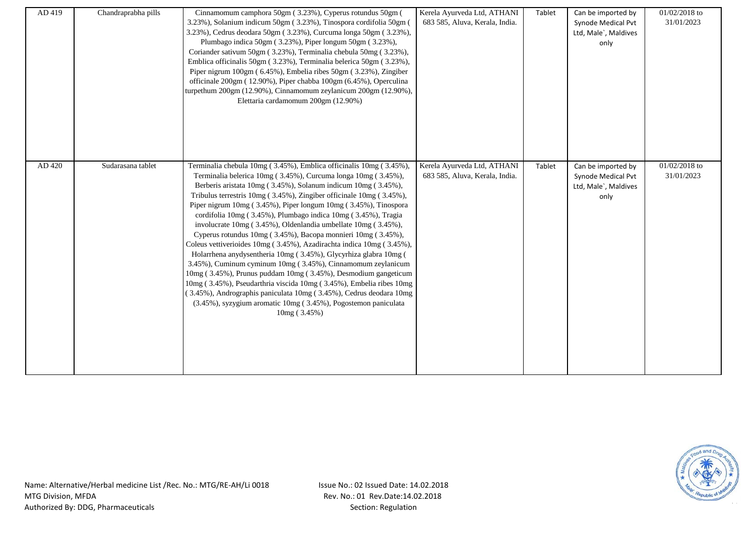| AD 419 | Chandraprabha pills | Cinnamomum camphora 50gm ( 3.23%), Cyperus rotundus 50gm ( 3.23%), Solanium indicum 50gm ( 3.23%), Tinospora cordifolia 50gm ( 3.23%), Cedrus deodara 50gm ( 3.23%), Curcuma longa 50gm ( 3.23%), Plumbago indica 50gm ( 3.23%), Piper longum 50gm ( 3.23%), Coriander sativum 50gm ( 3.23%), Terminalia chebula 50mg ( 3.23%), Emblica officinalis 50gm ( 3.23%), Terminalia belerica 50gm ( 3.23%), Piper nigrum 100gm ( 6.45%), Embelia ribes 50gm ( 3.23%), Zingiber officinale 200gm ( 12.90%), Piper chabba 100gm (6.45%), Operculina turpethum 200gm (12.90%), Cinnamomum zeylanicum 200gm (12.90%), Elettaria cardamomum 200gm (12.90%) | Kerela Ayurveda Ltd, ATHANI 683 585, Aluva, Kerala, India. | Tablet | Can be imported by Synode Medical Pvt Ltd, Male`, Maldives only | 01/02/2018 to 31/01/2023 |
|---|---|---|---|---|---|---|
| AD 420 | Sudarasana tablet | Terminalia chebula 10mg ( 3.45%), Emblica officinalis 10mg ( 3.45%), Terminalia belerica 10mg ( 3.45%), Curcuma longa 10mg ( 3.45%), Berberis aristata 10mg ( 3.45%), Solanum indicum 10mg ( 3.45%), Tribulus terrestris 10mg ( 3.45%), Zingiber officinale 10mg ( 3.45%), Piper nigrum 10mg ( 3.45%), Piper longum 10mg ( 3.45%), Tinospora cordifolia 10mg ( 3.45%), Plumbago indica 10mg ( 3.45%), Tragia involucrate 10mg ( 3.45%), Oldenlandia umbellate 10mg ( 3.45%), Cyperus rotundus 10mg ( 3.45%), Bacopa monnieri 10mg ( 3.45%), Coleus vettiverioides 10mg ( 3.45%), Azadirachta indica 10mg ( 3.45%), Holarrhena anydysentheria 10mg ( 3.45%), Glycyrhiza glabra 10mg ( 3.45%), Cuminum cyminum 10mg ( 3.45%), Cinnamomum zeylanicum 10mg ( 3.45%), Prunus puddam 10mg ( 3.45%), Desmodium gangeticum 10mg ( 3.45%), Pseudarthria viscida 10mg ( 3.45%), Embelia ribes 10mg ( 3.45%), Andrographis paniculata 10mg ( 3.45%), Cedrus deodara 10mg (3.45%), syzygium aromatic 10mg ( 3.45%), Pogostemon paniculata 10mg ( 3.45%) | Kerela Ayurveda Ltd, ATHANI 683 585, Aluva, Kerala, India. | Tablet | Can be imported by Synode Medical Pvt Ltd, Male`, Maldives only | 01/02/2018 to 31/01/2023 |

Name: Alternative/Herbal medicine List /Rec. No.: MTG/RE-AH/Li 0018
MTG Division, MFDA
Authorized By: DDG, Pharmaceuticals

Issue No.: 02 Issued Date: 14.02.2018
Rev. No.: 01 Rev.Date:14.02.2018
Section: Regulation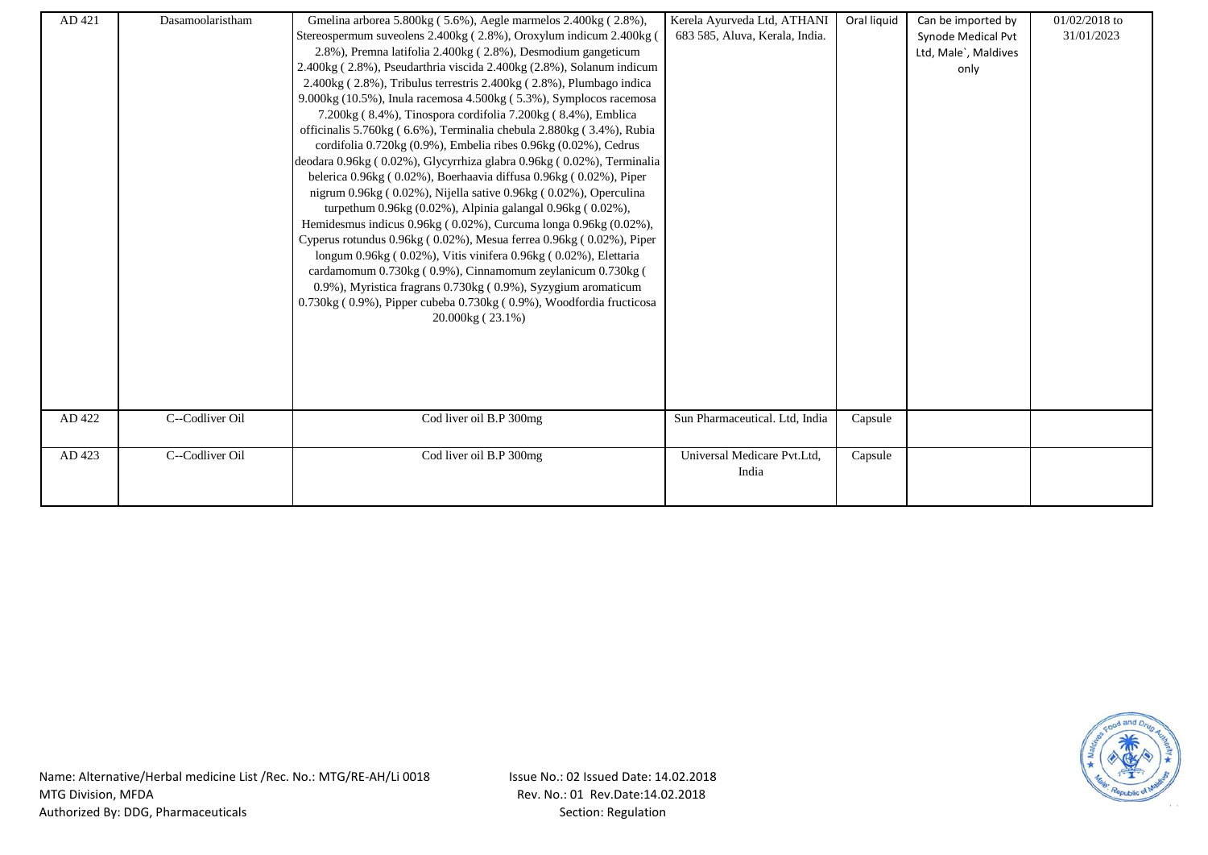| | | | | | | |
|---|---|---|---|---|---|---|
| AD 421 | Dasamoolaristham | Gmelina arborea 5.800kg ( 5.6%), Aegle marmelos 2.400kg ( 2.8%), Stereospermum suveolens 2.400kg ( 2.8%), Oroxylum indicum 2.400kg ( 2.8%), Premna latifolia 2.400kg ( 2.8%), Desmodium gangeticum 2.400kg ( 2.8%), Pseudarthria viscida 2.400kg (2.8%), Solanum indicum 2.400kg ( 2.8%), Tribulus terrestris 2.400kg ( 2.8%), Plumbago indica 9.000kg (10.5%), Inula racemosa 4.500kg ( 5.3%), Symplocos racemosa 7.200kg ( 8.4%), Tinospora cordifolia 7.200kg ( 8.4%), Emblica officinalis 5.760kg ( 6.6%), Terminalia chebula 2.880kg ( 3.4%), Rubia cordifolia 0.720kg (0.9%), Embelia ribes 0.96kg (0.02%), Cedrus deodara 0.96kg ( 0.02%), Glycyrrhiza glabra 0.96kg ( 0.02%), Terminalia belerica 0.96kg ( 0.02%), Boerhaavia diffusa 0.96kg ( 0.02%), Piper nigrum 0.96kg ( 0.02%), Nijella sative 0.96kg ( 0.02%), Operculina turpethum 0.96kg (0.02%), Alpinia galangal 0.96kg ( 0.02%), Hemidesmus indicus 0.96kg ( 0.02%), Curcuma longa 0.96kg (0.02%), Cyperus rotundus 0.96kg ( 0.02%), Mesua ferrea 0.96kg ( 0.02%), Piper longum 0.96kg ( 0.02%), Vitis vinifera 0.96kg ( 0.02%), Elettaria cardamomum 0.730kg ( 0.9%), Cinnamomum zeylanicum 0.730kg ( 0.9%), Myristica fragrans 0.730kg ( 0.9%), Syzygium aromaticum 0.730kg ( 0.9%), Pipper cubeba 0.730kg ( 0.9%), Woodfordia fructicosa 20.000kg ( 23.1%) | Kerela Ayurveda Ltd, ATHANI 683 585, Aluva, Kerala, India. | Oral liquid | Can be imported by Synode Medical Pvt Ltd, Male`, Maldives only | 01/02/2018 to 31/01/2023 |
| AD 422 | C--Codliver Oil | Cod liver oil B.P 300mg | Sun Pharmaceutical. Ltd, India | Capsule | | |
| AD 423 | C--Codliver Oil | Cod liver oil B.P 300mg | Universal Medicare Pvt.Ltd, India | Capsule | | |

Name: Alternative/Herbal medicine List /Rec. No.: MTG/RE-AH/Li 0018
MTG Division, MFDA
Authorized By: DDG, Pharmaceuticals

Issue No.: 02 Issued Date: 14.02.2018
Rev. No.: 01 Rev.Date:14.02.2018
Section: Regulation